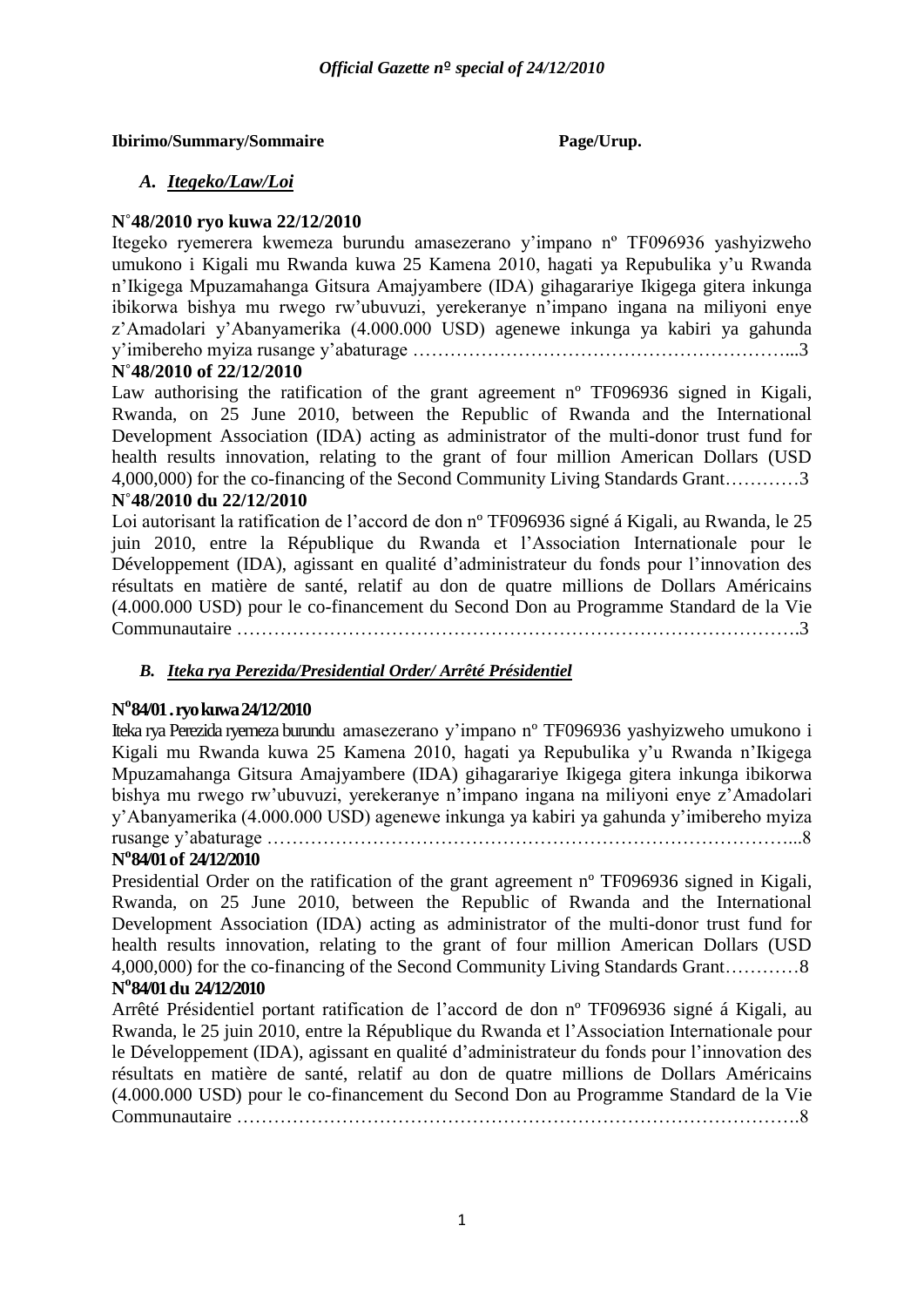**Ibirimo/Summary/Sommaire Page/Urup.**

## *A. Itegeko/Law/Loi*

**N°48/2010 ryo kuwa 22/12/2010**

Itegeko ryemerera kwemeza burundu amasezerano y'impano nº TF096936 yashyizweho umukono i Kigali mu Rwanda kuwa 25 Kamena 2010, hagati ya Repubulika y'u Rwanda n'Ikigega Mpuzamahanga Gitsura Amajyambere (IDA) gihagarariye Ikigega gitera inkunga ibikorwa bishya mu rwego rw'ubuvuzi, yerekeranye n'impano ingana na miliyoni enye z'Amadolari y'Abanyamerika (4.000.000 USD) agenewe inkunga ya kabiri ya gahunda y'imibereho myiza rusange y'abaturage …………………………………………………...3

**N°48/2010 of 22/12/2010**

Law authorising the ratification of the grant agreement nº TF096936 signed in Kigali, Rwanda, on 25 June 2010, between the Republic of Rwanda and the International Development Association (IDA) acting as administrator of the multi-donor trust fund for health results innovation, relating to the grant of four million American Dollars (USD 4,000,000) for the co-financing of the Second Community Living Standards Grant…………3

**N°48/2010 du 22/12/2010**

Loi autorisant la ratification de l'accord de don nº TF096936 signé á Kigali, au Rwanda, le 25 juin 2010, entre la République du Rwanda et l'Association Internationale pour le Développement (IDA), agissant en qualité d'administrateur du fonds pour l'innovation des résultats en matière de santé, relatif au don de quatre millions de Dollars Américains (4.000.000 USD) pour le co-financement du Second Don au Programme Standard de la Vie Communautaire ……………………………………………………………………………….3

## *B. Iteka rya Perezida/Presidential Order/ Arrêté Présidentiel*

**Nº84/01 . ryo kuwa 24/12/2010**

Iteka rya Perezida ryemeza burundu amasezerano y'impano nº TF096936 yashyizweho umukono i Kigali mu Rwanda kuwa 25 Kamena 2010, hagati ya Repubulika y'u Rwanda n'Ikigega Mpuzamahanga Gitsura Amajyambere (IDA) gihagarariye Ikigega gitera inkunga ibikorwa bishya mu rwego rw'ubuvuzi, yerekeranye n'impano ingana na miliyoni enye z'Amadolari y'Abanyamerika (4.000.000 USD) agenewe inkunga ya kabiri ya gahunda y'imibereho myiza rusange y'abaturage …………………………………………………………………………...8

**Nº84/01 of 24/12/2010**

Presidential Order on the ratification of the grant agreement nº TF096936 signed in Kigali, Rwanda, on 25 June 2010, between the Republic of Rwanda and the International Development Association (IDA) acting as administrator of the multi-donor trust fund for health results innovation, relating to the grant of four million American Dollars (USD 4,000,000) for the co-financing of the Second Community Living Standards Grant…………8

**Nº84/01 du 24/12/2010**

Arrêté Présidentiel portant ratification de l'accord de don nº TF096936 signé á Kigali, au Rwanda, le 25 juin 2010, entre la République du Rwanda et l'Association Internationale pour le Développement (IDA), agissant en qualité d'administrateur du fonds pour l'innovation des résultats en matière de santé, relatif au don de quatre millions de Dollars Américains (4.000.000 USD) pour le co-financement du Second Don au Programme Standard de la Vie Communautaire ……………………………………………………………………………….8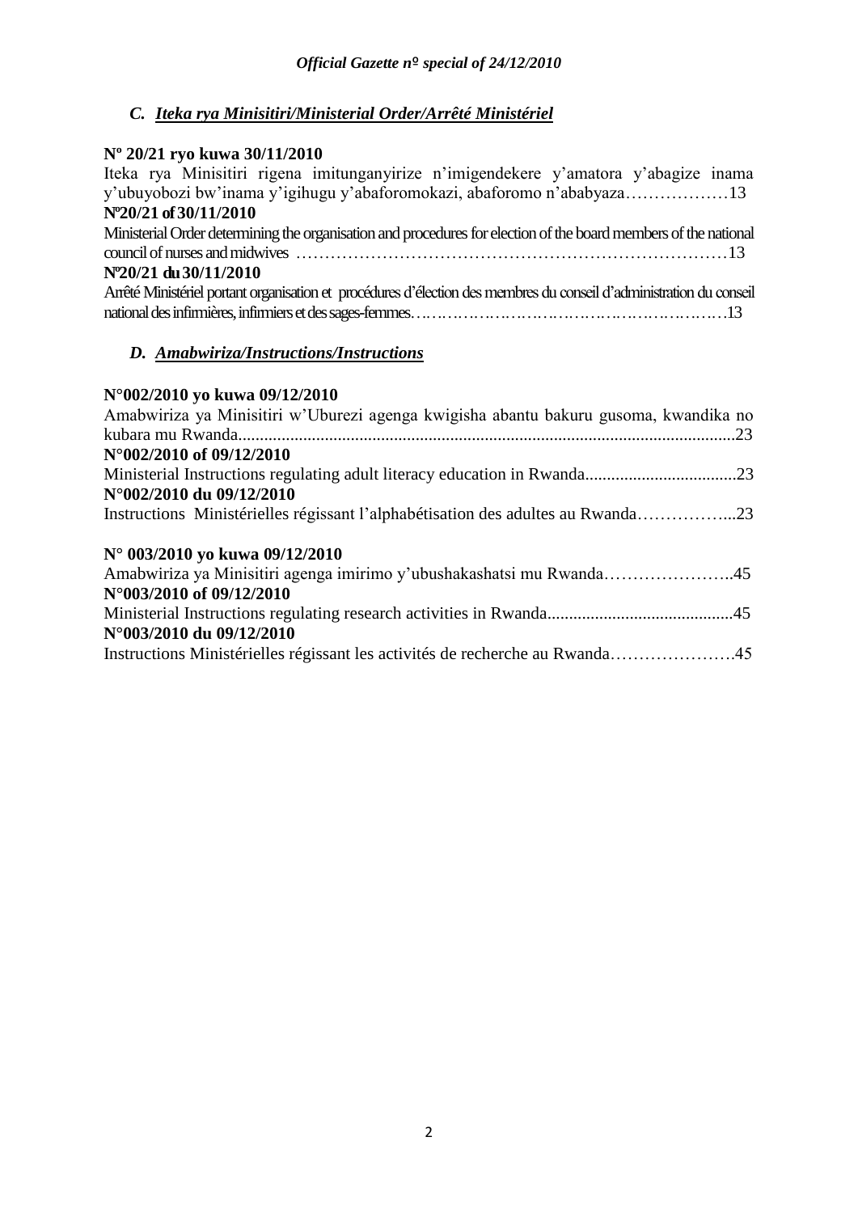### C. *Iteka rya Minisitiri/Ministerial Order/Arrêté Ministériel*

**Nº 20/21 ryo kuwa 30/11/2010**

Iteka rya Minisitiri rigena imitunganyirize n'imigendekere y'amatora y'abagize inama y'ubuyobozi bw'inama y'igihugu y'abaforomokazi, abaforomo n'ababyaza………………13

**Nº20/21 of 30/11/2010**

Ministerial Order determining the organisation and procedures for election of the board members of the national council of nurses and midwives ……………………………………………………………………13

**Nº20/21 du 30/11/2010**

Arrêté Ministériel portant organisation et procédures d'élection des membres du conseil d'administration du conseil national des infirmières, infirmiers et des sages-femmes…………………………………………………….13

### D. *Amabwiriza/Instructions/Instructions*

**N°002/2010 yo kuwa 09/12/2010**

Amabwiriza ya Minisitiri w'Uburezi agenga kwigisha abantu bakuru gusoma, kwandika no kubara mu Rwanda...................................................................................................................23

**N°002/2010 of 09/12/2010**

Ministerial Instructions regulating adult literacy education in Rwanda...................................23

**N°002/2010 du 09/12/2010**

Instructions Ministérielles régissant l'alphabétisation des adultes au Rwanda……………...23

**N° 003/2010 yo kuwa 09/12/2010**

Amabwiriza ya Minisitiri agenga imirimo y'ubushakashatsi mu Rwanda…………………..45

**N°003/2010 of 09/12/2010**

Ministerial Instructions regulating research activities in Rwanda...........................................45

**N°003/2010 du 09/12/2010**

Instructions Ministérielles régissant les activités de recherche au Rwanda………………….45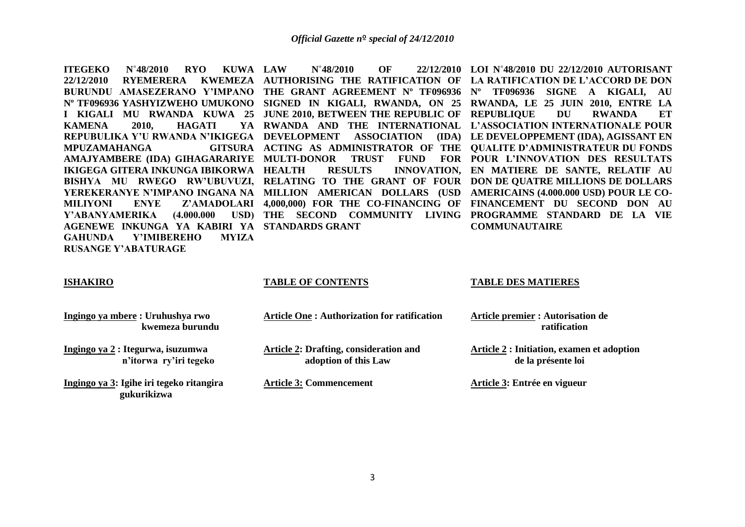**ITEGEKO N°48/2010 RYO KUWA 22/12/2010 RYEMERERA KWEMEZA BURUNDU AMASEZERANO Y'IMPANO Nº TF096936 YASHYIZWEHO UMUKONO I KIGALI MU RWANDA KUWA 25 KAMENA 2010, HAGATI YA REPUBULIKA Y'U RWANDA N'IKIGEGA MPUZAMAHANGA GITSURA AMAJYAMBERE (IDA) GIHAGARARIYE IKIGEGA GITERA INKUNGA IBIKORWA BISHYA MU RWEGO RW'UBUVUZI, YEREKERANYE N'IMPANO INGANA NA MILIYONI ENYE Z'AMADOLARI Y'ABANYAMERIKA (4.000.000 USD) AGENEWE INKUNGA YA KABIRI YA GAHUNDA Y'IMIBEREHO MYIZA RUSANGE Y'ABATURAGE**

**ISHAKIRO**

**Ingingo ya mbere : Uruhushya rwo kwemeza burundu**

**Ingingo ya 2 : Itegurwa, isuzumwa n'itorwa ry'iri tegeko**

**Ingingo ya 3: Igihe iri tegeko ritangira gukurikizwa**

**LAW N°48/2010 OF 22/12/2010 AUTHORISING THE RATIFICATION OF THE GRANT AGREEMENT Nº TF096936 SIGNED IN KIGALI, RWANDA, ON 25 JUNE 2010, BETWEEN THE REPUBLIC OF RWANDA AND THE INTERNATIONAL DEVELOPMENT ASSOCIATION (IDA) ACTING AS ADMINISTRATOR OF THE MULTI-DONOR TRUST FUND FOR HEALTH RESULTS INNOVATION, RELATING TO THE GRANT OF FOUR MILLION AMERICAN DOLLARS (USD 4,000,000) FOR THE CO-FINANCING OF THE SECOND COMMUNITY LIVING STANDARDS GRANT**

**TABLE OF CONTENTS**

**Article One : Authorization for ratification**

**Article 2: Drafting, consideration and adoption of this Law**

**Article 3: Commencement**

**LOI N°48/2010 DU 22/12/2010 AUTORISANT LA RATIFICATION DE L'ACCORD DE DON Nº TF096936 SIGNE A KIGALI, AU RWANDA, LE 25 JUIN 2010, ENTRE LA REPUBLIQUE DU RWANDA ET L'ASSOCIATION INTERNATIONALE POUR LE DEVELOPPEMENT (IDA), AGISSANT EN QUALITE D'ADMINISTRATEUR DU FONDS POUR L'INNOVATION DES RESULTATS EN MATIERE DE SANTE, RELATIF AU DON DE QUATRE MILLIONS DE DOLLARS AMERICAINS (4.000.000 USD) POUR LE CO-FINANCEMENT DU SECOND DON AU PROGRAMME STANDARD DE LA VIE COMMUNAUTAIRE**

**TABLE DES MATIERES**

**Article premier : Autorisation de ratification**

**Article 2 : Initiation, examen et adoption de la présente loi**

**Article 3: Entrée en vigueur**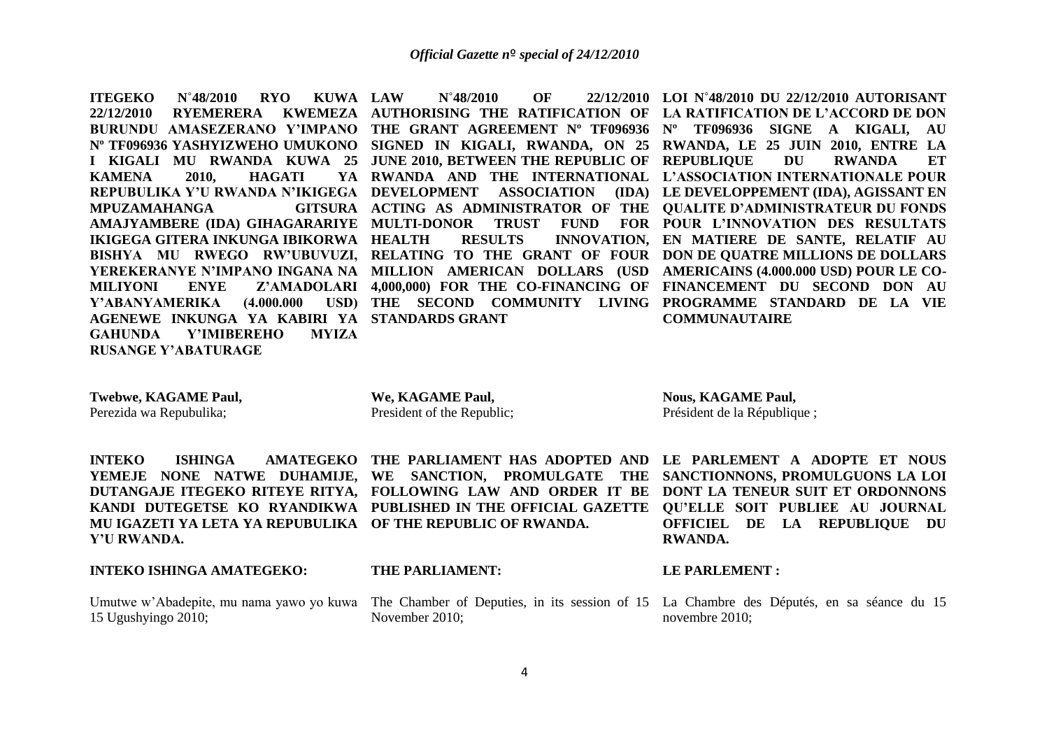**ITEGEKO N°48/2010 RYO KUWA 22/12/2010 RYEMERERA KWEMEZA BURUNDU AMASEZERANO Y'IMPANO Nº TF096936 YASHYIZWEHO UMUKONO I KIGALI MU RWANDA KUWA 25 KAMENA 2010, HAGATI YA REPUBULIKA Y'U RWANDA N'IKIGEGA MPUZAMAHANGA GITSURA AMAJYAMBERE (IDA) GIHAGARARIYE IKIGEGA GITERA INKUNGA IBIKORWA BISHYA MU RWEGO RW'UBUVUZI, YEREKERANYE N'IMPANO INGANA NA MILIYONI ENYE Z'AMADOLARI Y'ABANYAMERIKA (4.000.000 USD) AGENEWE INKUNGA YA KABIRI YA GAHUNDA Y'IMIBEREHO MYIZA RUSANGE Y'ABATURAGE**

**Twebwe, KAGAME Paul,**
Perezida wa Repubulika;

**INTEKO ISHINGA AMATEGEKO YEMEJE NONE NATWE DUHAMIJE, DUTANGAJE ITEGEKO RITEYE RITYA, KANDI DUTEGETSE KO RYANDIKWA MU IGAZETI YA LETA YA REPUBULIKA Y'U RWANDA.**

**INTEKO ISHINGA AMATEGEKO:**

Umutwe w'Abadepite, mu nama yawo yo kuwa 15 Ugushyingo 2010;

**LAW N°48/2010 OF 22/12/2010 AUTHORISING THE RATIFICATION OF THE GRANT AGREEMENT Nº TF096936 SIGNED IN KIGALI, RWANDA, ON 25 JUNE 2010, BETWEEN THE REPUBLIC OF RWANDA AND THE INTERNATIONAL DEVELOPMENT ASSOCIATION (IDA) ACTING AS ADMINISTRATOR OF THE MULTI-DONOR TRUST FUND FOR HEALTH RESULTS INNOVATION, RELATING TO THE GRANT OF FOUR MILLION AMERICAN DOLLARS (USD 4,000,000) FOR THE CO-FINANCING OF THE SECOND COMMUNITY LIVING STANDARDS GRANT**

**We, KAGAME Paul,**
President of the Republic;

**THE PARLIAMENT HAS ADOPTED AND WE SANCTION, PROMULGATE THE FOLLOWING LAW AND ORDER IT BE PUBLISHED IN THE OFFICIAL GAZETTE OF THE REPUBLIC OF RWANDA.**

**THE PARLIAMENT:**

The Chamber of Deputies, in its session of 15 November 2010;

**LOI N°48/2010 DU 22/12/2010 AUTORISANT LA RATIFICATION DE L'ACCORD DE DON Nº TF096936 SIGNE A KIGALI, AU RWANDA, LE 25 JUIN 2010, ENTRE LA REPUBLIQUE DU RWANDA ET L'ASSOCIATION INTERNATIONALE POUR LE DEVELOPPEMENT (IDA), AGISSANT EN QUALITE D'ADMINISTRATEUR DU FONDS POUR L'INNOVATION DES RESULTATS EN MATIERE DE SANTE, RELATIF AU DON DE QUATRE MILLIONS DE DOLLARS AMERICAINS (4.000.000 USD) POUR LE CO-FINANCEMENT DU SECOND DON AU PROGRAMME STANDARD DE LA VIE COMMUNAUTAIRE**

**Nous, KAGAME Paul,**
Président de la République ;

**LE PARLEMENT A ADOPTE ET NOUS SANCTIONNONS, PROMULGUONS LA LOI DONT LA TENEUR SUIT ET ORDONNONS QU'ELLE SOIT PUBLIEE AU JOURNAL OFFICIEL DE LA REPUBLIQUE DU RWANDA.**

**LE PARLEMENT :**

La Chambre des Députés, en sa séance du 15 novembre 2010;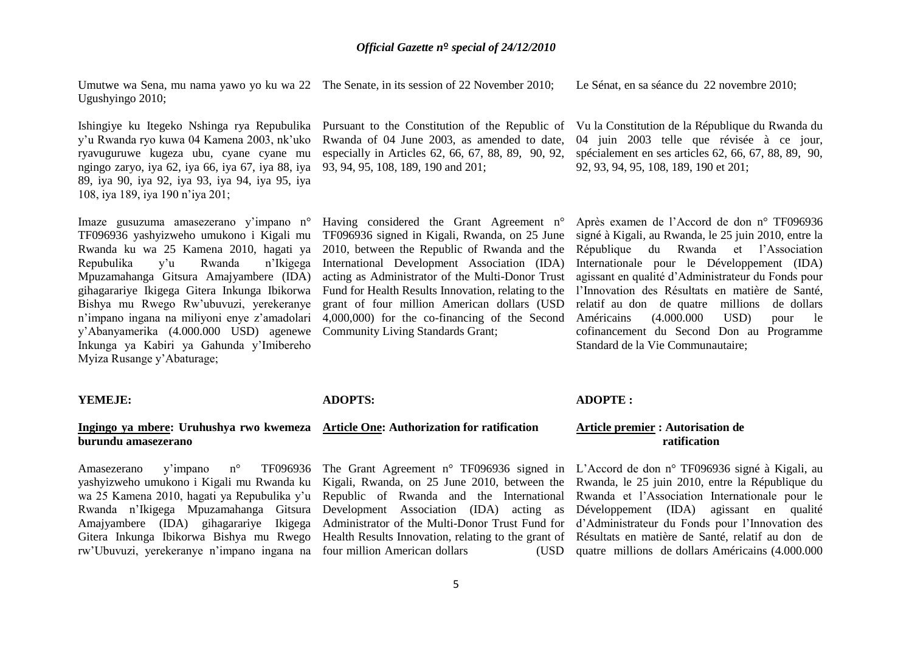Umutwe wa Sena, mu nama yawo yo ku wa 22 Ugushyingo 2010;

Ishingiye ku Itegeko Nshinga rya Repubulika y'u Rwanda ryo kuwa 04 Kamena 2003, nk'uko ryavuguruwe kugeza ubu, cyane cyane mu ngingo zaryo, iya 62, iya 66, iya 67, iya 88, iya 89, iya 90, iya 92, iya 93, iya 94, iya 95, iya 108, iya 189, iya 190 n'iya 201;

Imaze gusuzuma amasezerano y'impano n° TF096936 yashyizweho umukono i Kigali mu Rwanda ku wa 25 Kamena 2010, hagati ya Repubulika y'u Rwanda n'Ikigega Mpuzamahanga Gitsura Amajyambere (IDA) gihagarariye Ikigega Gitera Inkunga Ibikorwa Bishya mu Rwego Rw'ubuvuzi, yerekeranye n'impano ingana na miliyoni enye z'amadolari y'Abanyamerika (4.000.000 USD) agenewe Inkunga ya Kabiri ya Gahunda y'Imibereho Myiza Rusange y'Abaturage;

**YEMEJE:**

**Ingingo ya mbere: Uruhushya rwo kwemeza burundu amasezerano**

Amasezerano y'impano n° TF096936 yashyizweho umukono i Kigali mu Rwanda ku wa 25 Kamena 2010, hagati ya Repubulika y'u Rwanda n'Ikigega Mpuzamahanga Gitsura Amajyambere (IDA) gihagarariye Ikigega Gitera Inkunga Ibikorwa Bishya mu Rwego rw'Ubuvuzi, yerekeranye n'impano ingana na

The Senate, in its session of 22 November 2010;

Pursuant to the Constitution of the Republic of Rwanda of 04 June 2003, as amended to date, especially in Articles 62, 66, 67, 88, 89, 90, 92, 93, 94, 95, 108, 189, 190 and 201;

Having considered the Grant Agreement n° TF096936 signed in Kigali, Rwanda, on 25 June 2010, between the Republic of Rwanda and the International Development Association (IDA) acting as Administrator of the Multi-Donor Trust Fund for Health Results Innovation, relating to the grant of four million American dollars (USD 4,000,000) for the co-financing of the Second Community Living Standards Grant;

**ADOPTS:**

**Article One: Authorization for ratification**

The Grant Agreement n° TF096936 signed in Kigali, Rwanda, on 25 June 2010, between the Republic of Rwanda and the International Development Association (IDA) acting as Administrator of the Multi-Donor Trust Fund for Health Results Innovation, relating to the grant of four million American dollars (USD

Le Sénat, en sa séance du 22 novembre 2010;

Vu la Constitution de la République du Rwanda du 04 juin 2003 telle que révisée à ce jour, spécialement en ses articles 62, 66, 67, 88, 89, 90, 92, 93, 94, 95, 108, 189, 190 et 201;

Après examen de l'Accord de don n° TF096936 signé à Kigali, au Rwanda, le 25 juin 2010, entre la République du Rwanda et l'Association Internationale pour le Développement (IDA) agissant en qualité d'Administrateur du Fonds pour l'Innovation des Résultats en matière de Santé, relatif au don de quatre millions de dollars Américains (4.000.000 USD) pour le cofinancement du Second Don au Programme Standard de la Vie Communautaire;

**ADOPTE :**

**Article premier : Autorisation de ratification**

L'Accord de don n° TF096936 signé à Kigali, au Rwanda, le 25 juin 2010, entre la République du Rwanda et l'Association Internationale pour le Développement (IDA) agissant en qualité d'Administrateur du Fonds pour l'Innovation des Résultats en matière de Santé, relatif au don de quatre millions de dollars Américains (4.000.000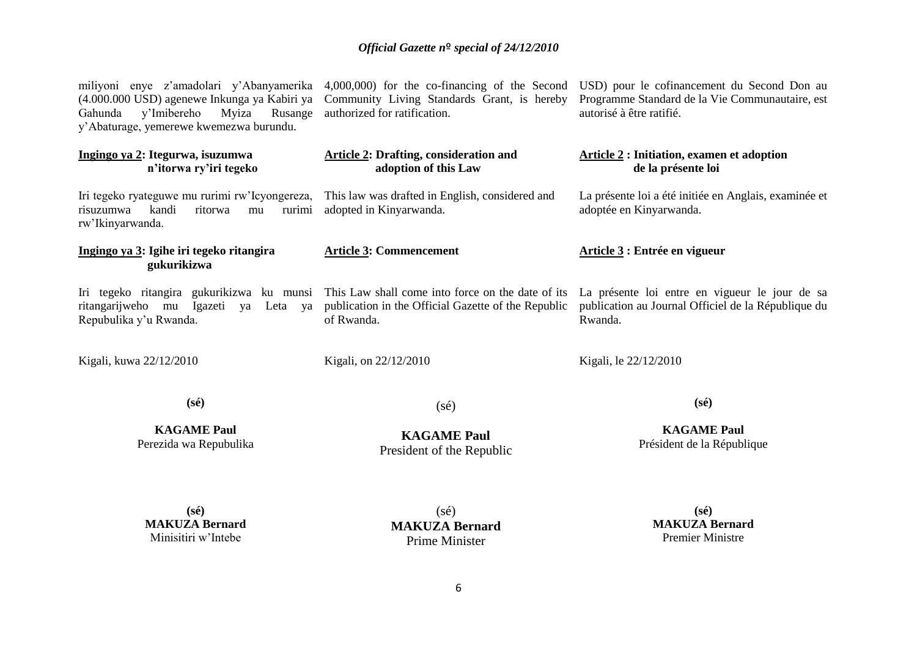miliyoni enye z'amadolari y'Abanyamerika (4.000.000 USD) agenewe Inkunga ya Kabiri ya Gahunda y'Imibereho Myiza Rusange y'Abaturage, yemerewe kwemezwa burundu.

**Ingingo ya 2: Itegurwa, isuzumwa n'itorwa ry'iri tegeko**

Iri tegeko ryateguwe mu rurimi rw'Icyongereza, risuzumwa kandi ritorwa mu rurimi rw'Ikinyarwanda.

**Ingingo ya 3: Igihe iri tegeko ritangira gukurikizwa**

Iri tegeko ritangira gukurikizwa ku munsi ritangarijweho mu Igazeti ya Leta ya Repubulika y'u Rwanda.

Kigali, kuwa 22/12/2010

**(sé)**

**KAGAME Paul**
Perezida wa Repubulika

**(sé)**
**MAKUZA Bernard**
Minisitiri w'Intebe

4,000,000) for the co-financing of the Second Community Living Standards Grant, is hereby authorized for ratification.

**Article 2: Drafting, consideration and adoption of this Law**

This law was drafted in English, considered and adopted in Kinyarwanda.

**Article 3: Commencement**

This Law shall come into force on the date of its publication in the Official Gazette of the Republic of Rwanda.

Kigali, on 22/12/2010

(sé)

**KAGAME Paul**
President of the Republic

(sé)
**MAKUZA Bernard**
Prime Minister

USD) pour le cofinancement du Second Don au Programme Standard de la Vie Communautaire, est autorisé à être ratifié.

**Article 2 : Initiation, examen et adoption de la présente loi**

La présente loi a été initiée en Anglais, examinée et adoptée en Kinyarwanda.

**Article 3 : Entrée en vigueur**

La présente loi entre en vigueur le jour de sa publication au Journal Officiel de la République du Rwanda.

Kigali, le 22/12/2010

**(sé)**

**KAGAME Paul**
Président de la République

**(sé)**
**MAKUZA Bernard**
Premier Ministre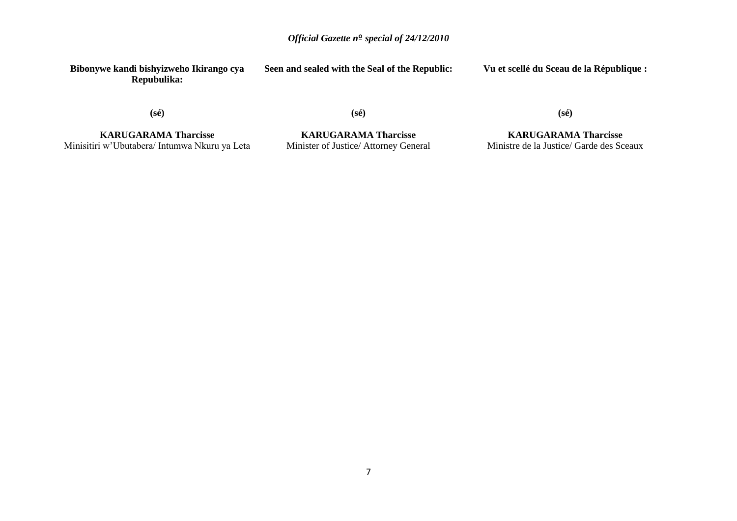**Bibonywe kandi bishyizweho Ikirango cya Repubulika:**

**(sé)**

**KARUGARAMA Tharcisse**
Minisitiri w'Ubutabera/ Intumwa Nkuru ya Leta

**Seen and sealed with the Seal of the Republic:**

**(sé)**

**KARUGARAMA Tharcisse**
Minister of Justice/ Attorney General

**Vu et scellé du Sceau de la République :**

**(sé)**

**KARUGARAMA Tharcisse**
Ministre de la Justice/ Garde des Sceaux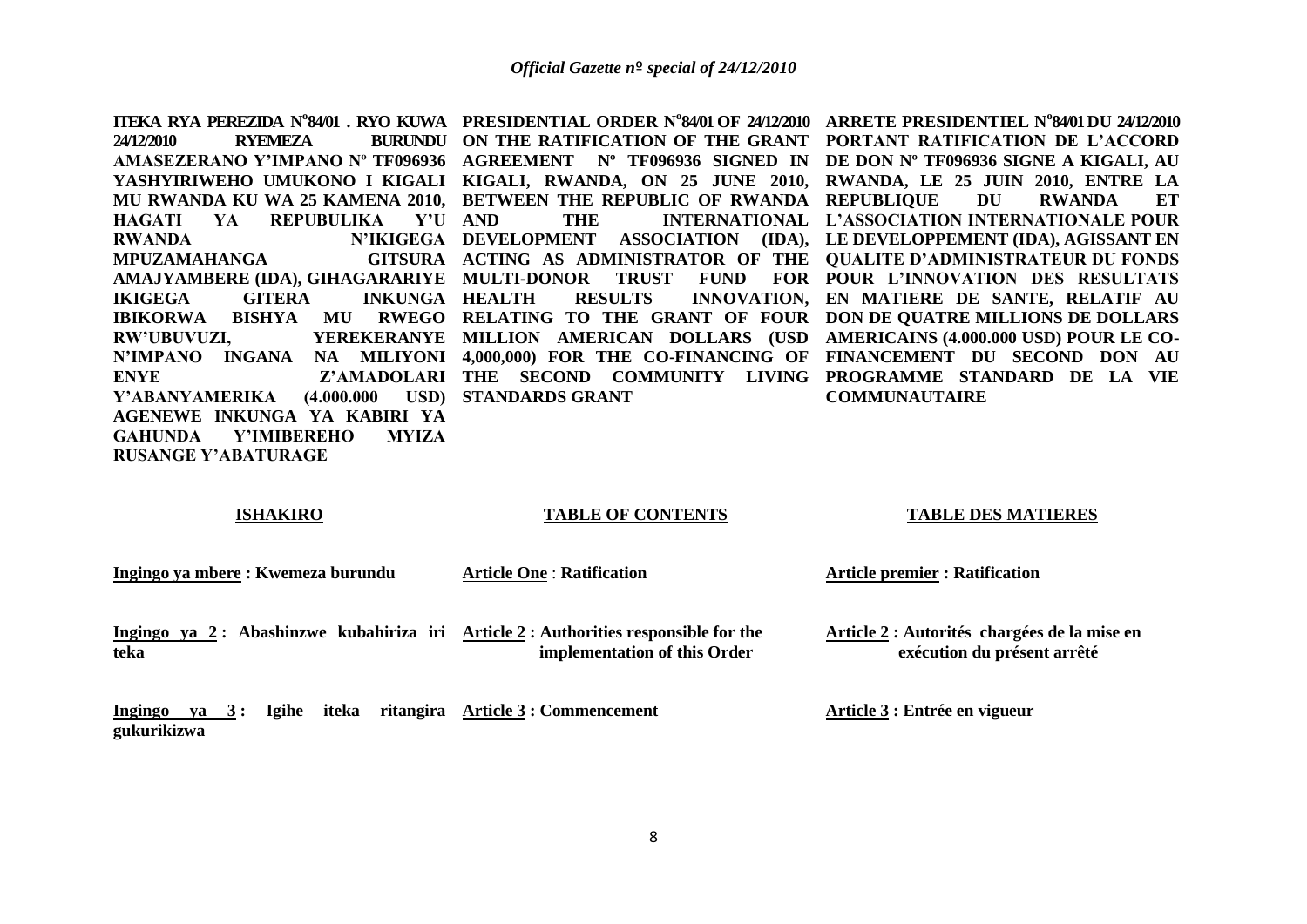**ITEKA RYA PEREZIDA N°84/01 . RYO KUWA 24/12/2010 RYEMEZA BURUNDU AMASEZERANO Y'IMPANO Nº TF096936 YASHYIRIWEHO UMUKONO I KIGALI MU RWANDA KU WA 25 KAMENA 2010, HAGATI YA REPUBULIKA Y'U RWANDA N'IKIGEGA MPUZAMAHANGA GITSURA AMAJYAMBERE (IDA), GIHAGARARIYE IKIGEGA GITERA INKUNGA IBIKORWA BISHYA MU RWEGO RW'UBUVUZI, YEREKERANYE N'IMPANO INGANA NA MILIYONI ENYE Z'AMADOLARI Y'ABANYAMERIKA (4.000.000 USD) AGENEWE INKUNGA YA KABIRI YA GAHUNDA Y'IMIBEREHO MYIZA RUSANGE Y'ABATURAGE**

**ISHAKIRO**

**Ingingo ya mbere : Kwemeza burundu**

**Ingingo ya 2 : Abashinzwe kubahiriza iri teka**

**Ingingo ya 3 : Igihe iteka ritangira gukurikizwa**

**PRESIDENTIAL ORDER N°84/01 OF 24/12/2010 ON THE RATIFICATION OF THE GRANT AGREEMENT Nº TF096936 SIGNED IN KIGALI, RWANDA, ON 25 JUNE 2010, BETWEEN THE REPUBLIC OF RWANDA AND THE INTERNATIONAL DEVELOPMENT ASSOCIATION (IDA), ACTING AS ADMINISTRATOR OF THE MULTI-DONOR TRUST FUND FOR HEALTH RESULTS INNOVATION, RELATING TO THE GRANT OF FOUR MILLION AMERICAN DOLLARS (USD 4,000,000) FOR THE CO-FINANCING OF THE SECOND COMMUNITY LIVING STANDARDS GRANT**

**TABLE OF CONTENTS**

**Article One : Ratification**

**Article 2 : Authorities responsible for the implementation of this Order**

**Article 3 : Commencement**

**ARRETE PRESIDENTIEL N°84/01 DU 24/12/2010 PORTANT RATIFICATION DE L'ACCORD DE DON Nº TF096936 SIGNE A KIGALI, AU RWANDA, LE 25 JUIN 2010, ENTRE LA REPUBLIQUE DU RWANDA ET L'ASSOCIATION INTERNATIONALE POUR LE DEVELOPPEMENT (IDA), AGISSANT EN QUALITE D'ADMINISTRATEUR DU FONDS POUR L'INNOVATION DES RESULTATS EN MATIERE DE SANTE, RELATIF AU DON DE QUATRE MILLIONS DE DOLLARS AMERICAINS (4.000.000 USD) POUR LE CO-FINANCEMENT DU SECOND DON AU PROGRAMME STANDARD DE LA VIE COMMUNAUTAIRE**

**TABLE DES MATIERES**

**Article premier : Ratification**

**Article 2 : Autorités chargées de la mise en exécution du présent arrêté**

**Article 3 : Entrée en vigueur**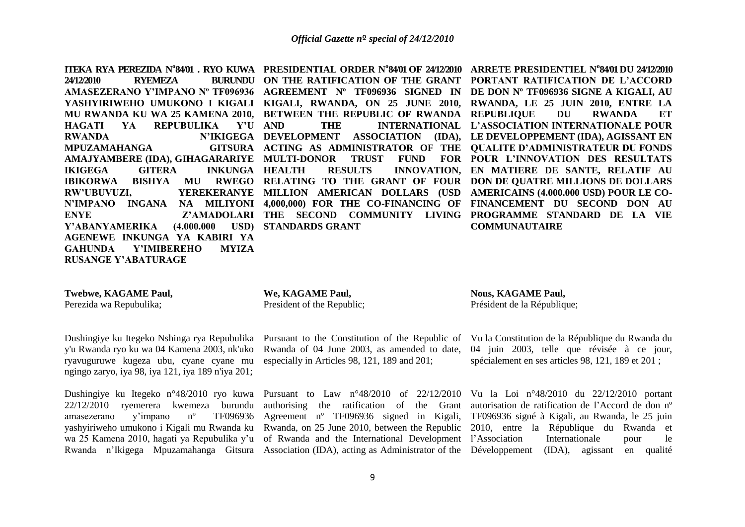**ITEKA RYA PEREZIDA N°84/01 . RYO KUWA 24/12/2010 RYEMEZA BURUNDU AMASEZERANO Y'IMPANO Nº TF096936 YASHYIRIWEHO UMUKONO I KIGALI MU RWANDA KU WA 25 KAMENA 2010, HAGATI YA REPUBULIKA Y'U RWANDA N'IKIGEGA MPUZAMAHANGA GITSURA AMAJYAMBERE (IDA), GIHAGARARIYE IKIGEGA GITERA INKUNGA IBIKORWA BISHYA MU RWEGO RW'UBUVUZI, YEREKERANYE N'IMPANO INGANA NA MILIYONI ENYE Z'AMADOLARI Y'ABANYAMERIKA (4.000.000 USD) AGENEWE INKUNGA YA KABIRI YA GAHUNDA Y'IMIBEREHO MYIZA RUSANGE Y'ABATURAGE**

**Twebwe, KAGAME Paul,**
Perezida wa Repubulika;

Dushingiye ku Itegeko Nshinga rya Repubulika y'u Rwanda ryo ku wa 04 Kamena 2003, nk'uko ryavuguruwe kugeza ubu, cyane cyane mu ngingo zaryo, iya 98, iya 121, iya 189 n'iya 201;

Dushingiye ku Itegeko n°48/2010 ryo kuwa 22/12/2010 ryemerera kwemeza burundu amasezerano y'impano nº TF096936 yashyiriweho umukono i Kigali mu Rwanda ku wa 25 Kamena 2010, hagati ya Repubulika y'u Rwanda n'Ikigega Mpuzamahanga Gitsura

**PRESIDENTIAL ORDER N°84/01 OF 24/12/2010 ON THE RATIFICATION OF THE GRANT AGREEMENT Nº TF096936 SIGNED IN KIGALI, RWANDA, ON 25 JUNE 2010, BETWEEN THE REPUBLIC OF RWANDA AND THE INTERNATIONAL DEVELOPMENT ASSOCIATION (IDA), ACTING AS ADMINISTRATOR OF THE MULTI-DONOR TRUST FUND FOR HEALTH RESULTS INNOVATION, RELATING TO THE GRANT OF FOUR MILLION AMERICAN DOLLARS (USD 4,000,000) FOR THE CO-FINANCING OF THE SECOND COMMUNITY LIVING STANDARDS GRANT**

**We, KAGAME Paul,**
President of the Republic;

Pursuant to the Constitution of the Republic of Rwanda of 04 June 2003, as amended to date, especially in Articles 98, 121, 189 and 201;

Pursuant to Law n°48/2010 of 22/12/2010 authorising the ratification of the Grant Agreement nº TF096936 signed in Kigali, Rwanda, on 25 June 2010, between the Republic of Rwanda and the International Development Association (IDA), acting as Administrator of the

**ARRETE PRESIDENTIEL N°84/01 DU 24/12/2010 PORTANT RATIFICATION DE L'ACCORD DE DON Nº TF096936 SIGNE A KIGALI, AU RWANDA, LE 25 JUIN 2010, ENTRE LA REPUBLIQUE DU RWANDA ET L'ASSOCIATION INTERNATIONALE POUR LE DEVELOPPEMENT (IDA), AGISSANT EN QUALITE D'ADMINISTRATEUR DU FONDS POUR L'INNOVATION DES RESULTATS EN MATIERE DE SANTE, RELATIF AU DON DE QUATRE MILLIONS DE DOLLARS AMERICAINS (4.000.000 USD) POUR LE CO-FINANCEMENT DU SECOND DON AU PROGRAMME STANDARD DE LA VIE COMMUNAUTAIRE**

**Nous, KAGAME Paul,**
Président de la République;

Vu la Constitution de la République du Rwanda du 04 juin 2003, telle que révisée à ce jour, spécialement en ses articles 98, 121, 189 et 201 ;

Vu la Loi n°48/2010 du 22/12/2010 portant autorisation de ratification de l'Accord de don nº TF096936 signé à Kigali, au Rwanda, le 25 juin 2010, entre la République du Rwanda et l'Association Internationale pour le Développement (IDA), agissant en qualité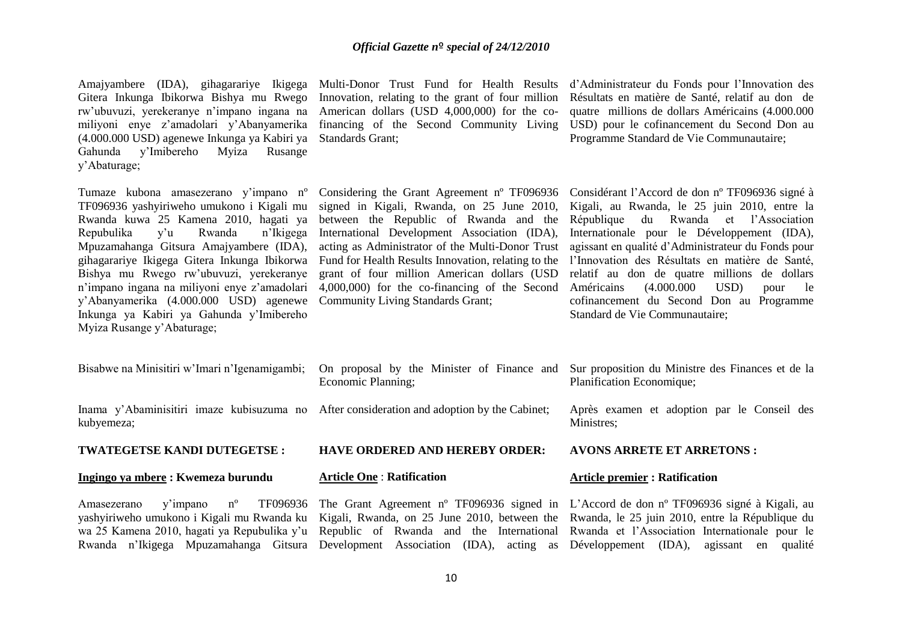Amajyambere (IDA), gihagarariye Ikigega Gitera Inkunga Ibikorwa Bishya mu Rwego rw'ubuvuzi, yerekeranye n'impano ingana na miliyoni enye z'amadolari y'Abanyamerika (4.000.000 USD) agenewe Inkunga ya Kabiri ya Gahunda y'Imibereho Myiza Rusange y'Abaturage;

Tumaze kubona amasezerano y'impano nº TF096936 yashyiriweho umukono i Kigali mu Rwanda kuwa 25 Kamena 2010, hagati ya Repubulika y'u Rwanda n'Ikigega Mpuzamahanga Gitsura Amajyambere (IDA), gihagarariye Ikigega Gitera Inkunga Ibikorwa Bishya mu Rwego rw'ubuvuzi, yerekeranye n'impano ingana na miliyoni enye z'amadolari y'Abanyamerika (4.000.000 USD) agenewe Inkunga ya Kabiri ya Gahunda y'Imibereho Myiza Rusange y'Abaturage;

Bisabwe na Minisitiri w'Imari n'Igenamigambi;

Inama y'Abaminisitiri imaze kubisuzuma no kubyemeza;

**TWATEGETSE KANDI DUTEGETSE :**

**Ingingo ya mbere : Kwemeza burundu**

Amasezerano y'impano nº TF096936 yashyiriweho umukono i Kigali mu Rwanda ku wa 25 Kamena 2010, hagati ya Repubulika y'u Rwanda n'Ikigega Mpuzamahanga Gitsura

Multi-Donor Trust Fund for Health Results Innovation, relating to the grant of four million American dollars (USD 4,000,000) for the co-financing of the Second Community Living Standards Grant;

Considering the Grant Agreement nº TF096936 signed in Kigali, Rwanda, on 25 June 2010, between the Republic of Rwanda and the International Development Association (IDA), acting as Administrator of the Multi-Donor Trust Fund for Health Results Innovation, relating to the grant of four million American dollars (USD 4,000,000) for the co-financing of the Second Community Living Standards Grant;

On proposal by the Minister of Finance and Economic Planning;

After consideration and adoption by the Cabinet;

**HAVE ORDERED AND HEREBY ORDER:**

**Article One : Ratification**

The Grant Agreement nº TF096936 signed in Kigali, Rwanda, on 25 June 2010, between the Republic of Rwanda and the International Development Association (IDA), acting as

d'Administrateur du Fonds pour l'Innovation des Résultats en matière de Santé, relatif au don de quatre millions de dollars Américains (4.000.000 USD) pour le cofinancement du Second Don au Programme Standard de Vie Communautaire;

Considérant l'Accord de don nº TF096936 signé à Kigali, au Rwanda, le 25 juin 2010, entre la République du Rwanda et l'Association Internationale pour le Développement (IDA), agissant en qualité d'Administrateur du Fonds pour l'Innovation des Résultats en matière de Santé, relatif au don de quatre millions de dollars Américains (4.000.000 USD) pour le cofinancement du Second Don au Programme Standard de Vie Communautaire;

Sur proposition du Ministre des Finances et de la Planification Economique;

Après examen et adoption par le Conseil des Ministres;

**AVONS ARRETE ET ARRETONS :**

**Article premier : Ratification**

L'Accord de don nº TF096936 signé à Kigali, au Rwanda, le 25 juin 2010, entre la République du Rwanda et l'Association Internationale pour le Développement (IDA), agissant en qualité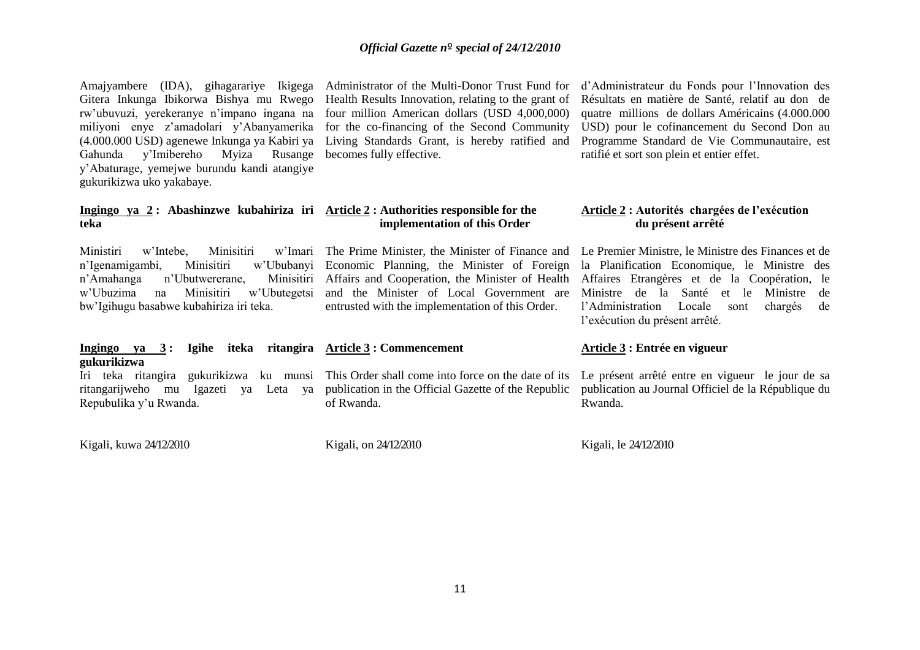Amajyambere (IDA), gihagarariye Ikigega Gitera Inkunga Ibikorwa Bishya mu Rwego rw'ubuvuzi, yerekeranye n'impano ingana na miliyoni enye z'amadolari y'Abanyamerika (4.000.000 USD) agenewe Inkunga ya Kabiri ya Gahunda y'Imibereho Myiza Rusange y'Abaturage, yemejwe burundu kandi atangiye gukurikizwa uko yakabaye.

**Ingingo ya 2 : Abashinzwe kubahiriza iri teka**

Ministiri w'Intebe, Minisitiri w'Imari n'Igenamigambi, Minisitiri w'Ububanyi n'Amahanga n'Ubutwererane, Minisitiri w'Ubuzima na Minisitiri w'Ubutegetsi bw'Igihugu basabwe kubahiriza iri teka.

**Ingingo ya 3 : Igihe iteka ritangira gukurikizwa**

Iri teka ritangira gukurikizwa ku munsi ritangarijweho mu Igazeti ya Leta ya Repubulika y'u Rwanda.

Kigali, kuwa 24/12/2010

Administrator of the Multi-Donor Trust Fund for Health Results Innovation, relating to the grant of four million American dollars (USD 4,000,000) for the co-financing of the Second Community Living Standards Grant, is hereby ratified and becomes fully effective.

**Article 2 : Authorities responsible for the implementation of this Order**

The Prime Minister, the Minister of Finance and Economic Planning, the Minister of Foreign Affairs and Cooperation, the Minister of Health and the Minister of Local Government are entrusted with the implementation of this Order.

**Article 3 : Commencement**

This Order shall come into force on the date of its publication in the Official Gazette of the Republic of Rwanda.

Kigali, on 24/12/2010

d'Administrateur du Fonds pour l'Innovation des Résultats en matière de Santé, relatif au don de quatre millions de dollars Américains (4.000.000 USD) pour le cofinancement du Second Don au Programme Standard de Vie Communautaire, est ratifié et sort son plein et entier effet.

**Article 2 : Autorités chargées de l'exécution du présent arrêté**

Le Premier Ministre, le Ministre des Finances et de la Planification Economique, le Ministre des Affaires Etrangères et de la Coopération, le Ministre de la Santé et le Ministre de l'Administration Locale sont chargés de l'exécution du présent arrêté.

**Article 3 : Entrée en vigueur**

Le présent arrêté entre en vigueur le jour de sa publication au Journal Officiel de la République du Rwanda.

Kigali, le 24/12/2010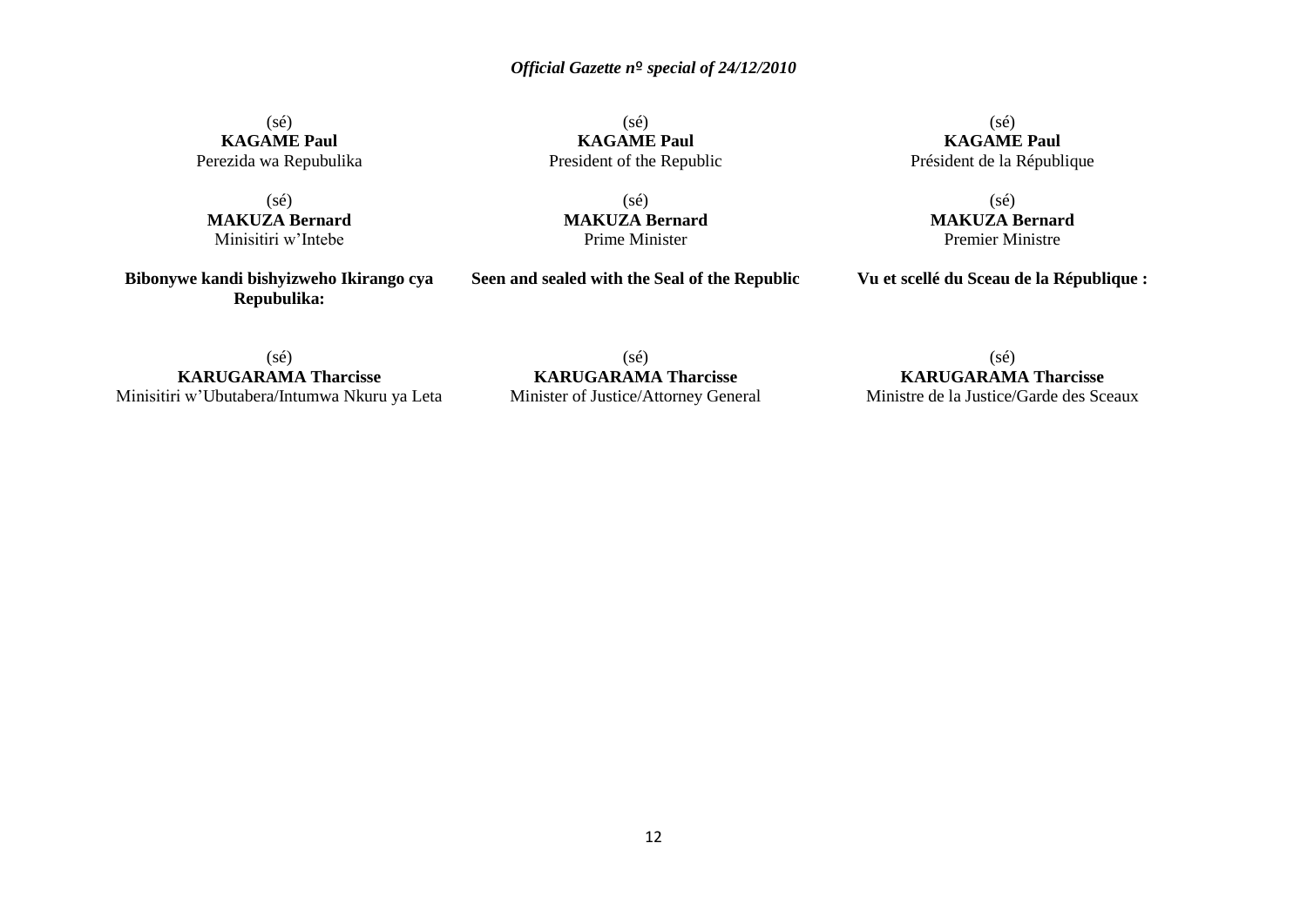(sé)
**KAGAME Paul**
Perezida wa Repubulika

(sé)
**MAKUZA Bernard**
Minisitiri w'Intebe

**Bibonywe kandi bishyizweho Ikirango cya Repubulika:**

(sé)
**KARUGARAMA Tharcisse**
Minisitiri w'Ubutabera/Intumwa Nkuru ya Leta

(sé)
**KAGAME Paul**
President of the Republic

(sé)
**MAKUZA Bernard**
Prime Minister

**Seen and sealed with the Seal of the Republic**

(sé)
**KARUGARAMA Tharcisse**
Minister of Justice/Attorney General

(sé)
**KAGAME Paul**
Président de la République

(sé)
**MAKUZA Bernard**
Premier Ministre

**Vu et scellé du Sceau de la République :**

(sé)
**KARUGARAMA Tharcisse**
Ministre de la Justice/Garde des Sceaux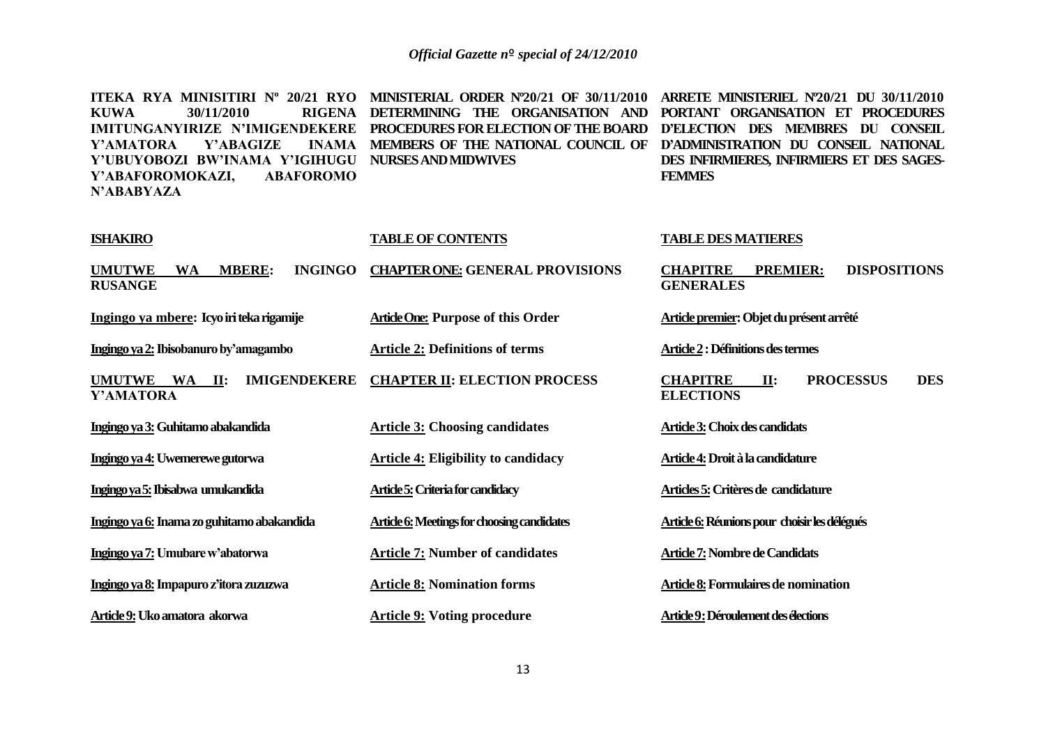**ITEKA RYA MINISITIRI Nº 20/21 RYO KUWA 30/11/2010 RIGENA IMITUNGANYIRIZE N'IMIGENDEKERE Y'AMATORA Y'ABAGIZE INAMA Y'UBUYOBOZI BW'INAMA Y'IGIHUGU Y'ABAFOROMOKAZI, ABAFOROMO N'ABABYAZA**

**ISHAKIRO**

**UMUTWE WA MBERE: INGINGO RUSANGE**

**Ingingo ya mbere: Icyo iri teka rigamije**

**Ingingo ya 2: Ibisobanuro by'amagambo**

**UMUTWE WA II: IMIGENDEKERE Y'AMATORA**

**Ingingo ya 3: Guhitamo abakandida**

**Ingingo ya 4: Uwemerewe gutorwa**

**Ingingo ya 5: Ibisabwa umukandida**

**Ingingo ya 6: Inama zo guhitamo abakandida**

**Ingingo ya 7: Umubare w'abatorwa**

**Ingingo ya 8: Impapuro z'itora zuzuzwa**

**Article 9: Uko amatora akorwa**

**MINISTERIAL ORDER Nº20/21 OF 30/11/2010 DETERMINING THE ORGANISATION AND PROCEDURES FOR ELECTION OF THE BOARD MEMBERS OF THE NATIONAL COUNCIL OF NURSES AND MIDWIVES**

**TABLE OF CONTENTS**

**CHAPTER ONE: GENERAL PROVISIONS**

**Article One: Purpose of this Order**

**Article 2: Definitions of terms**

**CHAPTER II: ELECTION PROCESS**

**Article 3: Choosing candidates**

**Article 4: Eligibility to candidacy**

**Article 5: Criteria for candidacy**

**Article 6: Meetings for choosing candidates**

**Article 7: Number of candidates**

**Article 8: Nomination forms**

**Article 9: Voting procedure**

**ARRETE MINISTERIEL Nº20/21 DU 30/11/2010 PORTANT ORGANISATION ET PROCEDURES D'ELECTION DES MEMBRES DU CONSEIL D'ADMINISTRATION DU CONSEIL NATIONAL DES INFIRMIERES, INFIRMIERS ET DES SAGES-FEMMES**

**TABLE DES MATIERES**

**CHAPITRE PREMIER: DISPOSITIONS GENERALES**

**Article premier: Objet du présent arrêté**

**Article 2 : Définitions des termes**

**CHAPITRE II: PROCESSUS DES ELECTIONS**

**Article 3: Choix des candidats**

**Article 4: Droit à la candidature**

**Articles 5: Critères de candidature**

**Article 6: Réunions pour choisir les délégués**

**Article 7: Nombre de Candidats**

**Article 8: Formulaires de nomination**

**Article 9: Déroulement des élections**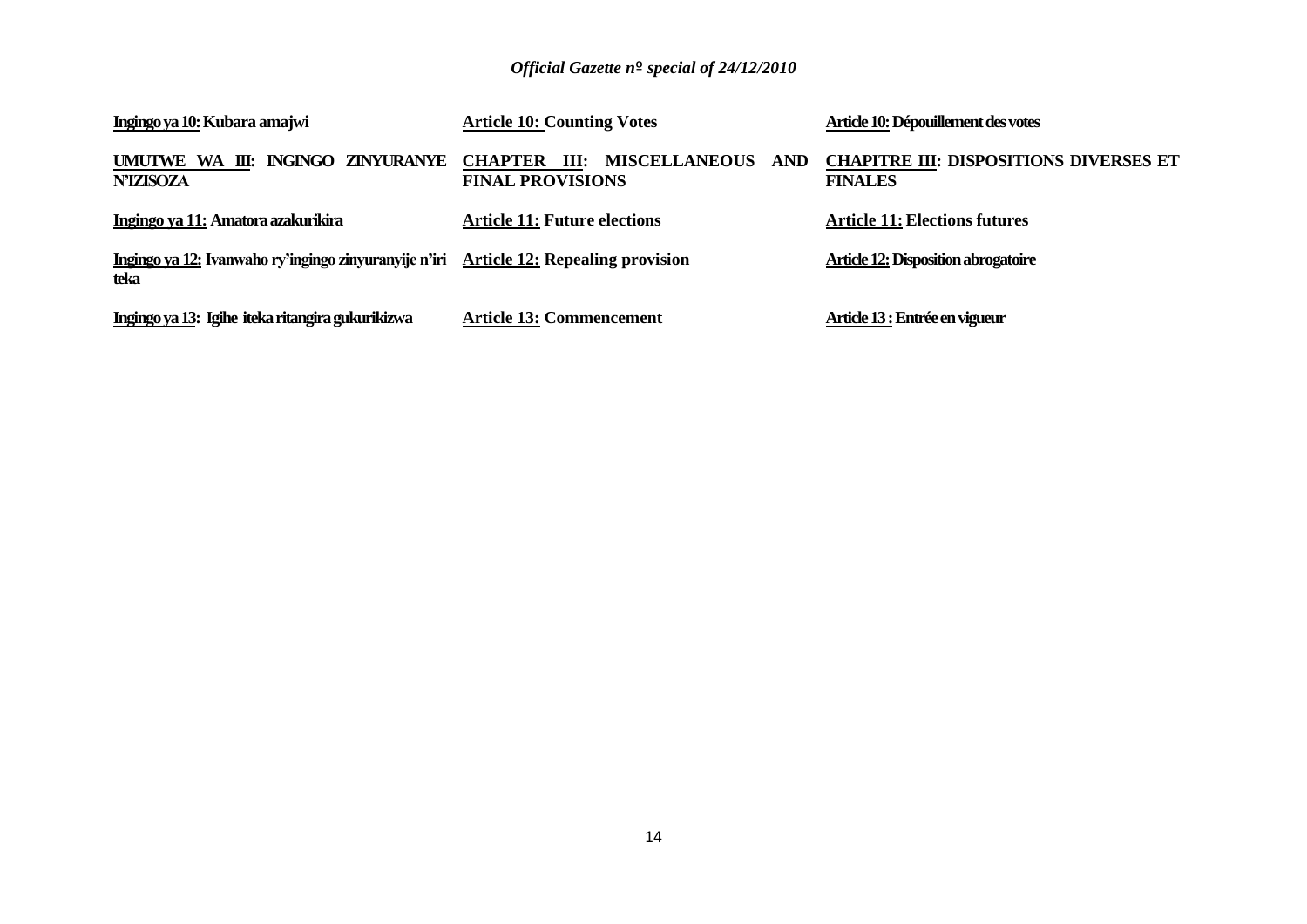**Ingingo ya 10: Kubara amajwi**

**UMUTWE WA III: INGINGO ZINYURANYE N'IZISOZA**

**Ingingo ya 11: Amatora azakurikira**

**Ingingo ya 12: Ivanwaho ry'ingingo zinyuranyije n'iri teka**

**Ingingo ya 13: Igihe iteka ritangira gukurikizwa**

**Article 10: Counting Votes**

**CHAPTER III: MISCELLANEOUS AND FINAL PROVISIONS**

**Article 11: Future elections**

**Article 12: Repealing provision**

**Article 13: Commencement**

**Article 10: Dépouillement des votes**

**CHAPITRE III: DISPOSITIONS DIVERSES ET FINALES**

**Article 11: Elections futures**

**Article 12: Disposition abrogatoire**

**Article 13 : Entrée en vigueur**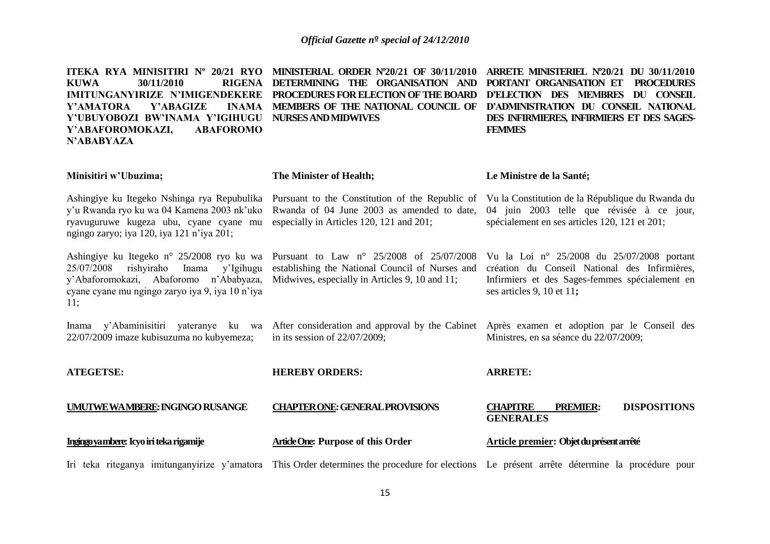**ITEKA RYA MINISITIRI Nº 20/21 RYO KUWA 30/11/2010 RIGENA IMITUNGANYIRIZE N'IMIGENDEKERE Y'AMATORA Y'ABAGIZE INAMA Y'UBUYOBOZI BW'INAMA Y'IGIHUGU Y'ABAFOROMOKAZI, ABAFOROMO N'ABABYAZA**

**Minisitiri w'Ubuzima;**

Ashingiye ku Itegeko Nshinga rya Repubulika y'u Rwanda ryo ku wa 04 Kamena 2003 nk'uko ryavuguruwe kugeza ubu, cyane cyane mu ngingo zaryo; iya 120, iya 121 n'iya 201;

Ashingiye ku Itegeko n° 25/2008 ryo ku wa 25/07/2008 rishyiraho Inama y'Igihugu y'Abaforomokazi, Abaforomo n'Ababyaza, cyane cyane mu ngingo zaryo iya 9, iya 10 n'iya 11;

Inama y'Abaminisitiri yateranye ku wa 22/07/2009 imaze kubisuzuma no kubyemeza;

**ATEGETSE:**

**UMUTWE WA MBERE: INGINGO RUSANGE**

**Ingingo ya mbere: Icyo iri teka rigamije**

Iri teka riteganya imitunganyirize y'amatora

**MINISTERIAL ORDER Nº20/21 OF 30/11/2010 DETERMINING THE ORGANISATION AND PROCEDURES FOR ELECTION OF THE BOARD MEMBERS OF THE NATIONAL COUNCIL OF NURSES AND MIDWIVES**

**The Minister of Health;**

Pursuant to the Constitution of the Republic of Rwanda of 04 June 2003 as amended to date, especially in Articles 120, 121 and 201;

Pursuant to Law n° 25/2008 of 25/07/2008 establishing the National Council of Nurses and Midwives, especially in Articles 9, 10 and 11;

After consideration and approval by the Cabinet in its session of 22/07/2009;

**HEREBY ORDERS:**

**CHAPTER ONE: GENERAL PROVISIONS**

**Article One: Purpose of this Order**

This Order determines the procedure for elections

**ARRETE MINISTERIEL Nº20/21 DU 30/11/2010 PORTANT ORGANISATION ET PROCEDURES D'ELECTION DES MEMBRES DU CONSEIL D'ADMINISTRATION DU CONSEIL NATIONAL DES INFIRMIERES, INFIRMIERS ET DES SAGES-FEMMES**

**Le Ministre de la Santé;**

Vu la Constitution de la République du Rwanda du 04 juin 2003 telle que révisée à ce jour, spécialement en ses articles 120, 121 et 201;

Vu la Loi n° 25/2008 du 25/07/2008 portant création du Conseil National des Infirmières, Infirmiers et des Sages-femmes spécialement en ses articles 9, 10 et 11;

Après examen et adoption par le Conseil des Ministres, en sa séance du 22/07/2009;

**ARRETE:**

**CHAPITRE PREMIER: DISPOSITIONS GENERALES**

**Article premier: Objet du présent arrêté**

Le présent arrête détermine la procédure pour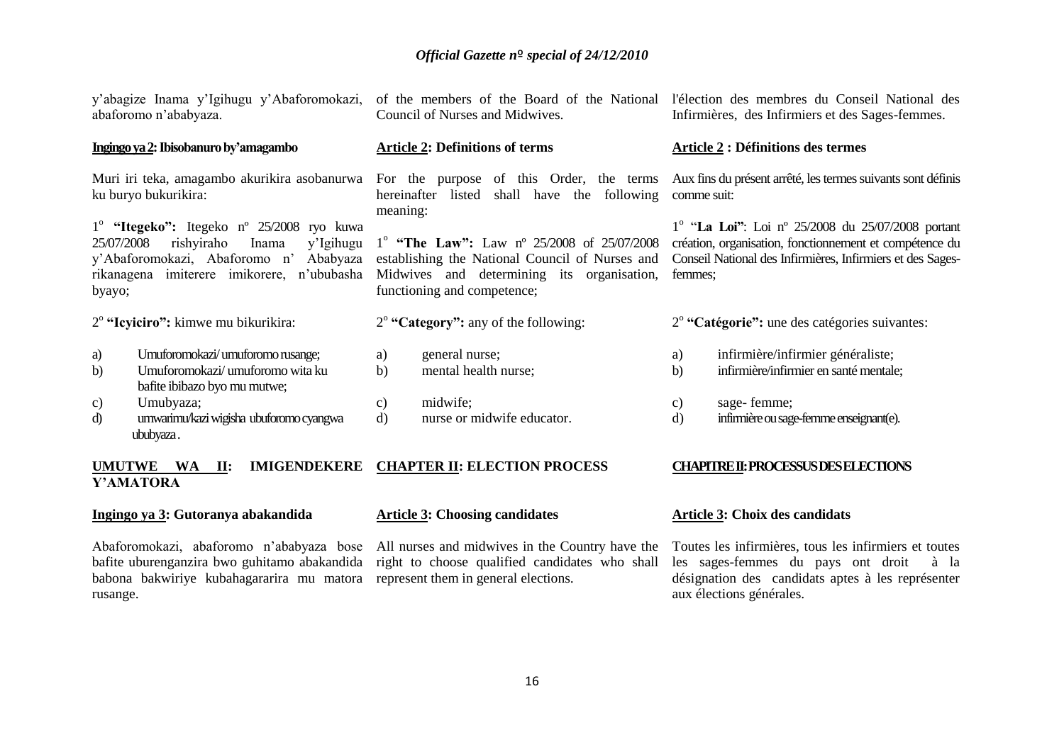y'abagize Inama y'Igihugu y'Abaforomokazi, abaforomo n'ababyaza.

**Ingingo ya 2: Ibisobanuro by'amagambo**

Muri iri teka, amagambo akurikira asobanurwa ku buryo bukurikira:

1° **"Itegeko":** Itegeko nº 25/2008 ryo kuwa 25/07/2008 rishyiraho Inama y'Igihugu y'Abaforomokazi, Abaforomo n' Ababyaza rikanagena imiterere imikorere, n'ububasha byayo;

2° **"Icyiciro":** kimwe mu bikurikira:

a) Umuforomokazi/ umuforomo rusange;
b) Umuforomokazi/ umuforomo wita ku bafite ibibazo byo mu mutwe;
c) Umubyaza;
d) umwarimu/kazi wigisha ubuforomo cyangwa ububyaza.

**UMUTWE WA II: IMIGENDEKERE Y'AMATORA**

**Ingingo ya 3: Gutoranya abakandida**

Abaforomokazi, abaforomo n'ababyaza bose bafite uburenganzira bwo guhitamo abakandida babona bakwiriye kubahagararira mu matora rusange.

---

of the members of the Board of the National Council of Nurses and Midwives.

**Article 2: Definitions of terms**

For the purpose of this Order, the terms hereinafter listed shall have the following meaning:

1° **"The Law":** Law nº 25/2008 of 25/07/2008 establishing the National Council of Nurses and Midwives and determining its organisation, functioning and competence;

2° **"Category":** any of the following:

a) general nurse;
b) mental health nurse;
c) midwife;
d) nurse or midwife educator.

**CHAPTER II: ELECTION PROCESS**

**Article 3: Choosing candidates**

All nurses and midwives in the Country have the right to choose qualified candidates who shall represent them in general elections.

---

l'élection des membres du Conseil National des Infirmières, des Infirmiers et des Sages-femmes.

**Article 2 : Définitions des termes**

Aux fins du présent arrêté, les termes suivants sont définis comme suit:

1° "**La Loi"**: Loi nº 25/2008 du 25/07/2008 portant création, organisation, fonctionnement et compétence du Conseil National des Infirmières, Infirmiers et des Sages-femmes;

2° **"Catégorie":** une des catégories suivantes:

a) infirmière/infirmier généraliste;
b) infirmière/infirmier en santé mentale;
c) sage- femme;
d) infirmière ou sage-femme enseignant(e).

**CHAPITRE II: PROCESSUS DES ELECTIONS**

**Article 3: Choix des candidats**

Toutes les infirmières, tous les infirmiers et toutes les sages-femmes du pays ont droit à la désignation des candidats aptes à les représenter aux élections générales.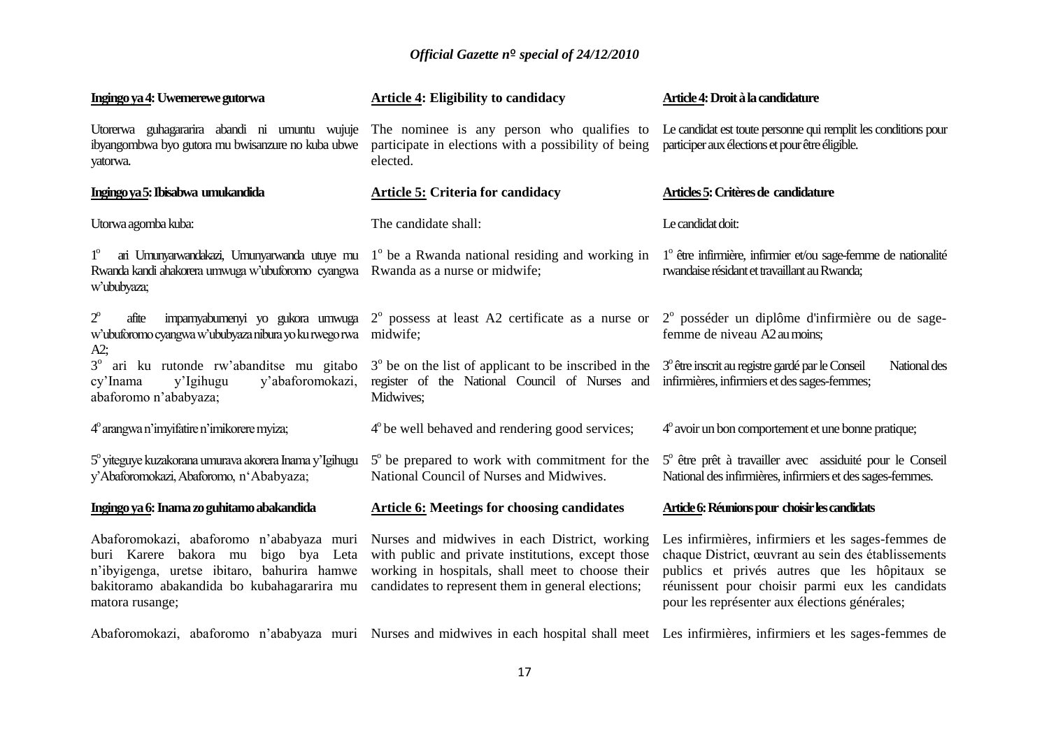**Ingingo ya 4: Uwemerewe gutorwa**

Utorerwa guhagararira abandi ni umuntu wujuje ibyangombwa byo gutora mu bwisanzure no kuba ubwe yatorwa.

**Ingingo ya 5: Ibisabwa umukandida**

Utorwa agomba kuba:

1° ari Umunyarwandakazi, Umunyarwanda utuye mu Rwanda kandi ahakorera umwuga w'ubuforomo cyangwa w'ububyaza;

2° afite impamyabumenyi yo gukora umwuga w'ubuforomo cyangwa w'ububyaza nibura yo ku rwego rwa A2;

3° ari ku rutonde rw'abanditse mu gitabo cy'Inama y'Igihugu y'abaforomokazi, abaforomo n'ababyaza;

4° arangwa n'imyifatire n'imikorere myiza;

5° yiteguye kuzakorana umurava akorera Inama y'Igihugu y'Abaforomokazi, Abaforomo, n'Ababyaza;

**Ingingo ya 6: Inama zo guhitamo abakandida**

Abaforomokazi, abaforomo n'ababyaza muri buri Karere bakora mu bigo bya Leta n'ibyigenga, uretse ibitaro, bahurira hamwe bakitoramo abakandida bo kubahagararira mu matora rusange;

Abaforomokazi, abaforomo n'ababyaza muri

**Article 4: Eligibility to candidacy**

The nominee is any person who qualifies to participate in elections with a possibility of being elected.

**Article 5: Criteria for candidacy**

The candidate shall:

1° be a Rwanda national residing and working in Rwanda as a nurse or midwife;

2° possess at least A2 certificate as a nurse or midwife;

3° be on the list of applicant to be inscribed in the register of the National Council of Nurses and Midwives;

4° be well behaved and rendering good services;

5° be prepared to work with commitment for the National Council of Nurses and Midwives.

**Article 6: Meetings for choosing candidates**

Nurses and midwives in each District, working with public and private institutions, except those working in hospitals, shall meet to choose their candidates to represent them in general elections;

Nurses and midwives in each hospital shall meet

**Article 4: Droit à la candidature**

Le candidat est toute personne qui remplit les conditions pour participer aux élections et pour être éligible.

**Articles 5: Critères de candidature**

Le candidat doit:

1° être infirmière, infirmier et/ou sage-femme de nationalité rwandaise résidant et travaillant au Rwanda;

2° posséder un diplôme d'infirmière ou de sage-femme de niveau A2 au moins;

3° être inscrit au registre gardé par le Conseil National des infirmières, infirmiers et des sages-femmes;

4° avoir un bon comportement et une bonne pratique;

5° être prêt à travailler avec assiduité pour le Conseil National des infirmières, infirmiers et des sages-femmes.

**Article 6: Réunions pour choisir les candidats**

Les infirmières, infirmiers et les sages-femmes de chaque District, œuvrant au sein des établissements publics et privés autres que les hôpitaux se réunissent pour choisir parmi eux les candidats pour les représenter aux élections générales;

Les infirmières, infirmiers et les sages-femmes de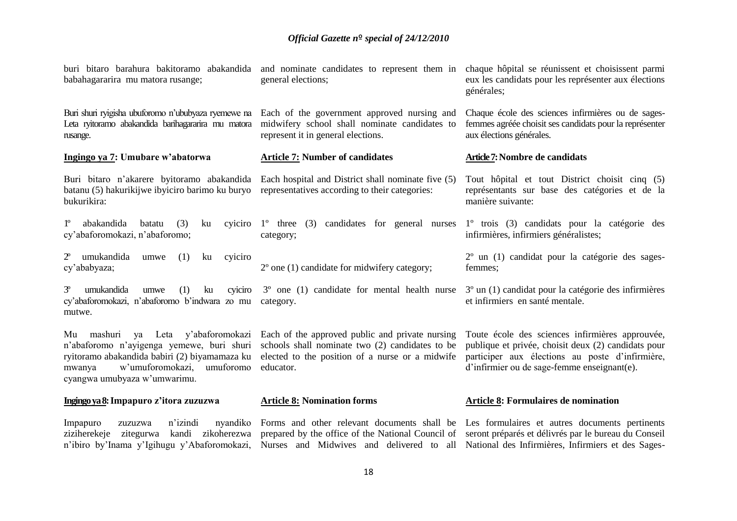buri bitaro barahura bakitoramo abakandida babahagararira mu matora rusange;

Buri shuri ryigisha ubuforomo n'ububyaza ryemewe na Leta ryitoramo abakandida barihagararira mu matora rusange.

**Ingingo ya 7: Umubare w'abatorwa**

Buri bitaro n'akarere byitoramo abakandida batanu (5) hakurikijwe ibyiciro barimo ku buryo bukurikira:

1º abakandida batatu (3) ku cyiciro cy'abaforomokazi, n'abaforomo;

2º umukandida umwe (1) ku cyiciro cy'ababyaza;

3º umukandida umwe (1) ku cyiciro cy'abaforomokazi, n'abaforomo b'indwara zo mu mutwe.

Mu mashuri ya Leta y'abaforomokazi n'abaforomo n'ayigenga yemewe, buri shuri ryitoramo abakandida babiri (2) biyamamaza ku mwanya w'umuforomokazi, umuforomo cyangwa umubyaza w'umwarimu.

**Ingingo ya 8: Impapuro z'itora zuzuzwa**

Impapuro zuzuzwa n'izindi nyandiko ziziherekeje zitegurwa kandi zikoherezwa n'ibiro by'Inama y'Igihugu y'Abaforomokazi,

and nominate candidates to represent them in general elections;

Each of the government approved nursing and midwifery school shall nominate candidates to represent it in general elections.

**Article 7: Number of candidates**

Each hospital and District shall nominate five (5) representatives according to their categories:

1º three (3) candidates for general nurses category;

2º one (1) candidate for midwifery category;

3º one (1) candidate for mental health nurse category.

Each of the approved public and private nursing schools shall nominate two (2) candidates to be elected to the position of a nurse or a midwife educator.

**Article 8: Nomination forms**

Forms and other relevant documents shall be prepared by the office of the National Council of Nurses and Midwives and delivered to all

chaque hôpital se réunissent et choisissent parmi eux les candidats pour les représenter aux élections générales;

Chaque école des sciences infirmières ou de sages-femmes agréée choisit ses candidats pour la représenter aux élections générales.

**Article 7: Nombre de candidats**

Tout hôpital et tout District choisit cinq (5) représentants sur base des catégories et de la manière suivante:

1º trois (3) candidats pour la catégorie des infirmières, infirmiers généralistes;

2º un (1) candidat pour la catégorie des sages-femmes;

3º un (1) candidat pour la catégorie des infirmières et infirmiers en santé mentale.

Toute école des sciences infirmières approuvée, publique et privée, choisit deux (2) candidats pour participer aux élections au poste d'infirmière, d'infirmier ou de sage-femme enseignant(e).

**Article 8: Formulaires de nomination**

Les formulaires et autres documents pertinents seront préparés et délivrés par le bureau du Conseil National des Infirmières, Infirmiers et des Sages-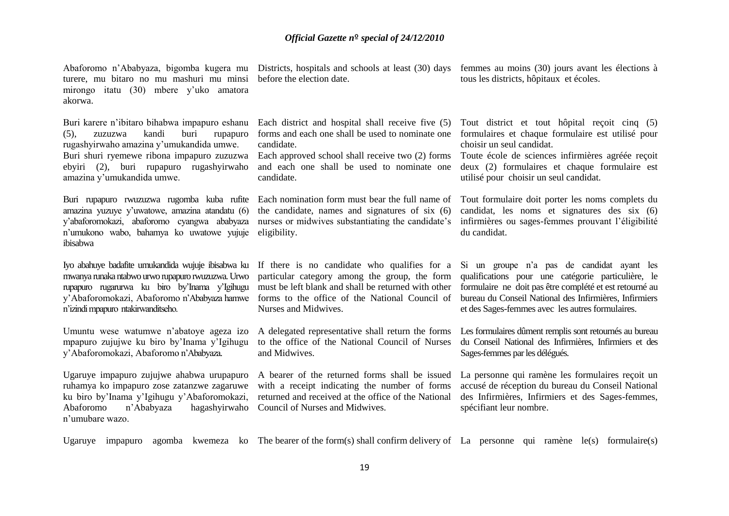Abaforomo n'Ababyaza, bigomba kugera mu turere, mu bitaro no mu mashuri mu minsi mirongo itatu (30) mbere y'uko amatora akorwa.

Buri karere n'ibitaro bihabwa impapuro eshanu (5), zuzuzwa kandi buri rupapuro rugashyirwaho amazina y'umukandida umwe.

Buri shuri ryemewe ribona impapuro zuzuzwa ebyiri (2), buri rupapuro rugashyirwaho amazina y'umukandida umwe.

Buri rupapuro rwuzuzwa rugomba kuba rufite amazina yuzuye y'uwatowe, amazina atandatu (6) y'abaforomokazi, abaforomo cyangwa ababyaza n'umukono wabo, bahamya ko uwatowe yujuje ibisabwa

Iyo abahuye badafite umukandida wujuje ibisabwa ku mwanya runaka ntabwo urwo rupapuro rwuzuzwa. Urwo rupapuro rugarurwa ku biro by'Inama y'Igihugu y'Abaforomokazi, Abaforomo n'Ababyaza hamwe n'izindi mpapuro ntakirwanditseho.

Umuntu wese watumwe n'abatoye ageza izo mpapuro zujujwe ku biro by'Inama y'Igihugu y'Abaforomokazi, Abaforomo n'Ababyaza.

Ugaruye impapuro zujujwe ahabwa urupapuro ruhamya ko impapuro zose zatanzwe zagaruwe ku biro by'Inama y'Igihugu y'Abaforomokazi, Abaforomo n'Ababyaza hagashyirwaho n'umubare wazo.

Ugaruye impapuro agomba kwemeza ko

Districts, hospitals and schools at least (30) days before the election date.

Each district and hospital shall receive five (5) forms and each one shall be used to nominate one candidate.

Each approved school shall receive two (2) forms and each one shall be used to nominate one candidate.

Each nomination form must bear the full name of the candidate, names and signatures of six (6) nurses or midwives substantiating the candidate's eligibility.

If there is no candidate who qualifies for a particular category among the group, the form must be left blank and shall be returned with other forms to the office of the National Council of Nurses and Midwives.

A delegated representative shall return the forms to the office of the National Council of Nurses and Midwives.

A bearer of the returned forms shall be issued with a receipt indicating the number of forms returned and received at the office of the National Council of Nurses and Midwives.

The bearer of the form(s) shall confirm delivery of

femmes au moins (30) jours avant les élections à tous les districts, hôpitaux et écoles.

Tout district et tout hôpital reçoit cinq (5) formulaires et chaque formulaire est utilisé pour choisir un seul candidat.

Toute école de sciences infirmières agréée reçoit deux (2) formulaires et chaque formulaire est utilisé pour choisir un seul candidat.

Tout formulaire doit porter les noms complets du candidat, les noms et signatures des six (6) infirmières ou sages-femmes prouvant l'éligibilité du candidat.

Si un groupe n'a pas de candidat ayant les qualifications pour une catégorie particulière, le formulaire ne doit pas être complété et est retourné au bureau du Conseil National des Infirmières, Infirmiers et des Sages-femmes avec les autres formulaires.

Les formulaires dûment remplis sont retournés au bureau du Conseil National des Infirmières, Infirmiers et des Sages-femmes par les délégués.

La personne qui ramène les formulaires reçoit un accusé de réception du bureau du Conseil National des Infirmières, Infirmiers et des Sages-femmes, spécifiant leur nombre.

La personne qui ramène le(s) formulaire(s)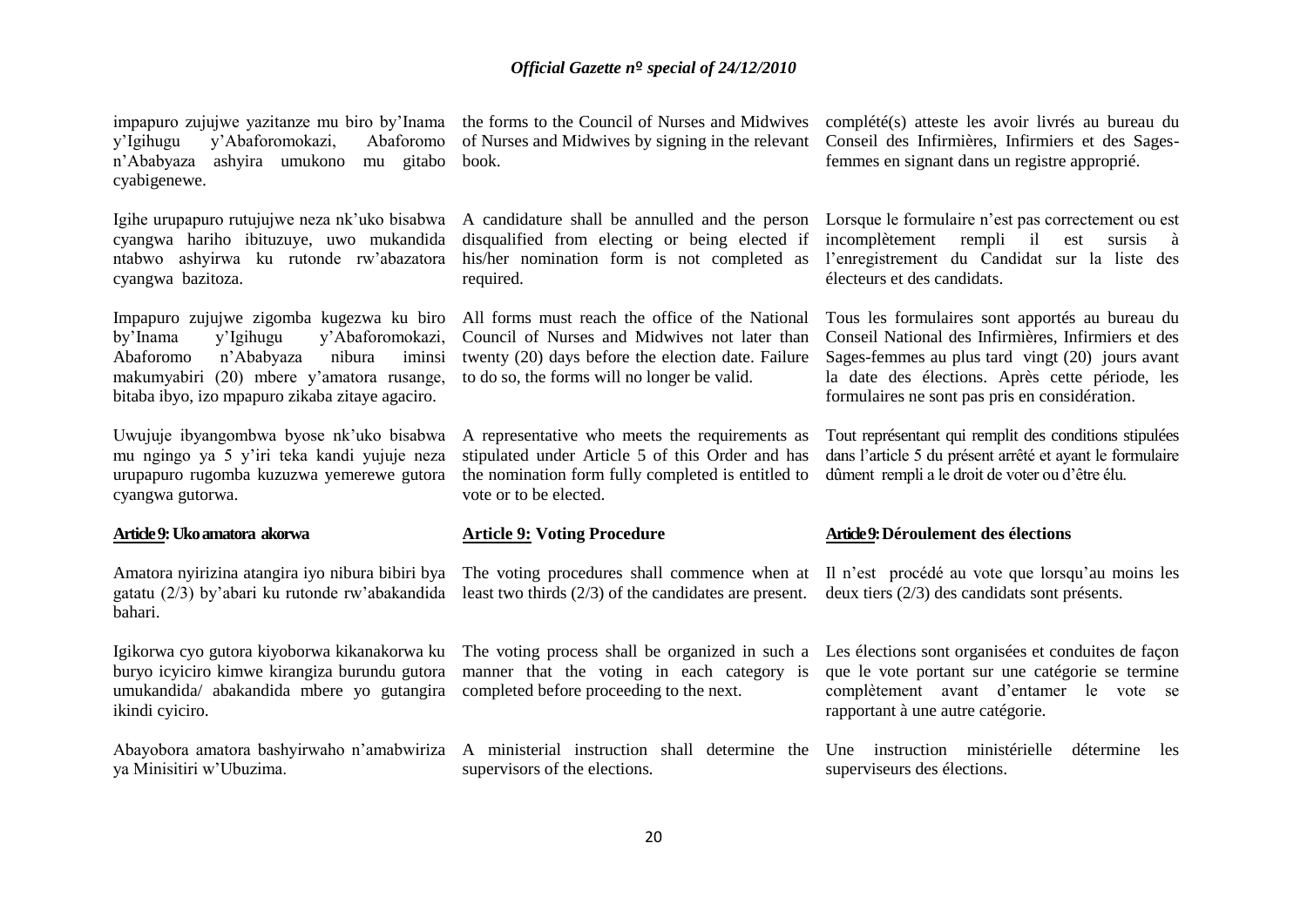impapuro zujujwe yazitanze mu biro by'Inama y'Igihugu y'Abaforomokazi, Abaforomo n'Ababyaza ashyira umukono mu gitabo cyabigenewe.

Igihe urupapuro rutujujwe neza nk'uko bisabwa cyangwa hariho ibituzuye, uwo mukandida ntabwo ashyirwa ku rutonde rw'abazatora cyangwa bazitoza.

Impapuro zujujwe zigomba kugezwa ku biro by'Inama y'Igihugu y'Abaforomokazi, Abaforomo n'Ababyaza nibura iminsi makumyabiri (20) mbere y'amatora rusange, bitaba ibyo, izo mpapuro zikaba zitaye agaciro.

Uwujuje ibyangombwa byose nk'uko bisabwa mu ngingo ya 5 y'iri teka kandi yujuje neza urupapuro rugomba kuzuzwa yemerewe gutora cyangwa gutorwa.

**Article 9: Uko amatora akorwa**

Amatora nyirizina atangira iyo nibura bibiri bya gatatu (2/3) by'abari ku rutonde rw'abakandida bahari.

Igikorwa cyo gutora kiyoborwa kikanakorwa ku buryo icyiciro kimwe kirangiza burundu gutora umukandida/ abakandida mbere yo gutangira ikindi cyiciro.

Abayobora amatora bashyirwaho n'amabwiriza ya Minisitiri w'Ubuzima.

the forms to the Council of Nurses and Midwives of Nurses and Midwives by signing in the relevant book.

A candidature shall be annulled and the person disqualified from electing or being elected if his/her nomination form is not completed as required.

All forms must reach the office of the National Council of Nurses and Midwives not later than twenty (20) days before the election date. Failure to do so, the forms will no longer be valid.

A representative who meets the requirements as stipulated under Article 5 of this Order and has the nomination form fully completed is entitled to vote or to be elected.

**Article 9: Voting Procedure**

The voting procedures shall commence when at least two thirds (2/3) of the candidates are present.

The voting process shall be organized in such a manner that the voting in each category is completed before proceeding to the next.

A ministerial instruction shall determine the supervisors of the elections.

complété(s) atteste les avoir livrés au bureau du Conseil des Infirmières, Infirmiers et des Sages-femmes en signant dans un registre approprié.

Lorsque le formulaire n'est pas correctement ou est incomplètement rempli il est sursis à l'enregistrement du Candidat sur la liste des électeurs et des candidats.

Tous les formulaires sont apportés au bureau du Conseil National des Infirmières, Infirmiers et des Sages-femmes au plus tard vingt (20) jours avant la date des élections. Après cette période, les formulaires ne sont pas pris en considération.

Tout représentant qui remplit des conditions stipulées dans l'article 5 du présent arrêté et ayant le formulaire dûment rempli a le droit de voter ou d'être élu.

**Article 9: Déroulement des élections**

Il n'est procédé au vote que lorsqu'au moins les deux tiers (2/3) des candidats sont présents.

Les élections sont organisées et conduites de façon que le vote portant sur une catégorie se termine complètement avant d'entamer le vote se rapportant à une autre catégorie.

Une instruction ministérielle détermine les superviseurs des élections.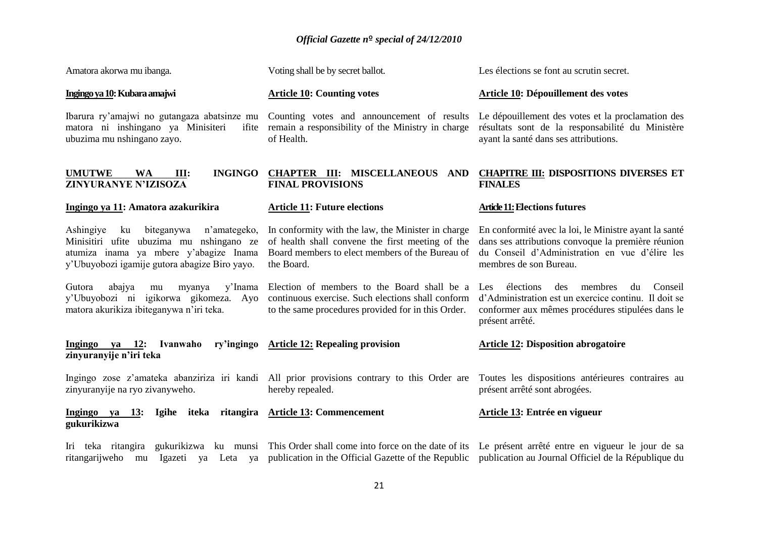Amatora akorwa mu ibanga.

**Ingingo ya 10: Kubara amajwi**

Ibarura ry'amajwi no gutangaza abatsinze mu matora ni inshingano ya Minisiteri ifite ubuzima mu nshingano zayo.

**UMUTWE WA III: INGINGO ZINYURANYE N'IZISOZA**

**Ingingo ya 11: Amatora azakurikira**

Ashingiye ku biteganywa n'amategeko, Minisitiri ufite ubuzima mu nshingano ze atumiza inama ya mbere y'abagize Inama y'Ubuyobozi igamije gutora abagize Biro yayo.

Gutora abajya mu myanya y'Inama y'Ubuyobozi ni igikorwa gikomeza. Ayo matora akurikiza ibiteganywa n'iri teka.

**Ingingo ya 12: Ivanwaho ry'ingingo zinyuranyije n'iri teka**

Ingingo zose z'amateka abanziriza iri kandi zinyuranyije na ryo zivanyweho.

**Ingingo ya 13: Igihe iteka ritangira gukurikizwa**

Iri teka ritangira gukurikizwa ku munsi ritangarijweho mu Igazeti ya Leta ya

Voting shall be by secret ballot.

**Article 10: Counting votes**

Counting votes and announcement of results remain a responsibility of the Ministry in charge of Health.

**CHAPTER III: MISCELLANEOUS AND FINAL PROVISIONS**

**Article 11: Future elections**

In conformity with the law, the Minister in charge of health shall convene the first meeting of the Board members to elect members of the Bureau of the Board.

Election of members to the Board shall be a continuous exercise. Such elections shall conform to the same procedures provided for in this Order.

**Article 12: Repealing provision**

All prior provisions contrary to this Order are hereby repealed.

**Article 13: Commencement**

This Order shall come into force on the date of its publication in the Official Gazette of the Republic

Les élections se font au scrutin secret.

**Article 10: Dépouillement des votes**

Le dépouillement des votes et la proclamation des résultats sont de la responsabilité du Ministère ayant la santé dans ses attributions.

**CHAPITRE III: DISPOSITIONS DIVERSES ET FINALES**

**Article 11: Elections futures**

En conformité avec la loi, le Ministre ayant la santé dans ses attributions convoque la première réunion du Conseil d'Administration en vue d'élire les membres de son Bureau.

Les élections des membres du Conseil d'Administration est un exercice continu. Il doit se conformer aux mêmes procédures stipulées dans le présent arrêté.

**Article 12: Disposition abrogatoire**

Toutes les dispositions antérieures contraires au présent arrêté sont abrogées.

**Article 13: Entrée en vigueur**

Le présent arrêté entre en vigueur le jour de sa publication au Journal Officiel de la République du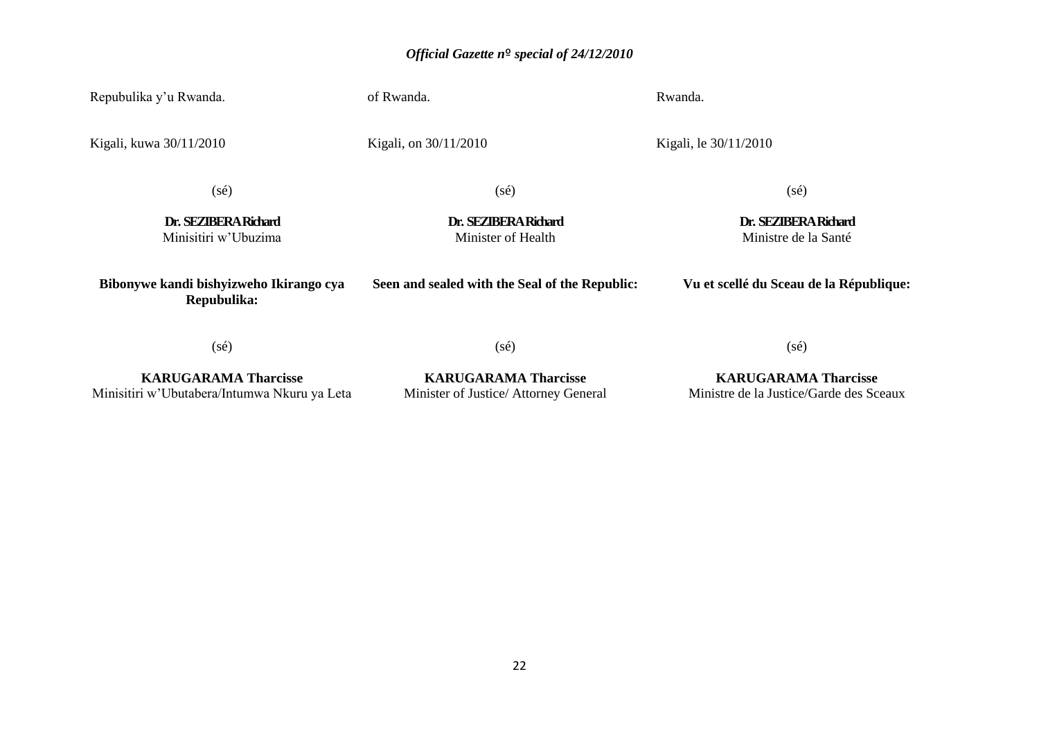Repubulika y'u Rwanda.

Kigali, kuwa 30/11/2010

(sé)

**Dr. SEZIBERA Richard**
Minisitiri w'Ubuzima

**Bibonywe kandi bishyizweho Ikirango cya Repubulika:**

(sé)

**KARUGARAMA Tharcisse**
Minisitiri w'Ubutabera/Intumwa Nkuru ya Leta

of Rwanda.

Kigali, on 30/11/2010

(sé)

**Dr. SEZIBERA Richard**
Minister of Health

**Seen and sealed with the Seal of the Republic:**

(sé)

**KARUGARAMA Tharcisse**
Minister of Justice/ Attorney General

Rwanda.

Kigali, le 30/11/2010

(sé)

**Dr. SEZIBERA Richard**
Ministre de la Santé

**Vu et scellé du Sceau de la République:**

(sé)

**KARUGARAMA Tharcisse**
Ministre de la Justice/Garde des Sceaux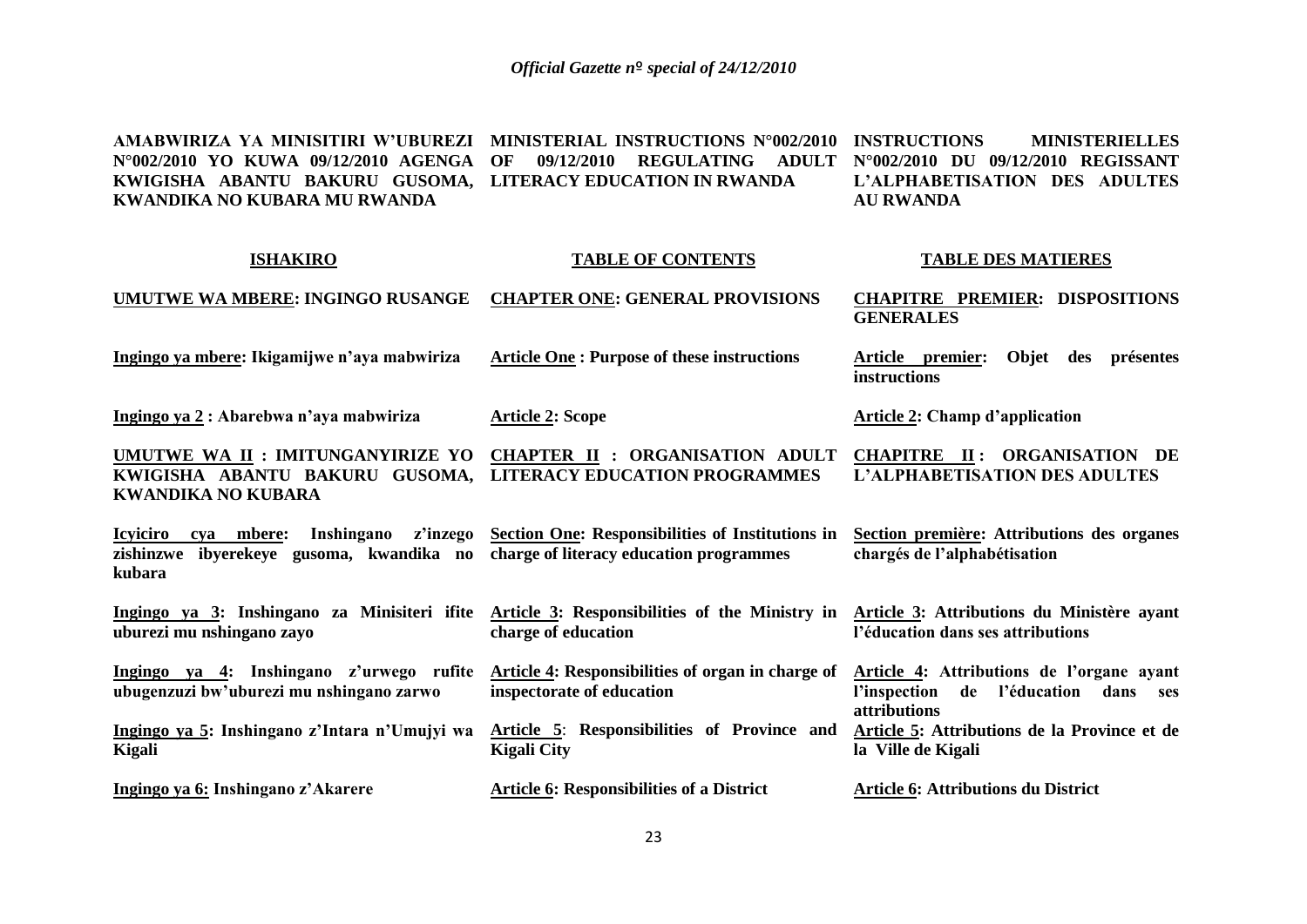**AMABWIRIZA YA MINISITIRI W'UBUREZI N°002/2010 YO KUWA 09/12/2010 AGENGA KWIGISHA ABANTU BAKURU GUSOMA, KWANDIKA NO KUBARA MU RWANDA**

**MINISTERIAL INSTRUCTIONS N°002/2010 OF 09/12/2010 REGULATING ADULT LITERACY EDUCATION IN RWANDA**

**INSTRUCTIONS MINISTERIELLES N°002/2010 DU 09/12/2010 REGISSANT L'ALPHABETISATION DES ADULTES AU RWANDA**

| **<u>ISHAKIRO</u>** | **<u>TABLE OF CONTENTS</u>** | **<u>TABLE DES MATIERES</u>** |
|---|---|---|
| **<u>UMUTWE WA MBERE</u>: INGINGO RUSANGE** | **<u>CHAPTER ONE</u>: GENERAL PROVISIONS** | **<u>CHAPITRE PREMIER</u>: DISPOSITIONS GENERALES** |
| **<u>Ingingo ya mbere</u>: Ikigamijwe n'aya mabwiriza** | **<u>Article One</u> : Purpose of these instructions** | **<u>Article premier</u>: Objet des présentes instructions** |
| **<u>Ingingo ya 2</u> : Abarebwa n'aya mabwiriza** | **<u>Article 2</u>: Scope** | **<u>Article 2</u>: Champ d'application** |
| **<u>UMUTWE WA II</u> : IMITUNGANYIRIZE YO KWIGISHA ABANTU BAKURU GUSOMA, KWANDIKA NO KUBARA** | **<u>CHAPTER II</u> : ORGANISATION ADULT LITERACY EDUCATION PROGRAMMES** | **<u>CHAPITRE II</u> : ORGANISATION DE L'ALPHABETISATION DES ADULTES** |
| **<u>Icyiciro cya mbere</u>: Inshingano z'inzego zishinzwe ibyerekeye gusoma, kwandika no kubara** | **<u>Section One</u>: Responsibilities of Institutions in charge of literacy education programmes** | **<u>Section première</u>: Attributions des organes chargés de l'alphabétisation** |
| **<u>Ingingo ya 3</u>: Inshingano za Minisiteri ifite uburezi mu nshingano zayo** | **<u>Article 3</u>: Responsibilities of the Ministry in charge of education** | **<u>Article 3</u>: Attributions du Ministère ayant l'éducation dans ses attributions** |
| **<u>Ingingo ya 4</u>: Inshingano z'urwego rufite ubugenzuzi bw'uburezi mu nshingano zarwo** | **<u>Article 4</u>: Responsibilities of organ in charge of inspectorate of education** | **<u>Article 4</u>: Attributions de l'organe ayant l'inspection de l'éducation dans ses attributions** |
| **<u>Ingingo ya 5</u>: Inshingano z'Intara n'Umujyi wa Kigali** | **<u>Article 5</u>: Responsibilities of Province and Kigali City** | **<u>Article 5</u>: Attributions de la Province et de la Ville de Kigali** |
| **<u>Ingingo ya 6:</u> Inshingano z'Akarere** | **<u>Article 6</u>: Responsibilities of a District** | **<u>Article 6</u>: Attributions du District** |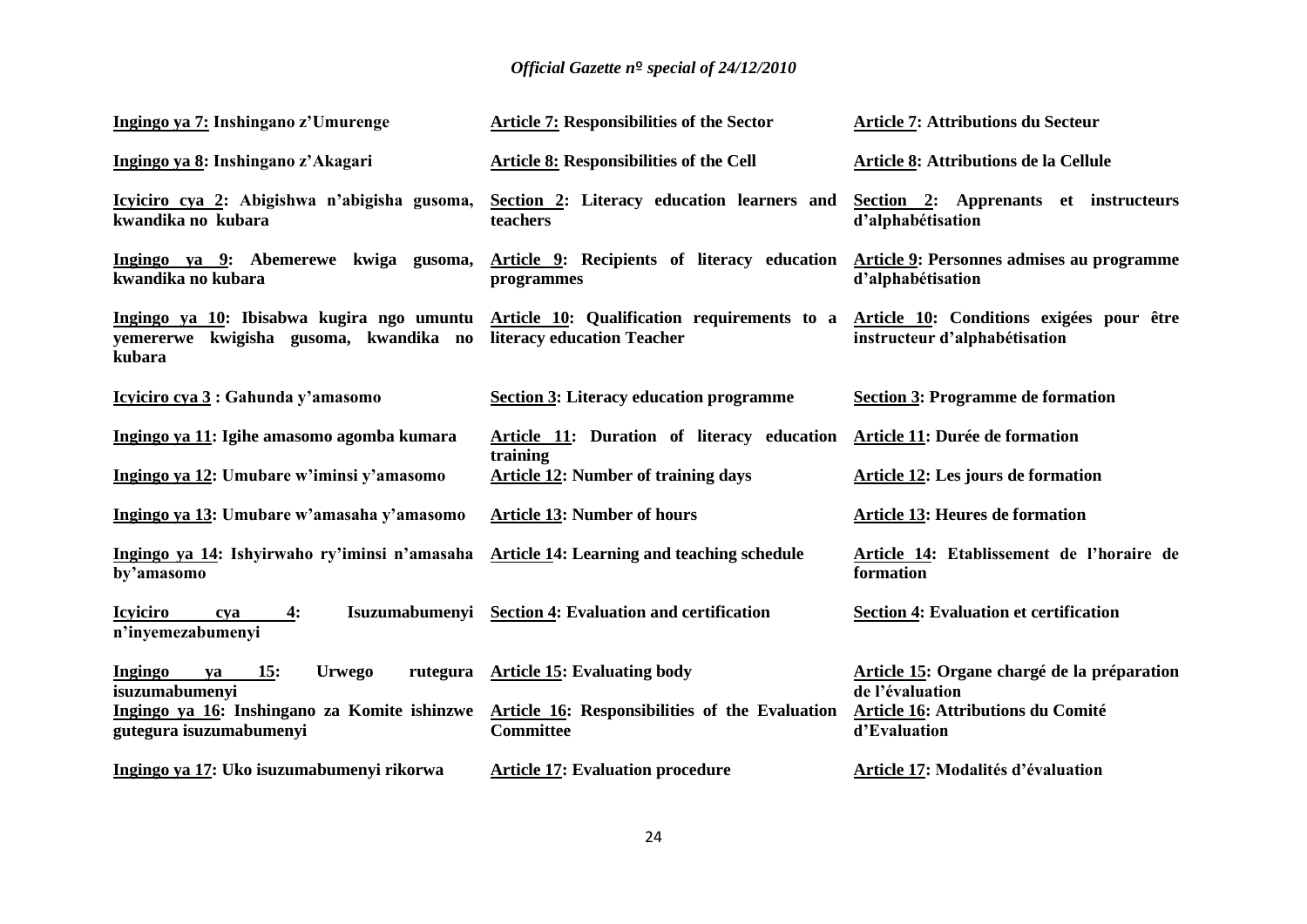| | | |
|---|---|---|
| **Ingingo ya 7: Inshingano z'Umurenge** | **Article 7: Responsibilities of the Sector** | **Article 7: Attributions du Secteur** |
| **Ingingo ya 8: Inshingano z'Akagari** | **Article 8: Responsibilities of the Cell** | **Article 8: Attributions de la Cellule** |
| **Icyiciro cya 2: Abigishwa n'abigisha gusoma, kwandika no kubara** | **Section 2: Literacy education learners and teachers** | **Section 2: Apprenants et instructeurs d'alphabétisation** |
| **Ingingo ya 9: Abemerewe kwiga gusoma, kwandika no kubara** | **Article 9: Recipients of literacy education programmes** | **Article 9: Personnes admises au programme d'alphabétisation** |
| **Ingingo ya 10: Ibisabwa kugira ngo umuntu yemererwe kwigisha gusoma, kwandika no kubara** | **Article 10: Qualification requirements to a literacy education Teacher** | **Article 10: Conditions exigées pour être instructeur d'alphabétisation** |
| **Icyiciro cya 3 : Gahunda y'amasomo** | **Section 3: Literacy education programme** | **Section 3: Programme de formation** |
| **Ingingo ya 11: Igihe amasomo agomba kumara** | **Article 11: Duration of literacy education training** | **Article 11: Durée de formation** |
| **Ingingo ya 12: Umubare w'iminsi y'amasomo** | **Article 12: Number of training days** | **Article 12: Les jours de formation** |
| **Ingingo ya 13: Umubare w'amasaha y'amasomo** | **Article 13: Number of hours** | **Article 13: Heures de formation** |
| **Ingingo ya 14: Ishyirwaho ry'iminsi n'amasaha by'amasomo** | **Article 14: Learning and teaching schedule** | **Article 14: Etablissement de l'horaire de formation** |
| **Icyiciro cya 4: Isuzumabumenyi n'inyemezabumenyi** | **Section 4: Evaluation and certification** | **Section 4: Evaluation et certification** |
| **Ingingo ya 15: Urwego rutegura isuzumabumenyi** | **Article 15: Evaluating body** | **Article 15: Organe chargé de la préparation de l'évaluation** |
| **Ingingo ya 16: Inshingano za Komite ishinzwe gutegura isuzumabumenyi** | **Article 16: Responsibilities of the Evaluation Committee** | **Article 16: Attributions du Comité d'Evaluation** |
| **Ingingo ya 17: Uko isuzumabumenyi rikorwa** | **Article 17: Evaluation procedure** | **Article 17: Modalités d'évaluation** |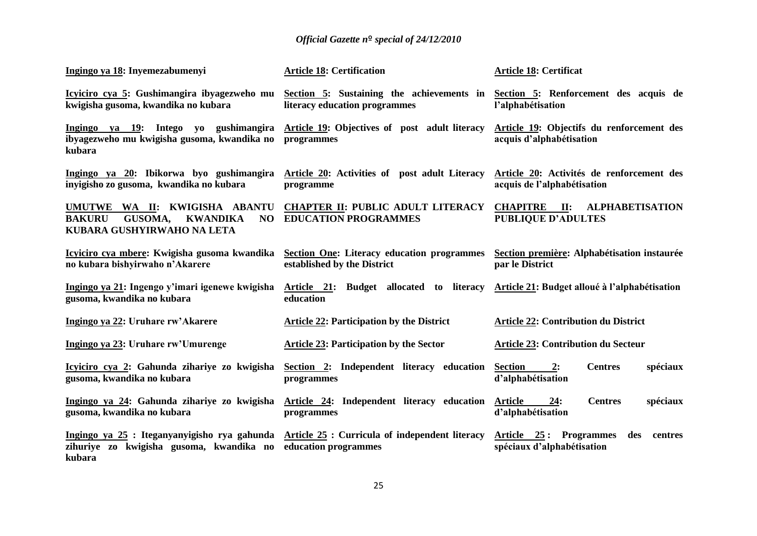| Ingingo ya 18: Inyemezabumenyi | Article 18: Certification | Article 18: Certificat |
|---|---|---|
| Icyiciro cya 5: Gushimangira ibyagezweho mu kwigisha gusoma, kwandika no kubara | Section 5: Sustaining the achievements in literacy education programmes | Section 5: Renforcement des acquis de l'alphabétisation |
| Ingingo ya 19: Intego yo gushimangira ibyagezweho mu kwigisha gusoma, kwandika no kubara | Article 19: Objectives of post adult literacy programmes | Article 19: Objectifs du renforcement des acquis d'alphabétisation |
| Ingingo ya 20: Ibikorwa byo gushimangira inyigisho zo gusoma, kwandika no kubara | Article 20: Activities of post adult Literacy programme | Article 20: Activités de renforcement des acquis de l'alphabétisation |
| UMUTWE WA II: KWIGISHA ABANTU BAKURU GUSOMA, KWANDIKA NO KUBARA GUSHYIRWAHO NA LETA | CHAPTER II: PUBLIC ADULT LITERACY EDUCATION PROGRAMMES | CHAPITRE II: ALPHABETISATION PUBLIQUE D'ADULTES |
| Icyiciro cya mbere: Kwigisha gusoma kwandika no kubara bishyirwaho n'Akarere | Section One: Literacy education programmes established by the District | Section première: Alphabétisation instaurée par le District |
| Ingingo ya 21: Ingengo y'imari igenewe kwigisha gusoma, kwandika no kubara | Article 21: Budget allocated to literacy education | Article 21: Budget alloué à l'alphabétisation |
| Ingingo ya 22: Uruhare rw'Akarere | Article 22: Participation by the District | Article 22: Contribution du District |
| Ingingo ya 23: Uruhare rw'Umurenge | Article 23: Participation by the Sector | Article 23: Contribution du Secteur |
| Icyiciro cya 2: Gahunda zihariye zo kwigisha gusoma, kwandika no kubara | Section 2: Independent literacy education programmes | Section 2: Centres spéciaux d'alphabétisation |
| Ingingo ya 24: Gahunda zihariye zo kwigisha gusoma, kwandika no kubara | Article 24: Independent literacy education programmes | Article 24: Centres spéciaux d'alphabétisation |
| Ingingo ya 25 : Iteganyanyigisho rya gahunda zihuriye zo kwigisha gusoma, kwandika no kubara | Article 25 : Curricula of independent literacy education programmes | Article 25 : Programmes des centres spéciaux d'alphabétisation |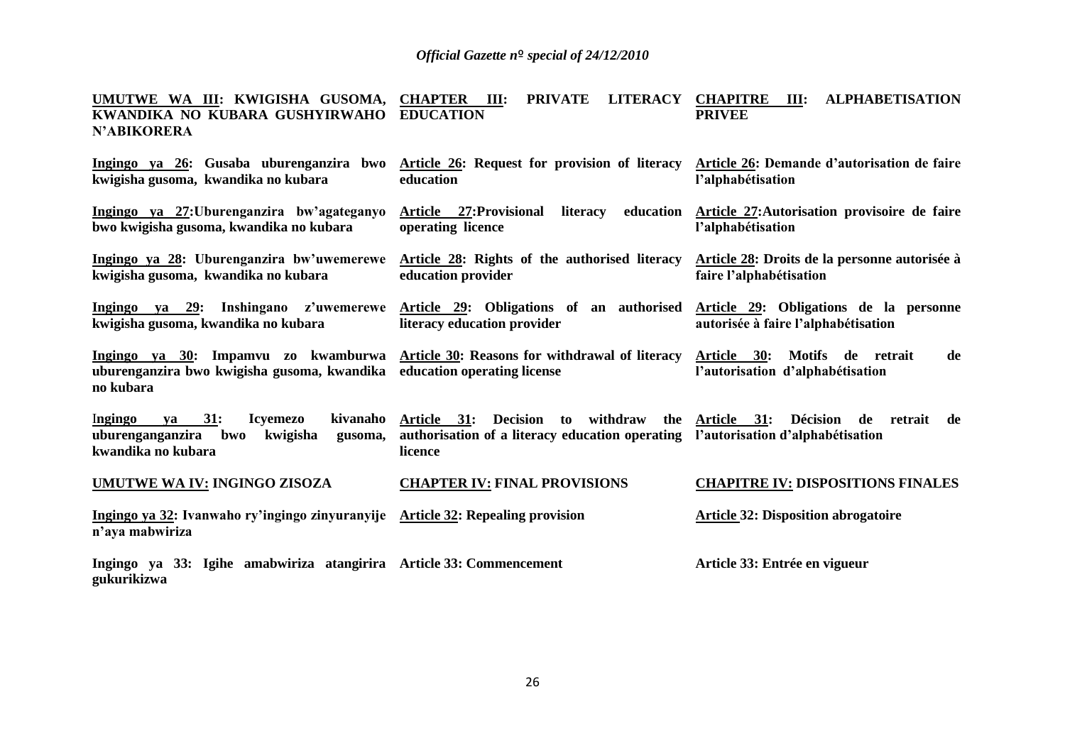| | | |
|---|---|---|
| **UMUTWE WA III: KWIGISHA GUSOMA, KWANDIKA NO KUBARA GUSHYIRWAHO N'ABIKORERA** | **CHAPTER III: PRIVATE LITERACY EDUCATION** | **CHAPITRE III: ALPHABETISATION PRIVEE** |
| **Ingingo ya 26: Gusaba uburenganzira bwo kwigisha gusoma, kwandika no kubara** | **Article 26: Request for provision of literacy education** | **Article 26: Demande d'autorisation de faire l'alphabétisation** |
| **Ingingo ya 27:Uburenganzira bw'agateganyo bwo kwigisha gusoma, kwandika no kubara** | **Article 27:Provisional literacy education operating licence** | **Article 27:Autorisation provisoire de faire l'alphabétisation** |
| **Ingingo ya 28: Uburenganzira bw'uwemerewe kwigisha gusoma, kwandika no kubara** | **Article 28: Rights of the authorised literacy education provider** | **Article 28: Droits de la personne autorisée à faire l'alphabétisation** |
| **Ingingo ya 29: Inshingano z'uwemerewe kwigisha gusoma, kwandika no kubara** | **Article 29: Obligations of an authorised literacy education provider** | **Article 29: Obligations de la personne autorisée à faire l'alphabétisation** |
| **Ingingo ya 30: Impamvu zo kwamburwa uburenganzira bwo kwigisha gusoma, kwandika no kubara** | **Article 30: Reasons for withdrawal of literacy education operating license** | **Article 30: Motifs de retrait de l'autorisation d'alphabétisation** |
| **Ingingo ya 31: Icyemezo kivanaho uburenganganzira bwo kwigisha gusoma, kwandika no kubara** | **Article 31: Decision to withdraw the authorisation of a literacy education operating licence** | **Article 31: Décision de retrait de l'autorisation d'alphabétisation** |
| **UMUTWE WA IV: INGINGO ZISOZA** | **CHAPTER IV: FINAL PROVISIONS** | **CHAPITRE IV: DISPOSITIONS FINALES** |
| **Ingingo ya 32: Ivanwaho ry'ingingo zinyuranyije n'aya mabwiriza** | **Article 32: Repealing provision** | **Article 32: Disposition abrogatoire** |
| **Ingingo ya 33: Igihe amabwiriza atangirira gukurikizwa** | **Article 33: Commencement** | **Article 33: Entrée en vigueur** |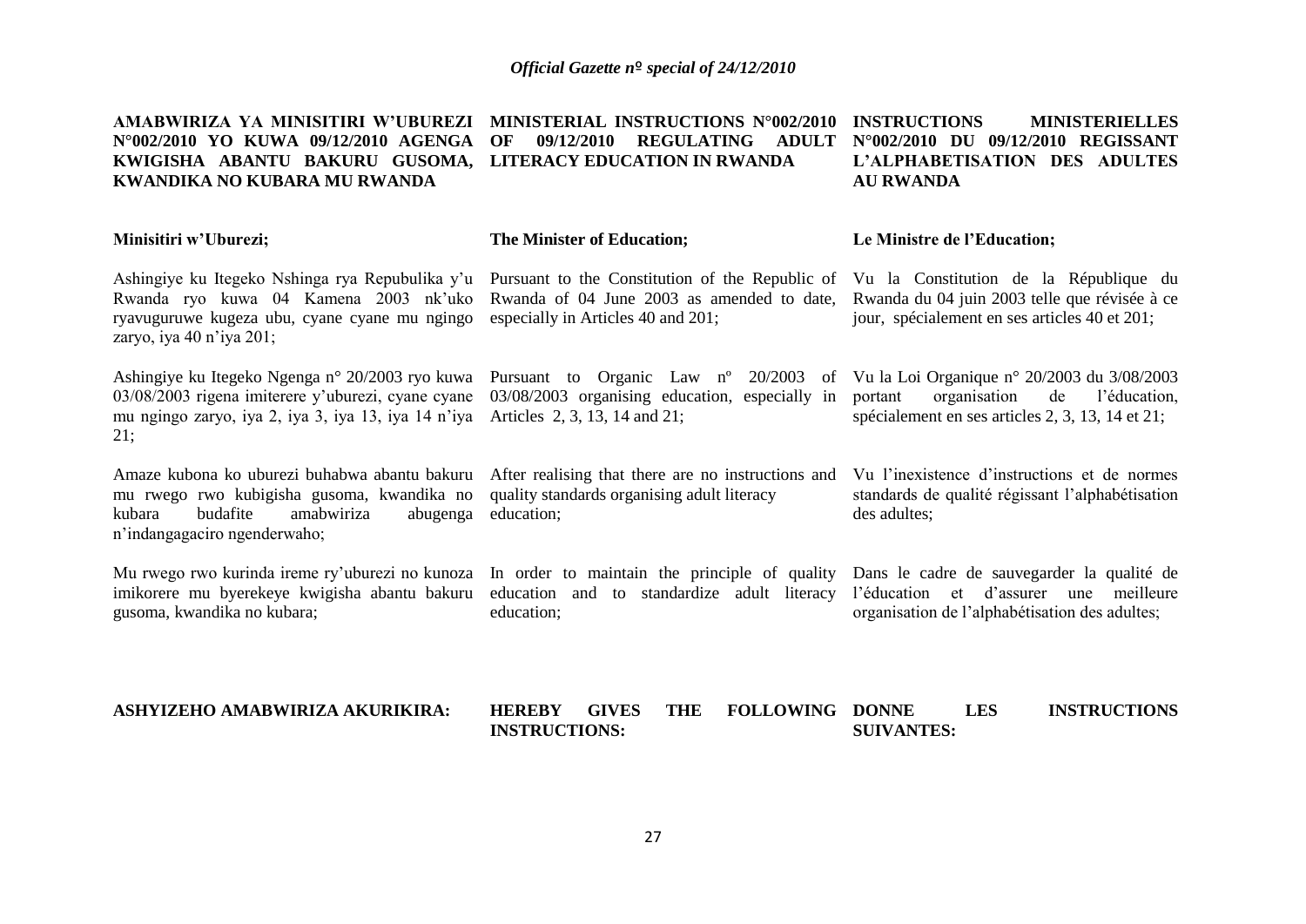**AMABWIRIZA YA MINISITIRI W'UBUREZI N°002/2010 YO KUWA 09/12/2010 AGENGA KWIGISHA ABANTU BAKURU GUSOMA, KWANDIKA NO KUBARA MU RWANDA**

**Minisitiri w'Uburezi;**

Ashingiye ku Itegeko Nshinga rya Repubulika y'u Rwanda ryo kuwa 04 Kamena 2003 nk'uko ryavuguruwe kugeza ubu, cyane cyane mu ngingo zaryo, iya 40 n'iya 201;

Ashingiye ku Itegeko Ngenga n° 20/2003 ryo kuwa 03/08/2003 rigena imiterere y'uburezi, cyane cyane mu ngingo zaryo, iya 2, iya 3, iya 13, iya 14 n'iya 21;

Amaze kubona ko uburezi buhabwa abantu bakuru mu rwego rwo kubigisha gusoma, kwandika no kubara budafite amabwiriza abugenga n'indangagaciro ngenderwaho;

Mu rwego rwo kurinda ireme ry'uburezi no kunoza imikorere mu byerekeye kwigisha abantu bakuru gusoma, kwandika no kubara;

**ASHYIZEHO AMABWIRIZA AKURIKIRA:**

**MINISTERIAL INSTRUCTIONS N°002/2010 OF 09/12/2010 REGULATING ADULT LITERACY EDUCATION IN RWANDA**

**The Minister of Education;**

Pursuant to the Constitution of the Republic of Rwanda of 04 June 2003 as amended to date, especially in Articles 40 and 201;

Pursuant to Organic Law nº 20/2003 of 03/08/2003 organising education, especially in Articles 2, 3, 13, 14 and 21;

After realising that there are no instructions and quality standards organising adult literacy education;

In order to maintain the principle of quality education and to standardize adult literacy education;

**HEREBY GIVES THE FOLLOWING INSTRUCTIONS:**

**INSTRUCTIONS MINISTERIELLES N°002/2010 DU 09/12/2010 REGISSANT L'ALPHABETISATION DES ADULTES AU RWANDA**

**Le Ministre de l'Education;**

Vu la Constitution de la République du Rwanda du 04 juin 2003 telle que révisée à ce jour, spécialement en ses articles 40 et 201;

Vu la Loi Organique n° 20/2003 du 3/08/2003 portant organisation de l'éducation, spécialement en ses articles 2, 3, 13, 14 et 21;

Vu l'inexistence d'instructions et de normes standards de qualité régissant l'alphabétisation des adultes;

Dans le cadre de sauvegarder la qualité de l'éducation et d'assurer une meilleure organisation de l'alphabétisation des adultes;

**DONNE LES INSTRUCTIONS SUIVANTES:**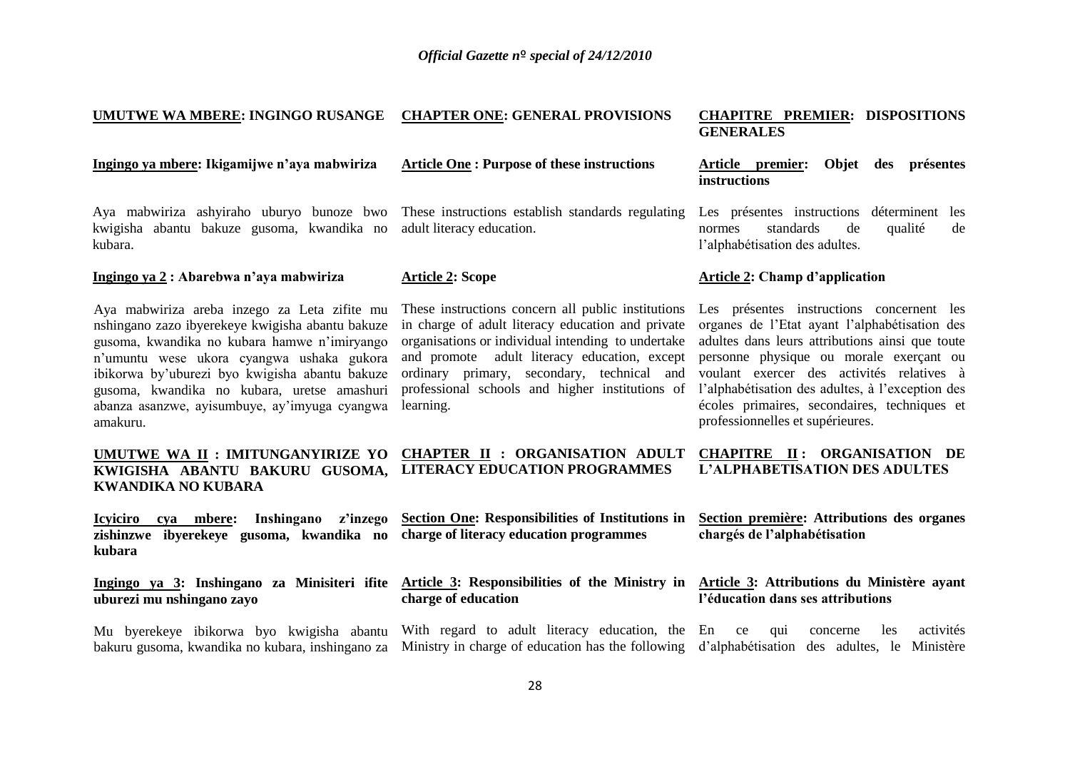**UMUTWE WA MBERE: INGINGO RUSANGE**

**Ingingo ya mbere: Ikigamijwe n'aya mabwiriza**

Aya mabwiriza ashyiraho uburyo bunoze bwo kwigisha abantu bakuze gusoma, kwandika no kubara.

**Ingingo ya 2 : Abarebwa n'aya mabwiriza**

Aya mabwiriza areba inzego za Leta zifite mu nshingano zazo ibyerekeye kwigisha abantu bakuze gusoma, kwandika no kubara hamwe n'imiryango n'umuntu wese ukora cyangwa ushaka gukora ibikorwa by'uburezi byo kwigisha abantu bakuze gusoma, kwandika no kubara, uretse amashuri abanza asanzwe, ayisumbuye, ay'imyuga cyangwa amakuru.

**UMUTWE WA II : IMITUNGANYIRIZE YO KWIGISHA ABANTU BAKURU GUSOMA, KWANDIKA NO KUBARA**

**Icyiciro cya mbere: Inshingano z'inzego zishinzwe ibyerekeye gusoma, kwandika no kubara**

**Ingingo ya 3: Inshingano za Minisiteri ifite uburezi mu nshingano zayo**

Mu byerekeye ibikorwa byo kwigisha abantu bakuru gusoma, kwandika no kubara, inshingano za

**CHAPTER ONE: GENERAL PROVISIONS**

**Article One : Purpose of these instructions**

These instructions establish standards regulating adult literacy education.

**Article 2: Scope**

These instructions concern all public institutions in charge of adult literacy education and private organisations or individual intending to undertake and promote adult literacy education, except ordinary primary, secondary, technical and professional schools and higher institutions of learning.

**CHAPTER II : ORGANISATION ADULT LITERACY EDUCATION PROGRAMMES**

**Section One: Responsibilities of Institutions in charge of literacy education programmes**

**Article 3: Responsibilities of the Ministry in charge of education**

With regard to adult literacy education, the Ministry in charge of education has the following

**CHAPITRE PREMIER: DISPOSITIONS GENERALES**

**Article premier: Objet des présentes instructions**

Les présentes instructions déterminent les normes standards de qualité de l'alphabétisation des adultes.

**Article 2: Champ d'application**

Les présentes instructions concernent les organes de l'Etat ayant l'alphabétisation des adultes dans leurs attributions ainsi que toute personne physique ou morale exerçant ou voulant exercer des activités relatives à l'alphabétisation des adultes, à l'exception des écoles primaires, secondaires, techniques et professionnelles et supérieures.

**CHAPITRE II : ORGANISATION DE L'ALPHABETISATION DES ADULTES**

**Section première: Attributions des organes chargés de l'alphabétisation**

**Article 3: Attributions du Ministère ayant l'éducation dans ses attributions**

En ce qui concerne les activités d'alphabétisation des adultes, le Ministère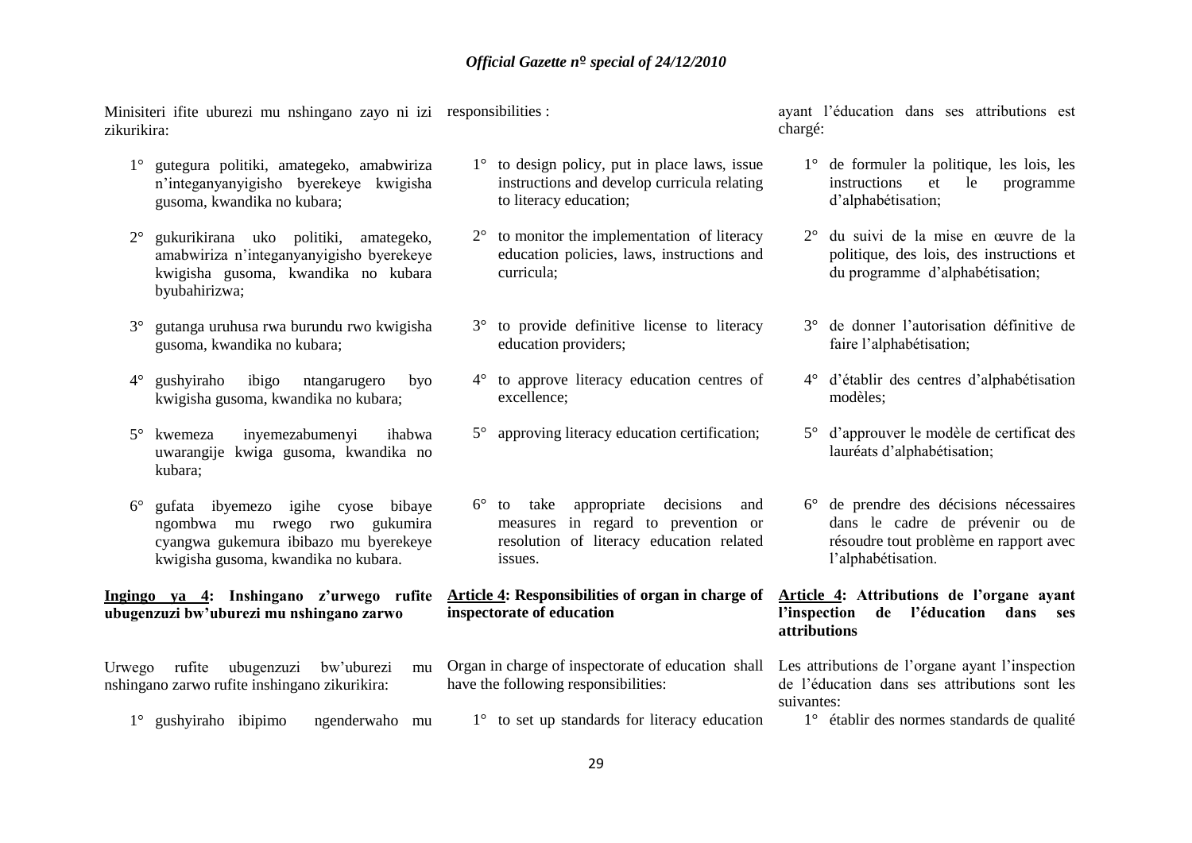Minisiteri ifite uburezi mu nshingano zayo ni izi zikurikira:

1° gutegura politiki, amategeko, amabwiriza n'integanyanyigisho byerekeye kwigisha gusoma, kwandika no kubara;

2° gukurikirana uko politiki, amategeko, amabwiriza n'integanyanyigisho byerekeye kwigisha gusoma, kwandika no kubara byubahirizwa;

3° gutanga uruhusa rwa burundu rwo kwigisha gusoma, kwandika no kubara;

4° gushyiraho ibigo ntangarugero byo kwigisha gusoma, kwandika no kubara;

5° kwemeza inyemezabumenyi ihabwa uwarangije kwiga gusoma, kwandika no kubara;

6° gufata ibyemezo igihe cyose bibaye ngombwa mu rwego rwo gukumira cyangwa gukemura ibibazo mu byerekeye kwigisha gusoma, kwandika no kubara.

**Ingingo ya 4: Inshingano z'urwego rufite ubugenzuzi bw'uburezi mu nshingano zarwo**

Urwego rufite ubugenzuzi bw'uburezi mu nshingano zarwo rufite inshingano zikurikira:

1° gushyiraho ibipimo ngenderwaho mu

responsibilities :

1° to design policy, put in place laws, issue instructions and develop curricula relating to literacy education;

2° to monitor the implementation of literacy education policies, laws, instructions and curricula;

3° to provide definitive license to literacy education providers;

4° to approve literacy education centres of excellence;

5° approving literacy education certification;

6° to take appropriate decisions and measures in regard to prevention or resolution of literacy education related issues.

**Article 4: Responsibilities of organ in charge of inspectorate of education**

Organ in charge of inspectorate of education shall have the following responsibilities:

1° to set up standards for literacy education

ayant l'éducation dans ses attributions est chargé:

1° de formuler la politique, les lois, les instructions et le programme d'alphabétisation;

2° du suivi de la mise en œuvre de la politique, des lois, des instructions et du programme d'alphabétisation;

3° de donner l'autorisation définitive de faire l'alphabétisation;

4° d'établir des centres d'alphabétisation modèles;

5° d'approuver le modèle de certificat des lauréats d'alphabétisation;

6° de prendre des décisions nécessaires dans le cadre de prévenir ou de résoudre tout problème en rapport avec l'alphabétisation.

**Article 4: Attributions de l'organe ayant l'inspection de l'éducation dans ses attributions**

Les attributions de l'organe ayant l'inspection de l'éducation dans ses attributions sont les suivantes:

1° établir des normes standards de qualité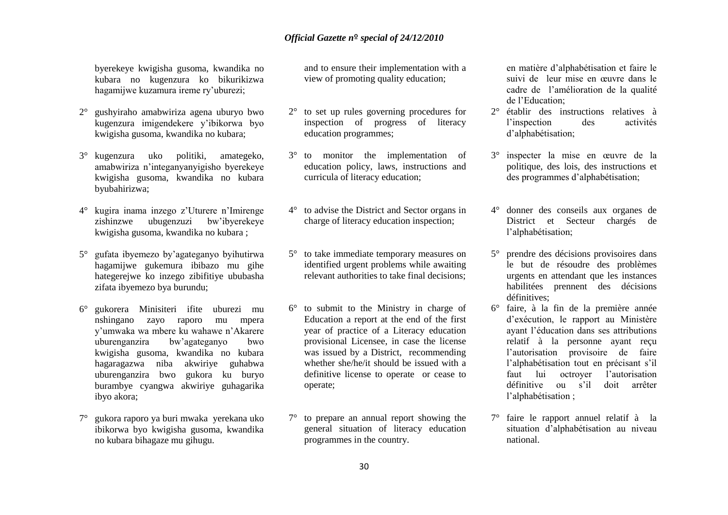byerekeye kwigisha gusoma, kwandika no kubara no kugenzura ko bikurikizwa hagamijwe kuzamura ireme ry'uburezi;

2° gushyiraho amabwiriza agena uburyo bwo kugenzura imigendekere y'ibikorwa byo kwigisha gusoma, kwandika no kubara;

3° kugenzura uko politiki, amategeko, amabwiriza n'integanyanyigisho byerekeye kwigisha gusoma, kwandika no kubara byubahirizwa;

4° kugira inama inzego z'Uturere n'Imirenge zishinzwe ubugenzuzi bw'ibyerekeye kwigisha gusoma, kwandika no kubara ;

5° gufata ibyemezo by'agateganyo byihutirwa hagamijwe gukemura ibibazo mu gihe hategerejwe ko inzego zibifitiye ububasha zifata ibyemezo bya burundu;

6° gukorera Minisiteri ifite uburezi mu nshingano zayo raporo mu mpera y'umwaka wa mbere ku wahawe n'Akarere uburenganzira bw'agateganyo bwo kwigisha gusoma, kwandika no kubara hagaragazwa niba akwiriye guhabwa uburenganzira bwo gukora ku buryo burambye cyangwa akwiriye guhagarika ibyo akora;

7° gukora raporo ya buri mwaka yerekana uko ibikorwa byo kwigisha gusoma, kwandika no kubara bihagaze mu gihugu.

and to ensure their implementation with a view of promoting quality education;

2° to set up rules governing procedures for inspection of progress of literacy education programmes;

3° to monitor the implementation of education policy, laws, instructions and curricula of literacy education;

4° to advise the District and Sector organs in charge of literacy education inspection;

5° to take immediate temporary measures on identified urgent problems while awaiting relevant authorities to take final decisions;

6° to submit to the Ministry in charge of Education a report at the end of the first year of practice of a Literacy education provisional Licensee, in case the license was issued by a District, recommending whether she/he/it should be issued with a definitive license to operate or cease to operate;

7° to prepare an annual report showing the general situation of literacy education programmes in the country.

en matière d'alphabétisation et faire le suivi de leur mise en œuvre dans le cadre de l'amélioration de la qualité de l'Education;

2° établir des instructions relatives à l'inspection des activités d'alphabétisation;

3° inspecter la mise en œuvre de la politique, des lois, des instructions et des programmes d'alphabétisation;

4° donner des conseils aux organes de District et Secteur chargés de l'alphabétisation;

5° prendre des décisions provisoires dans le but de résoudre des problèmes urgents en attendant que les instances habilitées prennent des décisions définitives;

6° faire, à la fin de la première année d'exécution, le rapport au Ministère ayant l'éducation dans ses attributions relatif à la personne ayant reçu l'autorisation provisoire de faire l'alphabétisation tout en précisant s'il faut lui octroyer l'autorisation définitive ou s'il doit arrêter l'alphabétisation ;

7° faire le rapport annuel relatif à la situation d'alphabétisation au niveau national.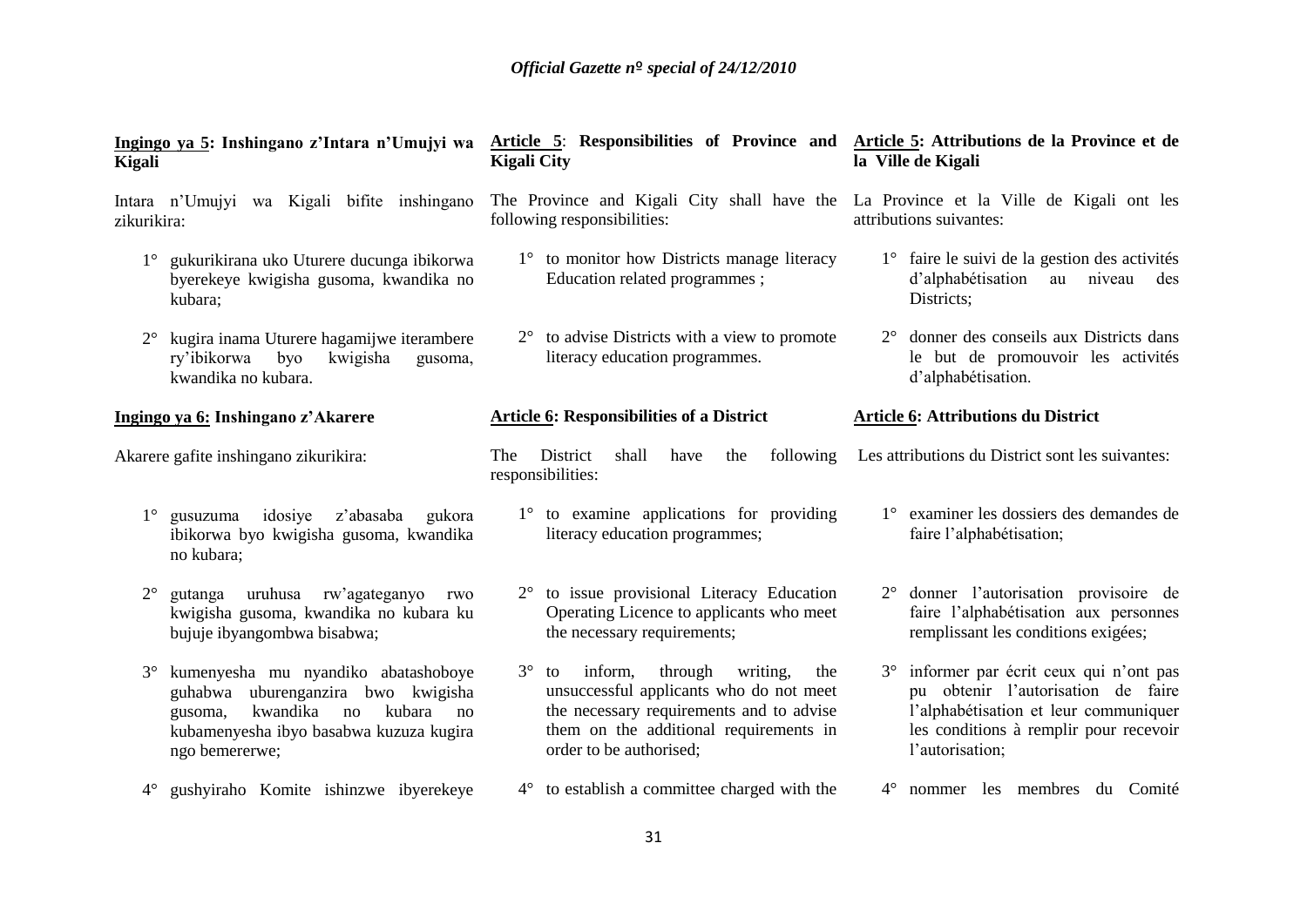**Ingingo ya 5: Inshingano z'Intara n'Umujyi wa Kigali**

Intara n'Umujyi wa Kigali bifite inshingano zikurikira:

1° gukurikirana uko Uturere ducunga ibikorwa byerekeye kwigisha gusoma, kwandika no kubara;

2° kugira inama Uturere hagamijwe iterambere ry'ibikorwa byo kwigisha gusoma, kwandika no kubara.

**Ingingo ya 6: Inshingano z'Akarere**

Akarere gafite inshingano zikurikira:

1° gusuzuma idosiye z'abasaba gukora ibikorwa byo kwigisha gusoma, kwandika no kubara;

2° gutanga uruhusa rw'agateganyo rwo kwigisha gusoma, kwandika no kubara ku bujuje ibyangombwa bisabwa;

3° kumenyesha mu nyandiko abatashoboye guhabwa uburenganzira bwo kwigisha gusoma, kwandika no kubara no kubamenyesha ibyo basabwa kuzuza kugira ngo bemererwe;

4° gushyiraho Komite ishinzwe ibyerekeye

**Article 5: Responsibilities of Province and Kigali City**

The Province and Kigali City shall have the following responsibilities:

1° to monitor how Districts manage literacy Education related programmes ;

2° to advise Districts with a view to promote literacy education programmes.

**Article 6: Responsibilities of a District**

The District shall have the following responsibilities:

1° to examine applications for providing literacy education programmes;

2° to issue provisional Literacy Education Operating Licence to applicants who meet the necessary requirements;

3° to inform, through writing, the unsuccessful applicants who do not meet the necessary requirements and to advise them on the additional requirements in order to be authorised;

4° to establish a committee charged with the

**Article 5: Attributions de la Province et de la Ville de Kigali**

La Province et la Ville de Kigali ont les attributions suivantes:

1° faire le suivi de la gestion des activités d'alphabétisation au niveau des Districts;

2° donner des conseils aux Districts dans le but de promouvoir les activités d'alphabétisation.

**Article 6: Attributions du District**

Les attributions du District sont les suivantes:

1° examiner les dossiers des demandes de faire l'alphabétisation;

2° donner l'autorisation provisoire de faire l'alphabétisation aux personnes remplissant les conditions exigées;

3° informer par écrit ceux qui n'ont pas pu obtenir l'autorisation de faire l'alphabétisation et leur communiquer les conditions à remplir pour recevoir l'autorisation;

4° nommer les membres du Comité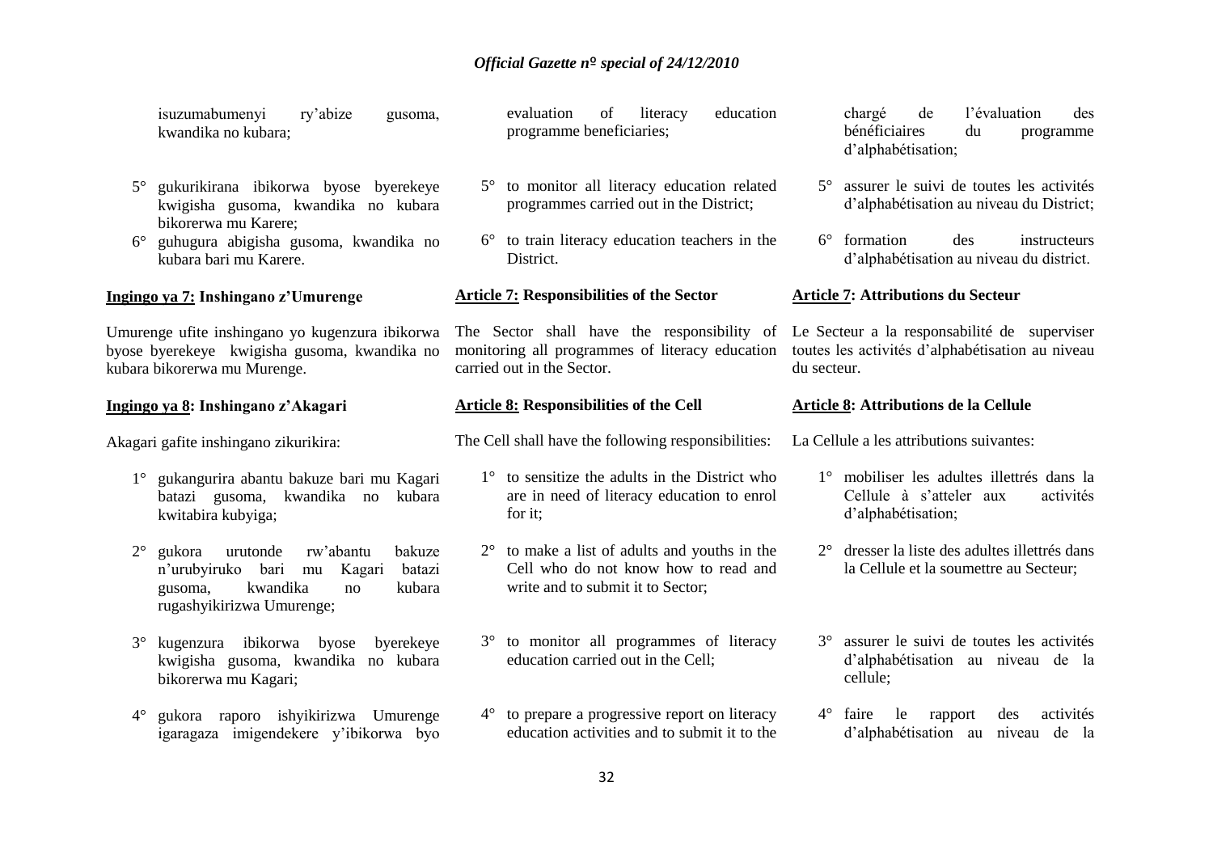isuzumabumenyi ry'abize gusoma, kwandika no kubara;

5° gukurikirana ibikorwa byose byerekeye kwigisha gusoma, kwandika no kubara bikorerwa mu Karere;

6° guhugura abigisha gusoma, kwandika no kubara bari mu Karere.

**Ingingo ya 7: Inshingano z'Umurenge**

Umurenge ufite inshingano yo kugenzura ibikorwa byose byerekeye kwigisha gusoma, kwandika no kubara bikorerwa mu Murenge.

**Ingingo ya 8: Inshingano z'Akagari**

Akagari gafite inshingano zikurikira:

1° gukangurira abantu bakuze bari mu Kagari batazi gusoma, kwandika no kubara kwitabira kubyiga;

2° gukora urutonde rw'abantu bakuze n'urubyiruko bari mu Kagari batazi gusoma, kwandika no kubara rugashyikirizwa Umurenge;

3° kugenzura ibikorwa byose byerekeye kwigisha gusoma, kwandika no kubara bikorerwa mu Kagari;

4° gukora raporo ishyikirizwa Umurenge igaragaza imigendekere y'ibikorwa byo

evaluation of literacy education programme beneficiaries;

5° to monitor all literacy education related programmes carried out in the District;

6° to train literacy education teachers in the District.

**Article 7: Responsibilities of the Sector**

The Sector shall have the responsibility of monitoring all programmes of literacy education carried out in the Sector.

**Article 8: Responsibilities of the Cell**

The Cell shall have the following responsibilities:

1° to sensitize the adults in the District who are in need of literacy education to enrol for it;

2° to make a list of adults and youths in the Cell who do not know how to read and write and to submit it to Sector;

3° to monitor all programmes of literacy education carried out in the Cell;

4° to prepare a progressive report on literacy education activities and to submit it to the

chargé de l'évaluation des bénéficiaires du programme d'alphabétisation;

5° assurer le suivi de toutes les activités d'alphabétisation au niveau du District;

6° formation des instructeurs d'alphabétisation au niveau du district.

**Article 7: Attributions du Secteur**

Le Secteur a la responsabilité de superviser toutes les activités d'alphabétisation au niveau du secteur.

**Article 8: Attributions de la Cellule**

La Cellule a les attributions suivantes:

1° mobiliser les adultes illettrés dans la Cellule à s'atteler aux activités d'alphabétisation;

2° dresser la liste des adultes illettrés dans la Cellule et la soumettre au Secteur;

3° assurer le suivi de toutes les activités d'alphabétisation au niveau de la cellule;

4° faire le rapport des activités d'alphabétisation au niveau de la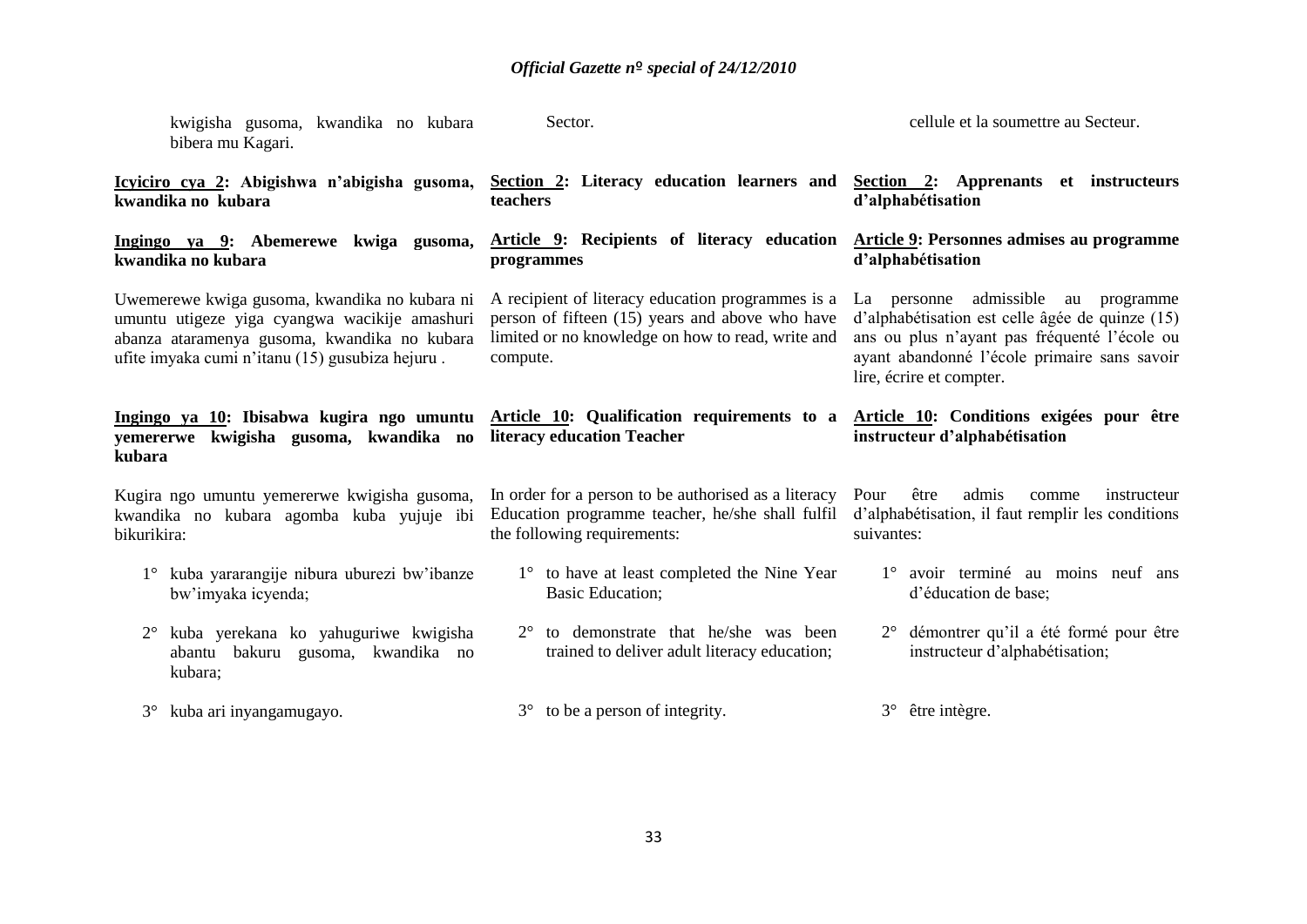kwigisha gusoma, kwandika no kubara bibera mu Kagari.

**Icyiciro cya 2: Abigishwa n'abigisha gusoma, kwandika no kubara**

**Ingingo ya 9: Abemerewe kwiga gusoma, kwandika no kubara**

Uwemerewe kwiga gusoma, kwandika no kubara ni umuntu utigeze yiga cyangwa wacikije amashuri abanza ataramenya gusoma, kwandika no kubara ufite imyaka cumi n'itanu (15) gusubiza hejuru .

**Ingingo ya 10: Ibisabwa kugira ngo umuntu yemererwe kwigisha gusoma, kwandika no kubara**

Kugira ngo umuntu yemererwe kwigisha gusoma, kwandika no kubara agomba kuba yujuje ibi bikurikira:

1° kuba yararangije nibura uburezi bw'ibanze bw'imyaka icyenda;

2° kuba yerekana ko yahuguriwe kwigisha abantu bakuru gusoma, kwandika no kubara;

3° kuba ari inyangamugayo.

Sector.

**Section 2: Literacy education learners and teachers**

**Article 9: Recipients of literacy education programmes**

A recipient of literacy education programmes is a person of fifteen (15) years and above who have limited or no knowledge on how to read, write and compute.

**Article 10: Qualification requirements to a literacy education Teacher**

In order for a person to be authorised as a literacy Education programme teacher, he/she shall fulfil the following requirements:

1° to have at least completed the Nine Year Basic Education;

2° to demonstrate that he/she was been trained to deliver adult literacy education;

3° to be a person of integrity.

cellule et la soumettre au Secteur.

**Section 2: Apprenants et instructeurs d'alphabétisation**

**Article 9: Personnes admises au programme d'alphabétisation**

La personne admissible au programme d'alphabétisation est celle âgée de quinze (15) ans ou plus n'ayant pas fréquenté l'école ou ayant abandonné l'école primaire sans savoir lire, écrire et compter.

**Article 10: Conditions exigées pour être instructeur d'alphabétisation**

Pour être admis comme instructeur d'alphabétisation, il faut remplir les conditions suivantes:

1° avoir terminé au moins neuf ans d'éducation de base;

2° démontrer qu'il a été formé pour être instructeur d'alphabétisation;

3° être intègre.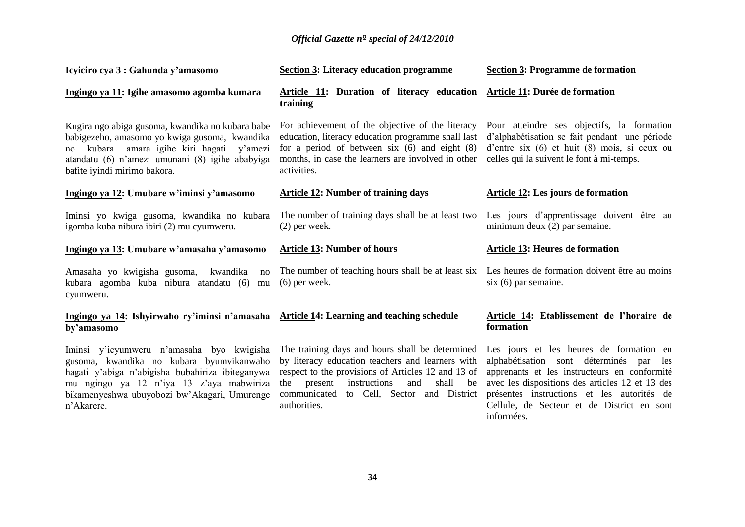**Icyiciro cya 3 : Gahunda y'amasomo**

**Ingingo ya 11: Igihe amasomo agomba kumara**

Kugira ngo abiga gusoma, kwandika no kubara babe babigezeho, amasomo yo kwiga gusoma, kwandika no kubara amara igihe kiri hagati y'amezi atandatu (6) n'amezi umunani (8) igihe ababyiga bafite iyindi mirimo bakora.

**Ingingo ya 12: Umubare w'iminsi y'amasomo**

Iminsi yo kwiga gusoma, kwandika no kubara igomba kuba nibura ibiri (2) mu cyumweru.

**Ingingo ya 13: Umubare w'amasaha y'amasomo**

Amasaha yo kwigisha gusoma, kwandika no kubara agomba kuba nibura atandatu (6) mu cyumweru.

**Ingingo ya 14: Ishyirwaho ry'iminsi n'amasaha by'amasomo**

Iminsi y'icyumweru n'amasaha byo kwigisha gusoma, kwandika no kubara byumvikanwaho hagati y'abiga n'abigisha bubahiriza ibiteganywa mu ngingo ya 12 n'iya 13 z'aya mabwiriza bikamenyeshwa ubuyobozi bw'Akagari, Umurenge n'Akarere.

**Section 3: Literacy education programme**

**Article 11: Duration of literacy education training**

For achievement of the objective of the literacy education, literacy education programme shall last for a period of between six (6) and eight (8) months, in case the learners are involved in other activities.

**Article 12: Number of training days**

The number of training days shall be at least two (2) per week.

**Article 13: Number of hours**

The number of teaching hours shall be at least six (6) per week.

**Article 14: Learning and teaching schedule**

The training days and hours shall be determined by literacy education teachers and learners with respect to the provisions of Articles 12 and 13 of the present instructions and shall be communicated to Cell, Sector and District authorities.

**Section 3: Programme de formation**

**Article 11: Durée de formation**

Pour atteindre ses objectifs, la formation d'alphabétisation se fait pendant une période d'entre six (6) et huit (8) mois, si ceux ou celles qui la suivent le font à mi-temps.

**Article 12: Les jours de formation**

Les jours d'apprentissage doivent être au minimum deux (2) par semaine.

**Article 13: Heures de formation**

Les heures de formation doivent être au moins six (6) par semaine.

**Article 14: Etablissement de l'horaire de formation**

Les jours et les heures de formation en alphabétisation sont déterminés par les apprenants et les instructeurs en conformité avec les dispositions des articles 12 et 13 des présentes instructions et les autorités de Cellule, de Secteur et de District en sont informées.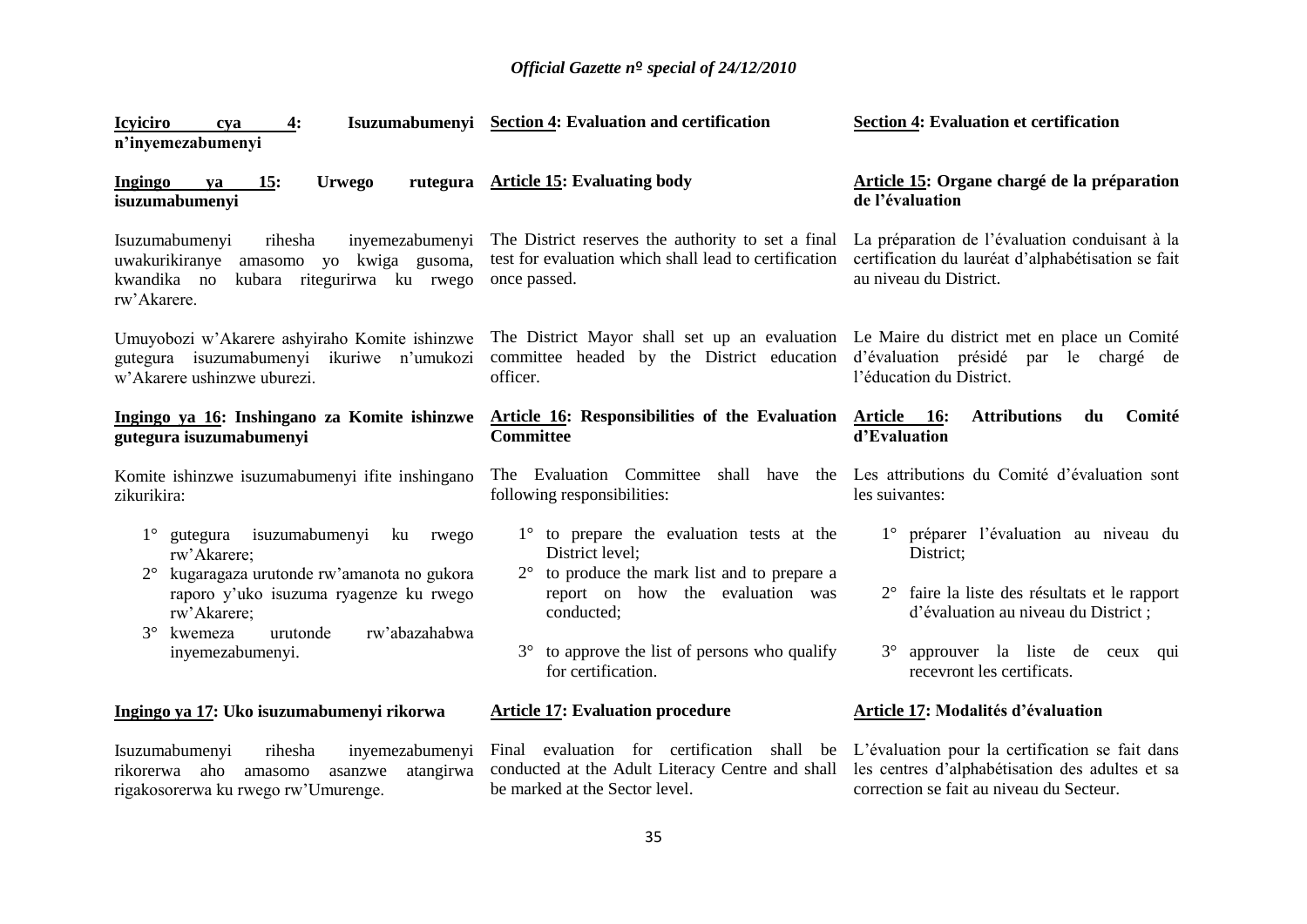**Icyiciro cya 4: Isuzumabumenyi n'inyemezabumenyi**

**Ingingo ya 15: Urwego rutegura isuzumabumenyi**

Isuzumabumenyi rihesha inyemezabumenyi uwakurikiranye amasomo yo kwiga gusoma, kwandika no kubara ritegurirwa ku rwego rw'Akarere.

Umuyobozi w'Akarere ashyiraho Komite ishinzwe gutegura isuzumabumenyi ikuriwe n'umukozi w'Akarere ushinzwe uburezi.

**Ingingo ya 16: Inshingano za Komite ishinzwe gutegura isuzumabumenyi**

Komite ishinzwe isuzumabumenyi ifite inshingano zikurikira:

1° gutegura isuzumabumenyi ku rwego rw'Akarere;
2° kugaragaza urutonde rw'amanota no gukora raporo y'uko isuzuma ryagenze ku rwego rw'Akarere;
3° kwemeza urutonde rw'abazahabwa inyemezabumenyi.

**Ingingo ya 17: Uko isuzumabumenyi rikorwa**

Isuzumabumenyi rihesha inyemezabumenyi rikorerwa aho amasomo asanzwe atangirwa rigakosorerwa ku rwego rw'Umurenge.

**Section 4: Evaluation and certification**

**Article 15: Evaluating body**

The District reserves the authority to set a final test for evaluation which shall lead to certification once passed.

The District Mayor shall set up an evaluation committee headed by the District education officer.

**Article 16: Responsibilities of the Evaluation Committee**

The Evaluation Committee shall have the following responsibilities:

1° to prepare the evaluation tests at the District level;
2° to produce the mark list and to prepare a report on how the evaluation was conducted;
3° to approve the list of persons who qualify for certification.

**Article 17: Evaluation procedure**

Final evaluation for certification shall be conducted at the Adult Literacy Centre and shall be marked at the Sector level.

**Section 4: Evaluation et certification**

**Article 15: Organe chargé de la préparation de l'évaluation**

La préparation de l'évaluation conduisant à la certification du lauréat d'alphabétisation se fait au niveau du District.

Le Maire du district met en place un Comité d'évaluation présidé par le chargé de l'éducation du District.

**Article 16: Attributions du Comité d'Evaluation**

Les attributions du Comité d'évaluation sont les suivantes:

1° préparer l'évaluation au niveau du District;
2° faire la liste des résultats et le rapport d'évaluation au niveau du District ;
3° approuver la liste de ceux qui recevront les certificats.

**Article 17: Modalités d'évaluation**

L'évaluation pour la certification se fait dans les centres d'alphabétisation des adultes et sa correction se fait au niveau du Secteur.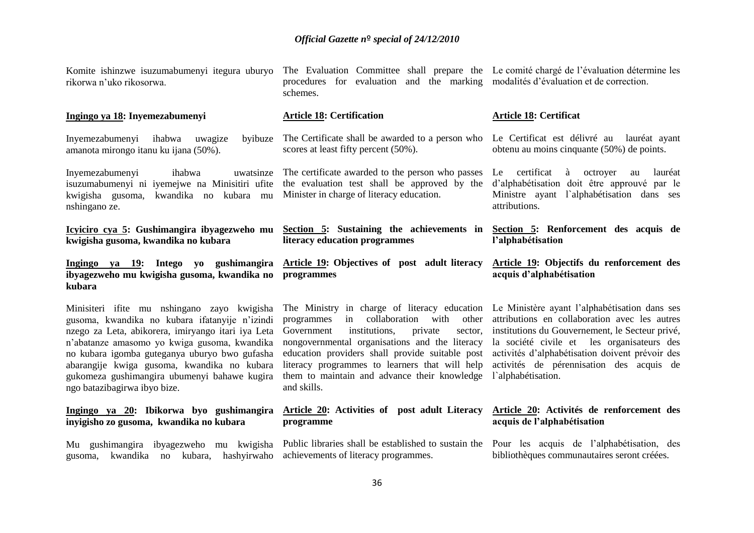Komite ishinzwe isuzumabumenyi itegura uburyo rikorwa n'uko rikosorwa.

**Ingingo ya 18: Inyemezabumenyi**

Inyemezabumenyi ihabwa uwagize byibuze amanota mirongo itanu ku ijana (50%).

Inyemezabumenyi ihabwa uwatsinze isuzumabumenyi ni iyemejwe na Minisitiri ufite kwigisha gusoma, kwandika no kubara mu nshingano ze.

**Icyiciro cya 5: Gushimangira ibyagezweho mu kwigisha gusoma, kwandika no kubara**

**Ingingo ya 19: Intego yo gushimangira ibyagezweho mu kwigisha gusoma, kwandika no kubara**

Minisiteri ifite mu nshingano zayo kwigisha gusoma, kwandika no kubara ifatanyije n'izindi nzego za Leta, abikorera, imiryango itari iya Leta n'abatanze amasomo yo kwiga gusoma, kwandika no kubara igomba guteganya uburyo bwo gufasha abarangije kwiga gusoma, kwandika no kubara gukomeza gushimangira ubumenyi bahawe kugira ngo batazibagirwa ibyo bize.

**Ingingo ya 20: Ibikorwa byo gushimangira inyigisho zo gusoma, kwandika no kubara**

Mu gushimangira ibyagezweho mu kwigisha gusoma, kwandika no kubara, hashyirwaho

---

The Evaluation Committee shall prepare the procedures for evaluation and the marking schemes.

**Article 18: Certification**

The Certificate shall be awarded to a person who scores at least fifty percent (50%).

The certificate awarded to the person who passes the evaluation test shall be approved by the Minister in charge of literacy education.

**Section 5: Sustaining the achievements in literacy education programmes**

**Article 19: Objectives of post adult literacy programmes**

The Ministry in charge of literacy education programmes in collaboration with other Government institutions, private sector, nongovernmental organisations and the literacy education providers shall provide suitable post literacy programmes to learners that will help them to maintain and advance their knowledge and skills.

**Article 20: Activities of post adult Literacy programme**

Public libraries shall be established to sustain the achievements of literacy programmes.

---

Le comité chargé de l'évaluation détermine les modalités d'évaluation et de correction.

**Article 18: Certificat**

Le Certificat est délivré au lauréat ayant obtenu au moins cinquante (50%) de points.

Le certificat à octroyer au lauréat d'alphabétisation doit être approuvé par le Ministre ayant l`alphabétisation dans ses attributions.

**Section 5: Renforcement des acquis de l'alphabétisation**

**Article 19: Objectifs du renforcement des acquis d'alphabétisation**

Le Ministère ayant l'alphabétisation dans ses attributions en collaboration avec les autres institutions du Gouvernement, le Secteur privé, la société civile et les organisateurs des activités d'alphabétisation doivent prévoir des activités de pérennisation des acquis de l`alphabétisation.

**Article 20: Activités de renforcement des acquis de l'alphabétisation**

Pour les acquis de l'alphabétisation, des bibliothèques communautaires seront créées.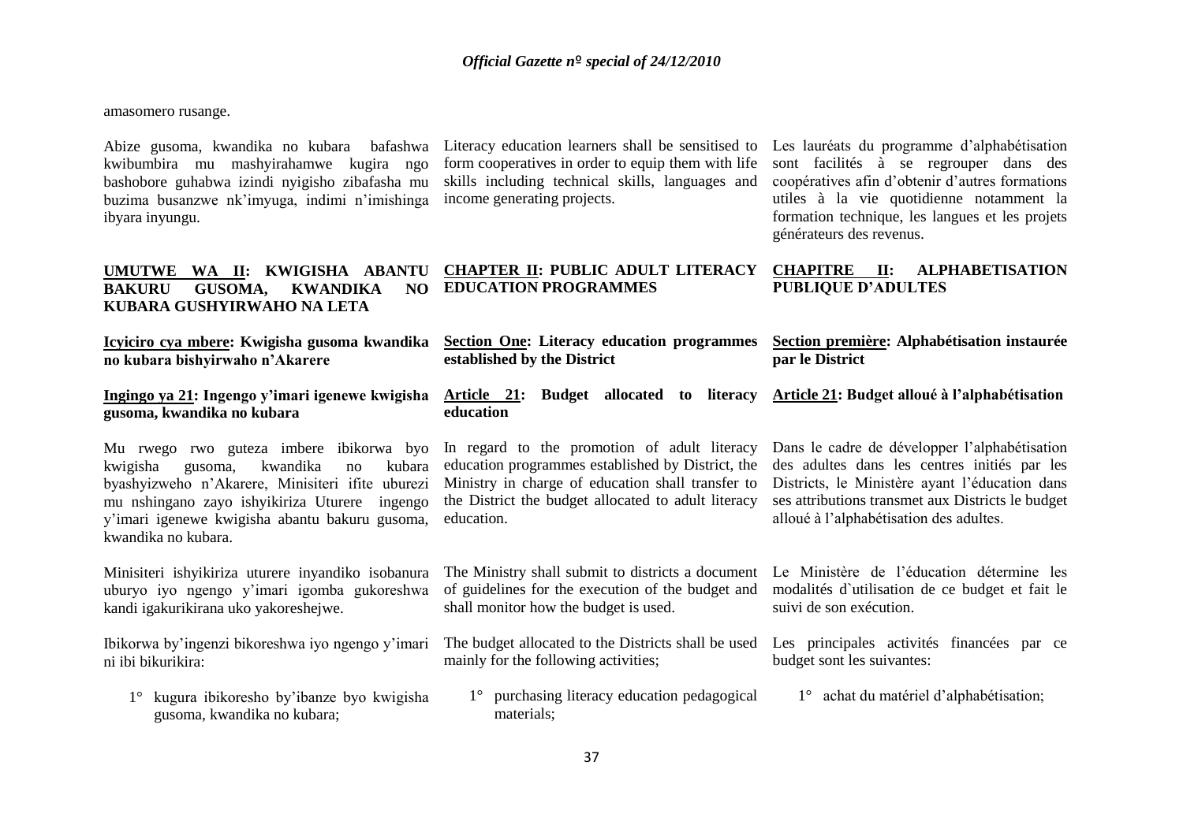amasomero rusange.

Abize gusoma, kwandika no kubara bafashwa kwibumbira mu mashyirahamwe kugira ngo bashobore guhabwa izindi nyigisho zibafasha mu buzima busanzwe nk'imyuga, indimi n'imishinga ibyara inyungu.

Literacy education learners shall be sensitised to form cooperatives in order to equip them with life skills including technical skills, languages and income generating projects.

Les lauréats du programme d'alphabétisation sont facilités à se regrouper dans des coopératives afin d'obtenir d'autres formations utiles à la vie quotidienne notamment la formation technique, les langues et les projets générateurs des revenus.

## UMUTWE WA II: KWIGISHA ABANTU BAKURU GUSOMA, KWANDIKA NO KUBARA GUSHYIRWAHO NA LETA

## CHAPTER II: PUBLIC ADULT LITERACY EDUCATION PROGRAMMES

## CHAPITRE II: ALPHABETISATION PUBLIQUE D'ADULTES

### Icyiciro cya mbere: Kwigisha gusoma kwandika no kubara bishyirwaho n'Akarere

### Section One: Literacy education programmes established by the District

### Section première: Alphabétisation instaurée par le District

**Ingingo ya 21: Ingengo y'imari igenewe kwigisha gusoma, kwandika no kubara**

Mu rwego rwo guteza imbere ibikorwa byo kwigisha gusoma, kwandika no kubara byashyizweho n'Akarere, Minisiteri ifite uburezi mu nshingano zayo ishyikiriza Uturere ingengo y'imari igenewe kwigisha abantu bakuru gusoma, kwandika no kubara.

Minisiteri ishyikiriza uturere inyandiko isobanura uburyo iyo ngengo y'imari igomba gukoreshwa kandi igakurikirana uko yakoreshejwe.

Ibikorwa by'ingenzi bikoreshwa iyo ngengo y'imari ni ibi bikurikira:

1° kugura ibikoresho by'ibanze byo kwigisha gusoma, kwandika no kubara;

**Article 21: Budget allocated to literacy education**

In regard to the promotion of adult literacy education programmes established by District, the Ministry in charge of education shall transfer to the District the budget allocated to adult literacy education.

The Ministry shall submit to districts a document of guidelines for the execution of the budget and shall monitor how the budget is used.

The budget allocated to the Districts shall be used mainly for the following activities;

1° purchasing literacy education pedagogical materials;

**Article 21: Budget alloué à l'alphabétisation**

Dans le cadre de développer l'alphabétisation des adultes dans les centres initiés par les Districts, le Ministère ayant l'éducation dans ses attributions transmet aux Districts le budget alloué à l'alphabétisation des adultes.

Le Ministère de l'éducation détermine les modalités d`utilisation de ce budget et fait le suivi de son exécution.

Les principales activités financées par ce budget sont les suivantes:

1° achat du matériel d'alphabétisation;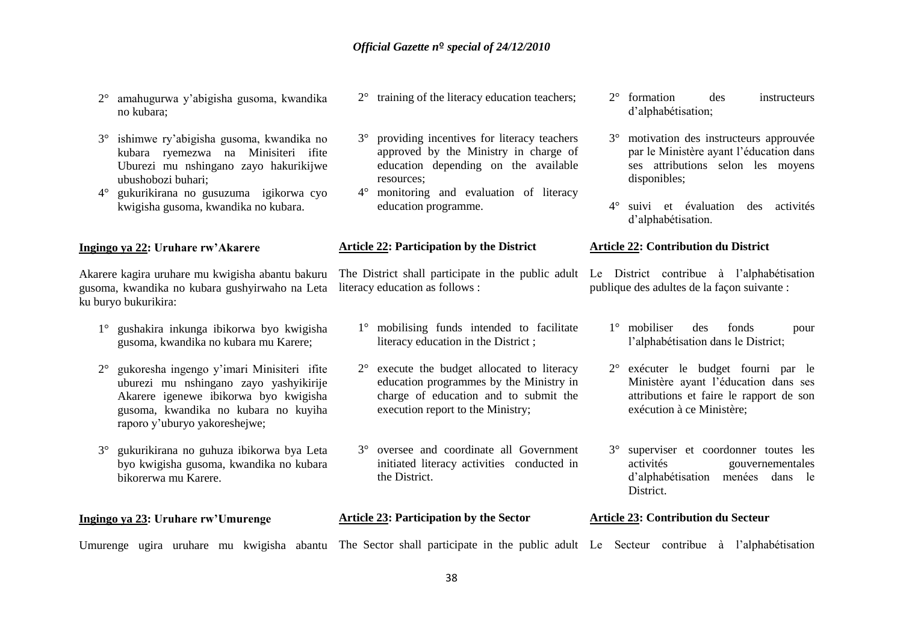2° amahugurwa y'abigisha gusoma, kwandika no kubara;

3° ishimwe ry'abigisha gusoma, kwandika no kubara ryemezwa na Minisiteri ifite Uburezi mu nshingano zayo hakurikijwe ubushobozi buhari;

4° gukurikirana no gusuzuma igikorwa cyo kwigisha gusoma, kwandika no kubara.

**Ingingo ya 22: Uruhare rw'Akarere**

Akarere kagira uruhare mu kwigisha abantu bakuru gusoma, kwandika no kubara gushyirwaho na Leta ku buryo bukurikira:

1° gushakira inkunga ibikorwa byo kwigisha gusoma, kwandika no kubara mu Karere;

2° gukoresha ingengo y'imari Minisiteri ifite uburezi mu nshingano zayo yashyikirije Akarere igenewe ibikorwa byo kwigisha gusoma, kwandika no kubara no kuyiha raporo y'uburyo yakoreshejwe;

3° gukurikirana no guhuza ibikorwa bya Leta byo kwigisha gusoma, kwandika no kubara bikorerwa mu Karere.

**Ingingo ya 23: Uruhare rw'Umurenge**

Umurenge ugira uruhare mu kwigisha abantu

2° training of the literacy education teachers;

3° providing incentives for literacy teachers approved by the Ministry in charge of education depending on the available resources;

4° monitoring and evaluation of literacy education programme.

**Article 22: Participation by the District**

The District shall participate in the public adult literacy education as follows :

1° mobilising funds intended to facilitate literacy education in the District ;

2° execute the budget allocated to literacy education programmes by the Ministry in charge of education and to submit the execution report to the Ministry;

3° oversee and coordinate all Government initiated literacy activities conducted in the District.

**Article 23: Participation by the Sector**

The Sector shall participate in the public adult

2° formation des instructeurs d'alphabétisation;

3° motivation des instructeurs approuvée par le Ministère ayant l'éducation dans ses attributions selon les moyens disponibles;

4° suivi et évaluation des activités d'alphabétisation.

**Article 22: Contribution du District**

Le District contribue à l'alphabétisation publique des adultes de la façon suivante :

1° mobiliser des fonds pour l'alphabétisation dans le District;

2° exécuter le budget fourni par le Ministère ayant l'éducation dans ses attributions et faire le rapport de son exécution à ce Ministère;

3° superviser et coordonner toutes les activités gouvernementales d'alphabétisation menées dans le District.

**Article 23: Contribution du Secteur**

Le Secteur contribue à l'alphabétisation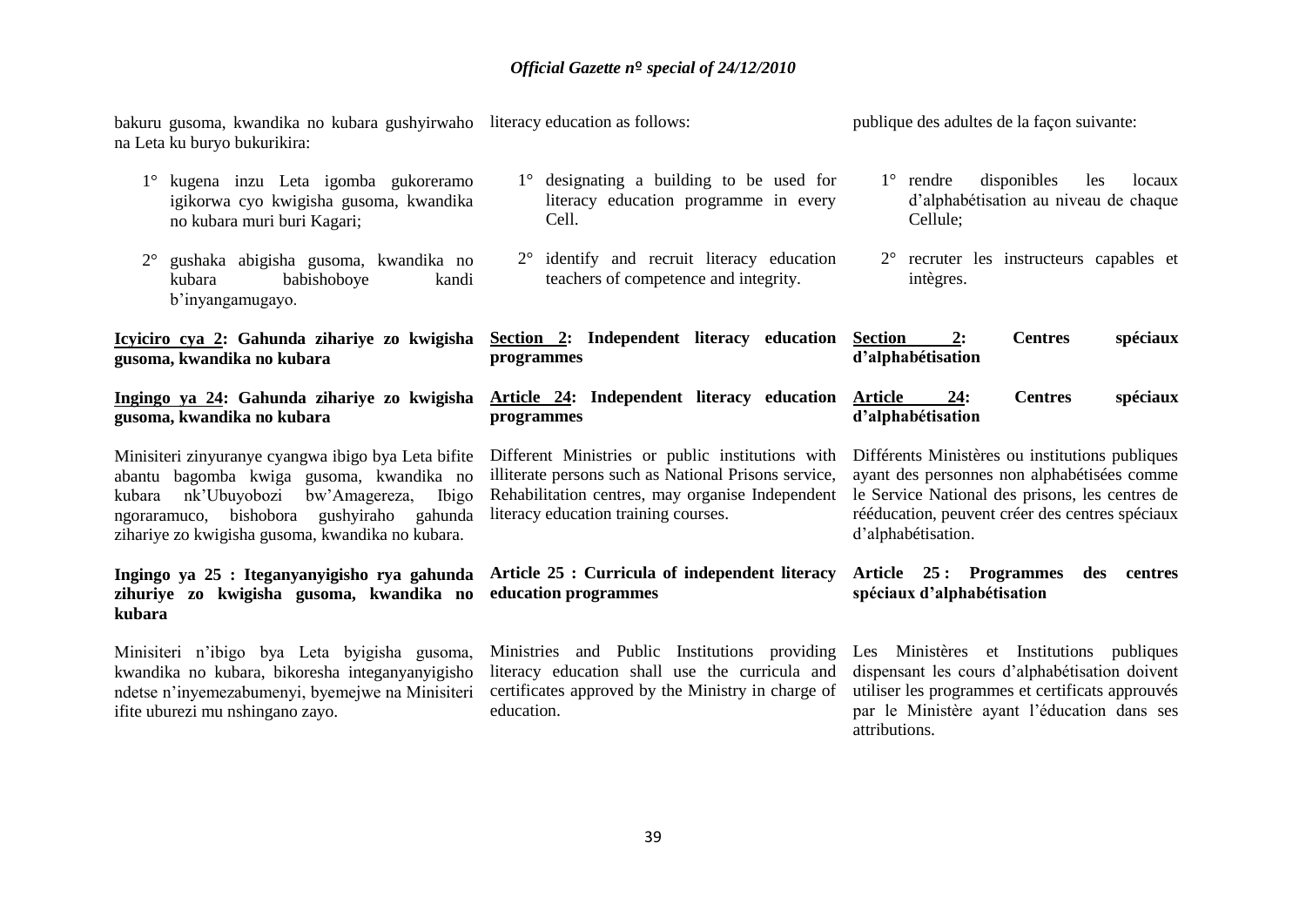bakuru gusoma, kwandika no kubara gushyirwaho na Leta ku buryo bukurikira:

1° kugena inzu Leta igomba gukoreramo igikorwa cyo kwigisha gusoma, kwandika no kubara muri buri Kagari;

2° gushaka abigisha gusoma, kwandika no kubara babishoboye kandi b'inyangamugayo.

**Icyiciro cya 2: Gahunda zihariye zo kwigisha gusoma, kwandika no kubara**

**Ingingo ya 24: Gahunda zihariye zo kwigisha gusoma, kwandika no kubara**

Minisiteri zinyuranye cyangwa ibigo bya Leta bifite abantu bagomba kwiga gusoma, kwandika no kubara nk'Ubuyobozi bw'Amagereza, Ibigo ngoraramuco, bishobora gushyiraho gahunda zihariye zo kwigisha gusoma, kwandika no kubara.

**Ingingo ya 25 : Iteganyanyigisho rya gahunda zihuriye zo kwigisha gusoma, kwandika no kubara**

Minisiteri n'ibigo bya Leta byigisha gusoma, kwandika no kubara, bikoresha integanyanyigisho ndetse n'inyemezabumenyi, byemejwe na Minisiteri ifite uburezi mu nshingano zayo.

literacy education as follows:

1° designating a building to be used for literacy education programme in every Cell.

2° identify and recruit literacy education teachers of competence and integrity.

**Section 2: Independent literacy education programmes**

**Article 24: Independent literacy education programmes**

Different Ministries or public institutions with illiterate persons such as National Prisons service, Rehabilitation centres, may organise Independent literacy education training courses.

**Article 25 : Curricula of independent literacy education programmes**

Ministries and Public Institutions providing literacy education shall use the curricula and certificates approved by the Ministry in charge of education.

publique des adultes de la façon suivante:

1° rendre disponibles les locaux d'alphabétisation au niveau de chaque Cellule;

2° recruter les instructeurs capables et intègres.

**Section 2: Centres spéciaux d'alphabétisation**

**Article 24: Centres spéciaux d'alphabétisation**

Différents Ministères ou institutions publiques ayant des personnes non alphabétisées comme le Service National des prisons, les centres de rééducation, peuvent créer des centres spéciaux d'alphabétisation.

**Article 25 : Programmes des centres spéciaux d'alphabétisation**

Les Ministères et Institutions publiques dispensant les cours d'alphabétisation doivent utiliser les programmes et certificats approuvés par le Ministère ayant l'éducation dans ses attributions.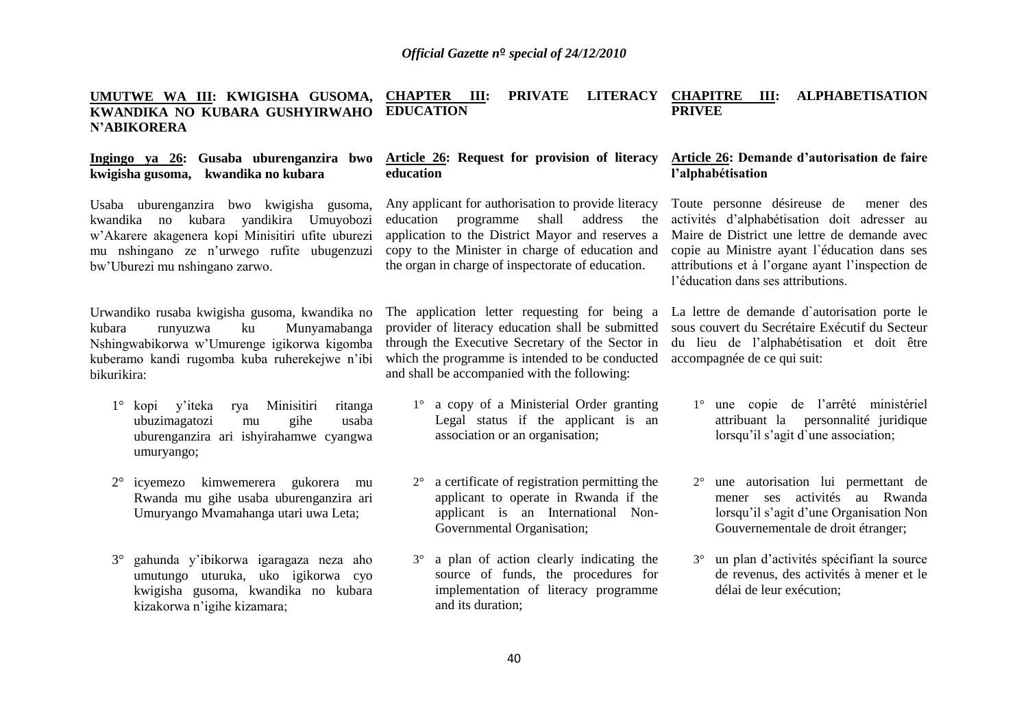## UMUTWE WA III: KWIGISHA GUSOMA, KWANDIKA NO KUBARA GUSHYIRWAHO N'ABIKORERA

**Ingingo ya 26: Gusaba uburenganzira bwo kwigisha gusoma, kwandika no kubara**

Usaba uburenganzira bwo kwigisha gusoma, kwandika no kubara yandikira Umuyobozi w'Akarere akagenera kopi Minisitiri ufite uburezi mu nshingano ze n'urwego rufite ubugenzuzi bw'Uburezi mu nshingano zarwo.

Urwandiko rusaba kwigisha gusoma, kwandika no kubara runyuzwa ku Munyamabanga Nshingwabikorwa w'Umurenge igikorwa kigomba kuberamo kandi rugomba kuba ruherekejwe n'ibi bikurikira:

1° kopi y'iteka rya Minisitiri ritanga ubuzimagatozi mu gihe usaba uburenganzira ari ishyirahamwe cyangwa umuryango;

2° icyemezo kimwemerera gukorera mu Rwanda mu gihe usaba uburenganzira ari Umuryango Mvamahanga utari uwa Leta;

3° gahunda y'ibikorwa igaragaza neza aho umutungo uturuka, uko igikorwa cyo kwigisha gusoma, kwandika no kubara kizakorwa n'igihe kizamara;

## CHAPTER III: PRIVATE LITERACY EDUCATION

**Article 26: Request for provision of literacy education**

Any applicant for authorisation to provide literacy education programme shall address the application to the District Mayor and reserves a copy to the Minister in charge of education and the organ in charge of inspectorate of education.

The application letter requesting for being a provider of literacy education shall be submitted through the Executive Secretary of the Sector in which the programme is intended to be conducted and shall be accompanied with the following:

1° a copy of a Ministerial Order granting Legal status if the applicant is an association or an organisation;

2° a certificate of registration permitting the applicant to operate in Rwanda if the applicant is an International Non-Governmental Organisation;

3° a plan of action clearly indicating the source of funds, the procedures for implementation of literacy programme and its duration;

## CHAPITRE III: ALPHABETISATION PRIVEE

**Article 26: Demande d'autorisation de faire l'alphabétisation**

Toute personne désireuse de mener des activités d'alphabétisation doit adresser au Maire de District une lettre de demande avec copie au Ministre ayant l`éducation dans ses attributions et à l'organe ayant l'inspection de l'éducation dans ses attributions.

La lettre de demande d`autorisation porte le sous couvert du Secrétaire Exécutif du Secteur du lieu de l'alphabétisation et doit être accompagnée de ce qui suit:

1° une copie de l'arrêté ministériel attribuant la personnalité juridique lorsqu'il s'agit d`une association;

2° une autorisation lui permettant de mener ses activités au Rwanda lorsqu'il s'agit d'une Organisation Non Gouvernementale de droit étranger;

3° un plan d'activités spécifiant la source de revenus, des activités à mener et le délai de leur exécution;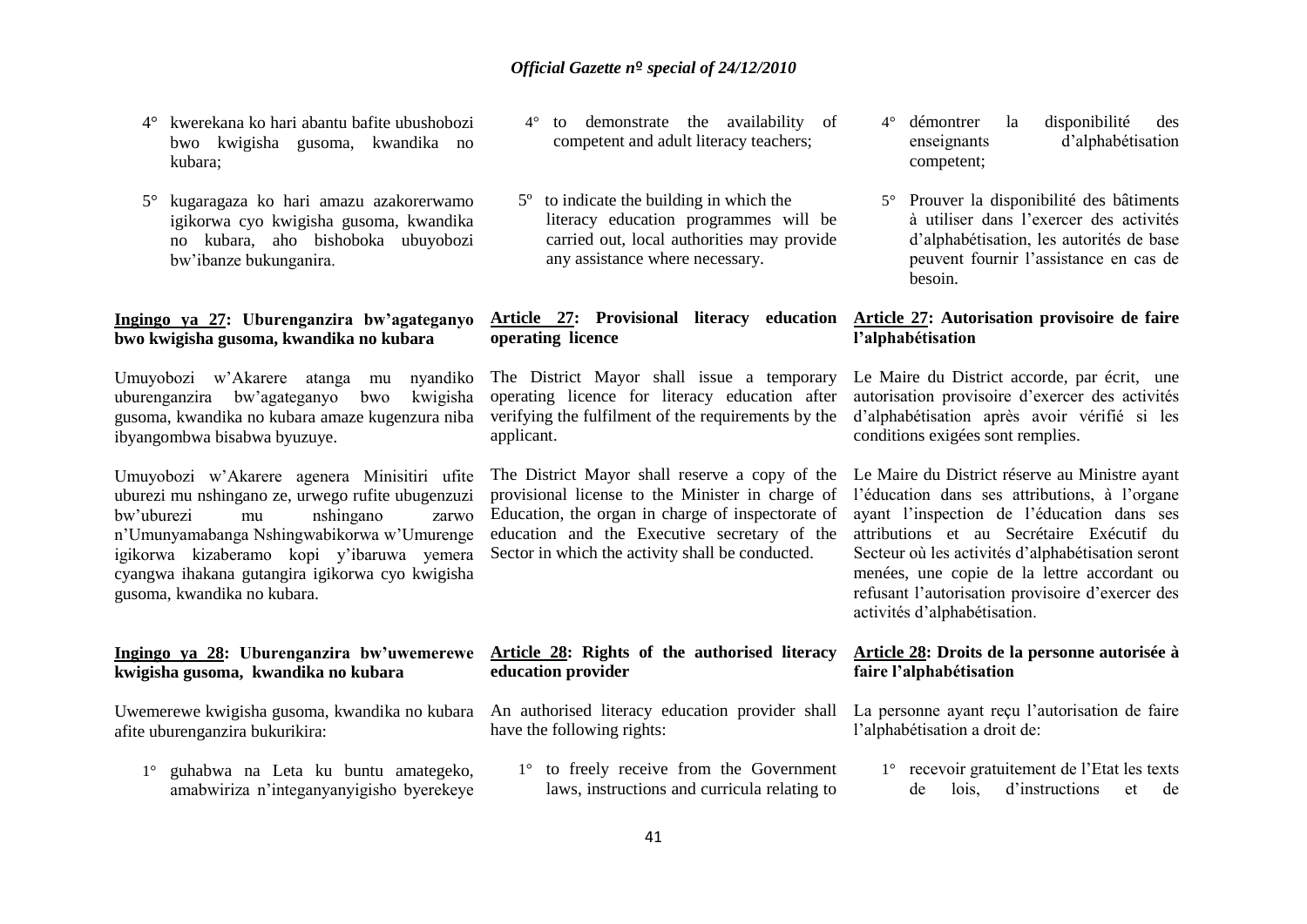4° kwerekana ko hari abantu bafite ubushobozi bwo kwigisha gusoma, kwandika no kubara;

5° kugaragaza ko hari amazu azakorerwamo igikorwa cyo kwigisha gusoma, kwandika no kubara, aho bishoboka ubuyobozi bw'ibanze bukunganira.

**Ingingo ya 27: Uburenganzira bw'agateganyo bwo kwigisha gusoma, kwandika no kubara**

Umuyobozi w'Akarere atanga mu nyandiko uburenganzira bw'agateganyo bwo kwigisha gusoma, kwandika no kubara amaze kugenzura niba ibyangombwa bisabwa byuzuye.

Umuyobozi w'Akarere agenera Minisitiri ufite uburezi mu nshingano ze, urwego rufite ubugenzuzi bw'uburezi mu nshingano zarwo n'Umunyamabanga Nshingwabikorwa w'Umurenge igikorwa kizaberamo kopi y'ibaruwa yemera cyangwa ihakana gutangira igikorwa cyo kwigisha gusoma, kwandika no kubara.

**Ingingo ya 28: Uburenganzira bw'uwemerewe kwigisha gusoma, kwandika no kubara**

Uwemerewe kwigisha gusoma, kwandika no kubara afite uburenganzira bukurikira:

1° guhabwa na Leta ku buntu amategeko, amabwiriza n'integanyanyigisho byerekeye

4° to demonstrate the availability of competent and adult literacy teachers;

5° to indicate the building in which the literacy education programmes will be carried out, local authorities may provide any assistance where necessary.

**Article 27: Provisional literacy education operating licence**

The District Mayor shall issue a temporary operating licence for literacy education after verifying the fulfilment of the requirements by the applicant.

The District Mayor shall reserve a copy of the provisional license to the Minister in charge of Education, the organ in charge of inspectorate of education and the Executive secretary of the Sector in which the activity shall be conducted.

**Article 28: Rights of the authorised literacy education provider**

An authorised literacy education provider shall have the following rights:

1° to freely receive from the Government laws, instructions and curricula relating to

4° démontrer la disponibilité des enseignants d'alphabétisation competent;

5° Prouver la disponibilité des bâtiments à utiliser dans l'exercer des activités d'alphabétisation, les autorités de base peuvent fournir l'assistance en cas de besoin.

**Article 27: Autorisation provisoire de faire l'alphabétisation**

Le Maire du District accorde, par écrit, une autorisation provisoire d'exercer des activités d'alphabétisation après avoir vérifié si les conditions exigées sont remplies.

Le Maire du District réserve au Ministre ayant l'éducation dans ses attributions, à l'organe ayant l'inspection de l'éducation dans ses attributions et au Secrétaire Exécutif du Secteur où les activités d'alphabétisation seront menées, une copie de la lettre accordant ou refusant l'autorisation provisoire d'exercer des activités d'alphabétisation.

**Article 28: Droits de la personne autorisée à faire l'alphabétisation**

La personne ayant reçu l'autorisation de faire l'alphabétisation a droit de:

1° recevoir gratuitement de l'Etat les texts de lois, d'instructions et de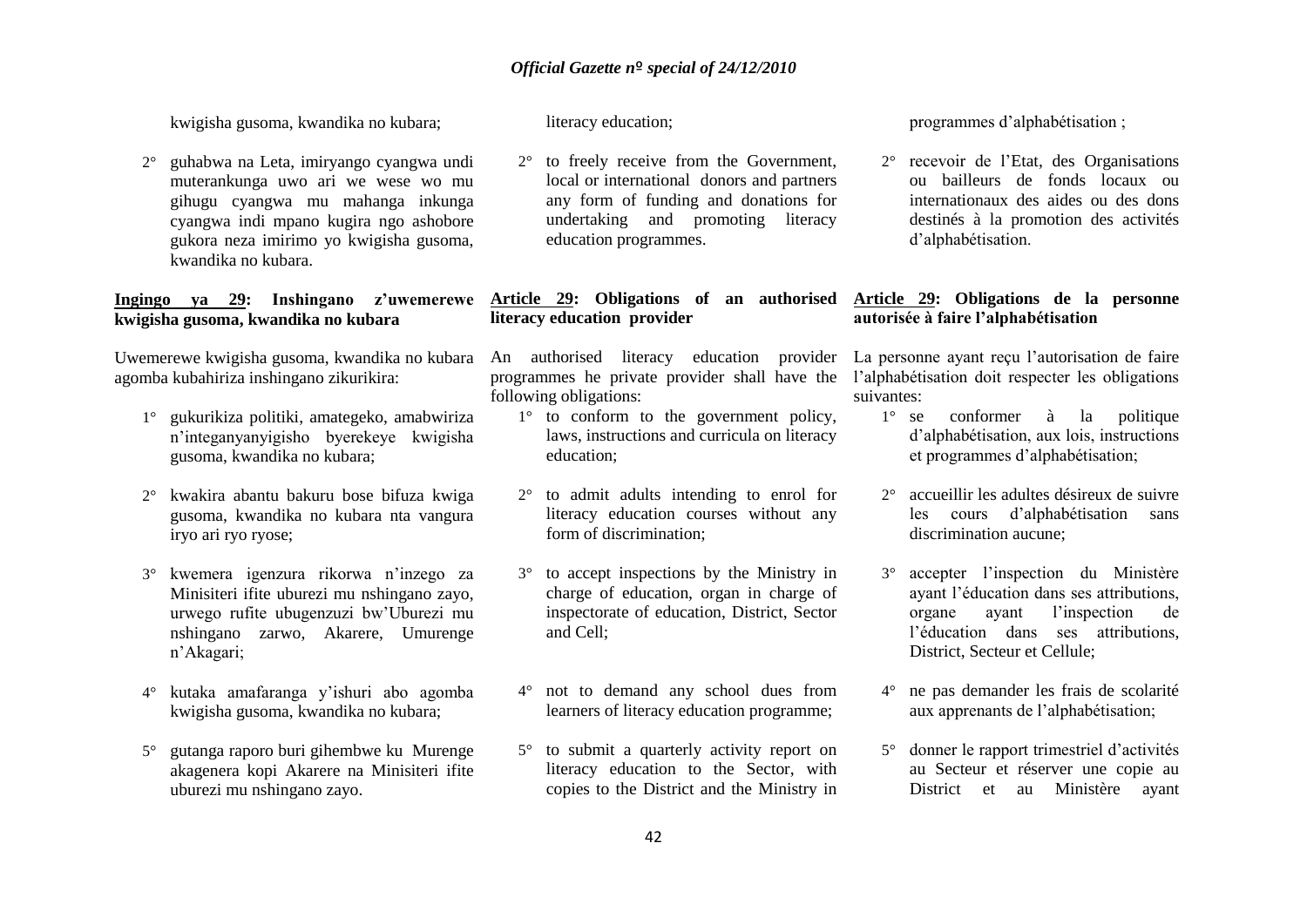kwigisha gusoma, kwandika no kubara;

2° guhabwa na Leta, imiryango cyangwa undi muterankunga uwo ari we wese wo mu gihugu cyangwa mu mahanga inkunga cyangwa indi mpano kugira ngo ashobore gukora neza imirimo yo kwigisha gusoma, kwandika no kubara.

**Ingingo ya 29: Inshingano z'uwemerewe kwigisha gusoma, kwandika no kubara**

Uwemerewe kwigisha gusoma, kwandika no kubara agomba kubahiriza inshingano zikurikira:

1° gukurikiza politiki, amategeko, amabwiriza n'integanyanyigisho byerekeye kwigisha gusoma, kwandika no kubara;

2° kwakira abantu bakuru bose bifuza kwiga gusoma, kwandika no kubara nta vangura iryo ari ryo ryose;

3° kwemera igenzura rikorwa n'inzego za Minisiteri ifite uburezi mu nshingano zayo, urwego rufite ubugenzuzi bw'Uburezi mu nshingano zarwo, Akarere, Umurenge n'Akagari;

4° kutaka amafaranga y'ishuri abo agomba kwigisha gusoma, kwandika no kubara;

5° gutanga raporo buri gihembwe ku Murenge akagenera kopi Akarere na Minisiteri ifite uburezi mu nshingano zayo.

literacy education;

2° to freely receive from the Government, local or international donors and partners any form of funding and donations for undertaking and promoting literacy education programmes.

**Article 29: Obligations of an authorised literacy education provider**

An authorised literacy education provider programmes he private provider shall have the following obligations:

1° to conform to the government policy, laws, instructions and curricula on literacy education;

2° to admit adults intending to enrol for literacy education courses without any form of discrimination;

3° to accept inspections by the Ministry in charge of education, organ in charge of inspectorate of education, District, Sector and Cell;

4° not to demand any school dues from learners of literacy education programme;

5° to submit a quarterly activity report on literacy education to the Sector, with copies to the District and the Ministry in

programmes d'alphabétisation ;

2° recevoir de l'Etat, des Organisations ou bailleurs de fonds locaux ou internationaux des aides ou des dons destinés à la promotion des activités d'alphabétisation.

**Article 29: Obligations de la personne autorisée à faire l'alphabétisation**

La personne ayant reçu l'autorisation de faire l'alphabétisation doit respecter les obligations suivantes:

1° se conformer à la politique d'alphabétisation, aux lois, instructions et programmes d'alphabétisation;

2° accueillir les adultes désireux de suivre les cours d'alphabétisation sans discrimination aucune;

3° accepter l'inspection du Ministère ayant l'éducation dans ses attributions, organe ayant l'inspection de l'éducation dans ses attributions, District, Secteur et Cellule;

4° ne pas demander les frais de scolarité aux apprenants de l'alphabétisation;

5° donner le rapport trimestriel d'activités au Secteur et réserver une copie au District et au Ministère ayant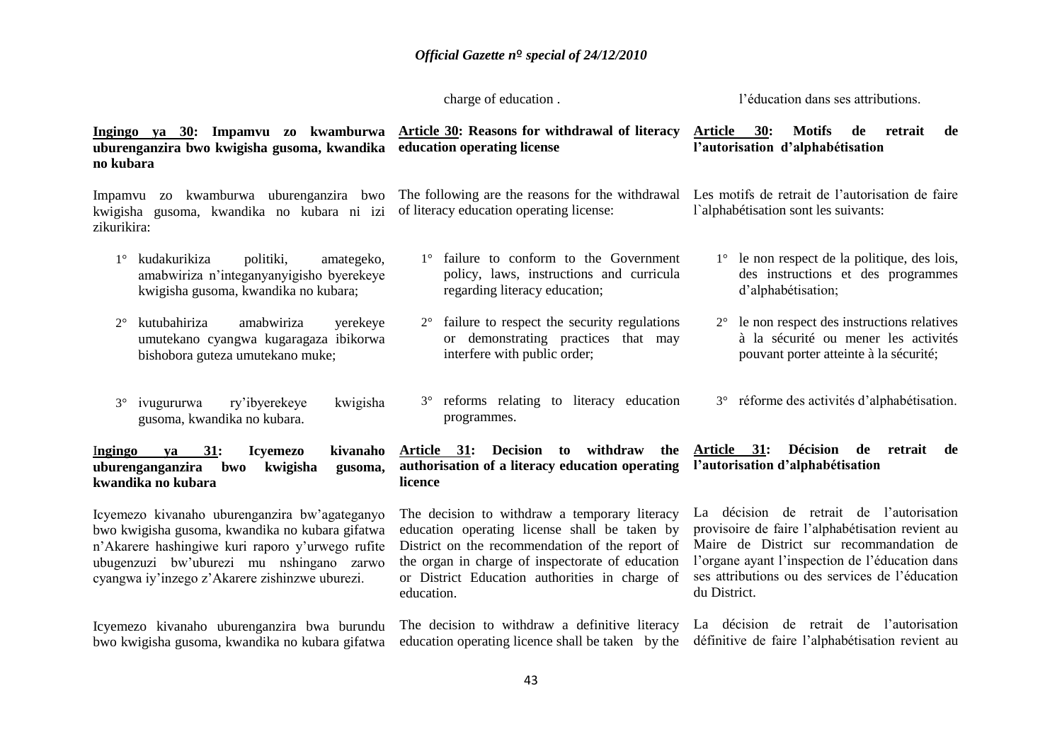charge of education .

l'éducation dans ses attributions.

**Ingingo ya 30: Impamvu zo kwamburwa uburenganzira bwo kwigisha gusoma, kwandika no kubara**

Impamvu zo kwamburwa uburenganzira bwo kwigisha gusoma, kwandika no kubara ni izi zikurikira:

1° kudakurikiza politiki, amategeko, amabwiriza n'integanyanyigisho byerekeye kwigisha gusoma, kwandika no kubara;

2° kutubahiriza amabwiriza yerekeye umutekano cyangwa kugaragaza ibikorwa bishobora guteza umutekano muke;

3° ivugururwa ry'ibyerekeye kwigisha gusoma, kwandika no kubara.

**Ingingo ya 31: Icyemezo kivanaho uburenganzira bwo kwigisha gusoma, kwandika no kubara**

Icyemezo kivanaho uburenganzira bw'agateganyo bwo kwigisha gusoma, kwandika no kubara gifatwa n'Akarere hashingiwe kuri raporo y'urwego rufite ubugenzuzi bw'uburezi mu nshingano zarwo cyangwa iy'inzego z'Akarere zishinzwe uburezi.

Icyemezo kivanaho uburenganzira bwa burundu bwo kwigisha gusoma, kwandika no kubara gifatwa

**Article 30: Reasons for withdrawal of literacy education operating license**

The following are the reasons for the withdrawal of literacy education operating license:

1° failure to conform to the Government policy, laws, instructions and curricula regarding literacy education;

2° failure to respect the security regulations or demonstrating practices that may interfere with public order;

3° reforms relating to literacy education programmes.

**Article 31: Decision to withdraw the authorisation of a literacy education operating licence**

The decision to withdraw a temporary literacy education operating license shall be taken by District on the recommendation of the report of the organ in charge of inspectorate of education or District Education authorities in charge of education.

The decision to withdraw a definitive literacy education operating licence shall be taken by the

**Article 30: Motifs de retrait de l'autorisation d'alphabétisation**

Les motifs de retrait de l'autorisation de faire l`alphabétisation sont les suivants:

1° le non respect de la politique, des lois, des instructions et des programmes d'alphabétisation;

2° le non respect des instructions relatives à la sécurité ou mener les activités pouvant porter atteinte à la sécurité;

3° réforme des activités d'alphabétisation.

**Article 31: Décision de retrait de l'autorisation d'alphabétisation**

La décision de retrait de l'autorisation provisoire de faire l'alphabétisation revient au Maire de District sur recommandation de l'organe ayant l'inspection de l'éducation dans ses attributions ou des services de l'éducation du District.

La décision de retrait de l'autorisation définitive de faire l'alphabétisation revient au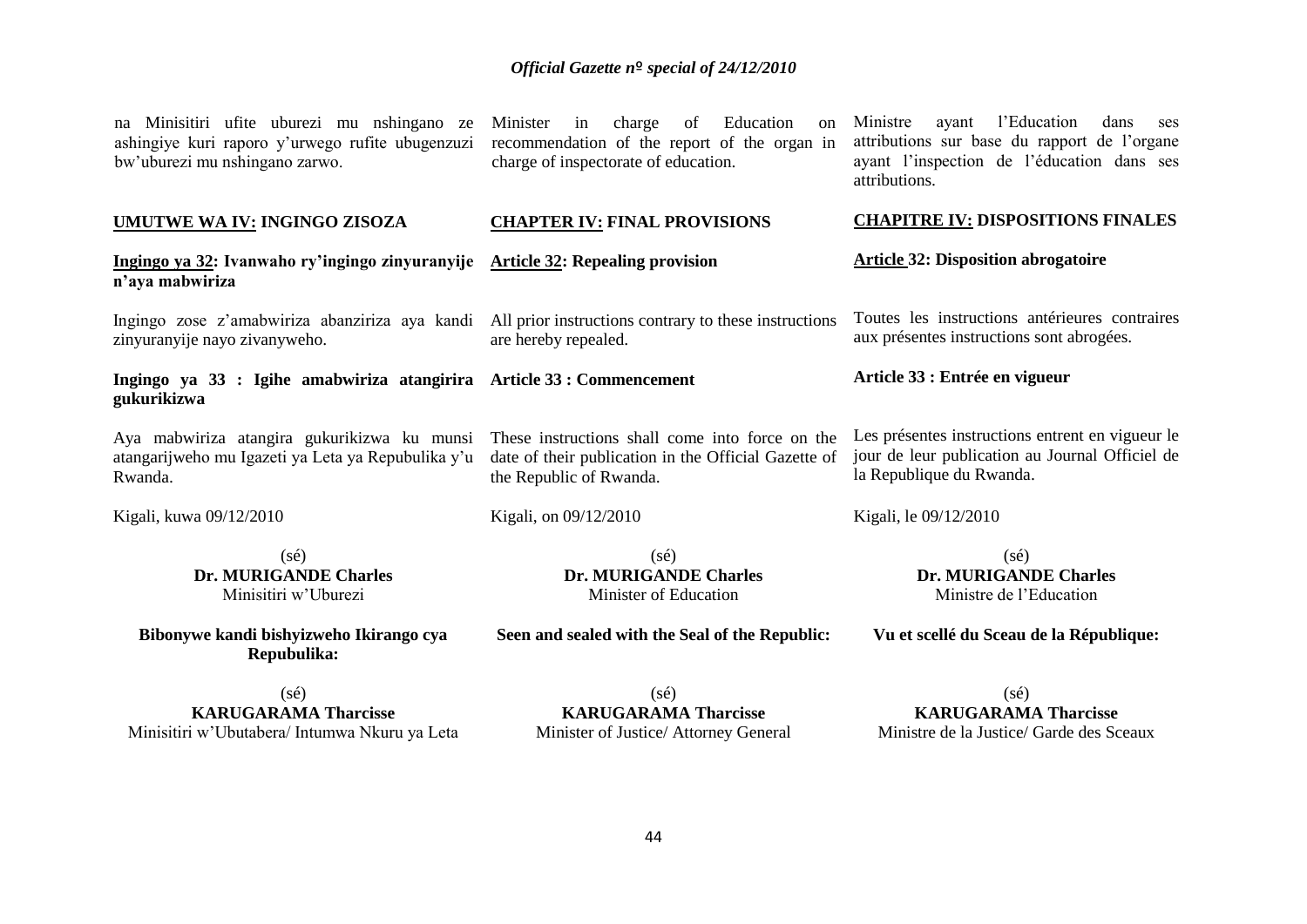na Minisitiri ufite uburezi mu nshingano ze ashingiye kuri raporo y'urwego rufite ubugenzuzi bw'uburezi mu nshingano zarwo.

**UMUTWE WA IV: INGINGO ZISOZA**

**Ingingo ya 32: Ivanwaho ry'ingingo zinyuranyije n'aya mabwiriza**

Ingingo zose z'amabwiriza abanziriza aya kandi zinyuranyije nayo zivanyweho.

**Ingingo ya 33 : Igihe amabwiriza atangirira gukurikizwa**

Aya mabwiriza atangira gukurikizwa ku munsi atangarijweho mu Igazeti ya Leta ya Repubulika y'u Rwanda.

Kigali, kuwa 09/12/2010

(sé)
**Dr. MURIGANDE Charles**
Minisitiri w'Uburezi

**Bibonywe kandi bishyizweho Ikirango cya Repubulika:**

(sé)
**KARUGARAMA Tharcisse**
Minisitiri w'Ubutabera/ Intumwa Nkuru ya Leta

Minister in charge of Education on recommendation of the report of the organ in charge of inspectorate of education.

**CHAPTER IV: FINAL PROVISIONS**

**Article 32: Repealing provision**

All prior instructions contrary to these instructions are hereby repealed.

**Article 33 : Commencement**

These instructions shall come into force on the date of their publication in the Official Gazette of the Republic of Rwanda.

Kigali, on 09/12/2010

(sé)
**Dr. MURIGANDE Charles**
Minister of Education

**Seen and sealed with the Seal of the Republic:**

(sé)
**KARUGARAMA Tharcisse**
Minister of Justice/ Attorney General

Ministre ayant l'Education dans ses attributions sur base du rapport de l'organe ayant l'inspection de l'éducation dans ses attributions.

**CHAPITRE IV: DISPOSITIONS FINALES**

**Article 32: Disposition abrogatoire**

Toutes les instructions antérieures contraires aux présentes instructions sont abrogées.

**Article 33 : Entrée en vigueur**

Les présentes instructions entrent en vigueur le jour de leur publication au Journal Officiel de la Republique du Rwanda.

Kigali, le 09/12/2010

(sé)
**Dr. MURIGANDE Charles**
Ministre de l'Education

**Vu et scellé du Sceau de la République:**

(sé)
**KARUGARAMA Tharcisse**
Ministre de la Justice/ Garde des Sceaux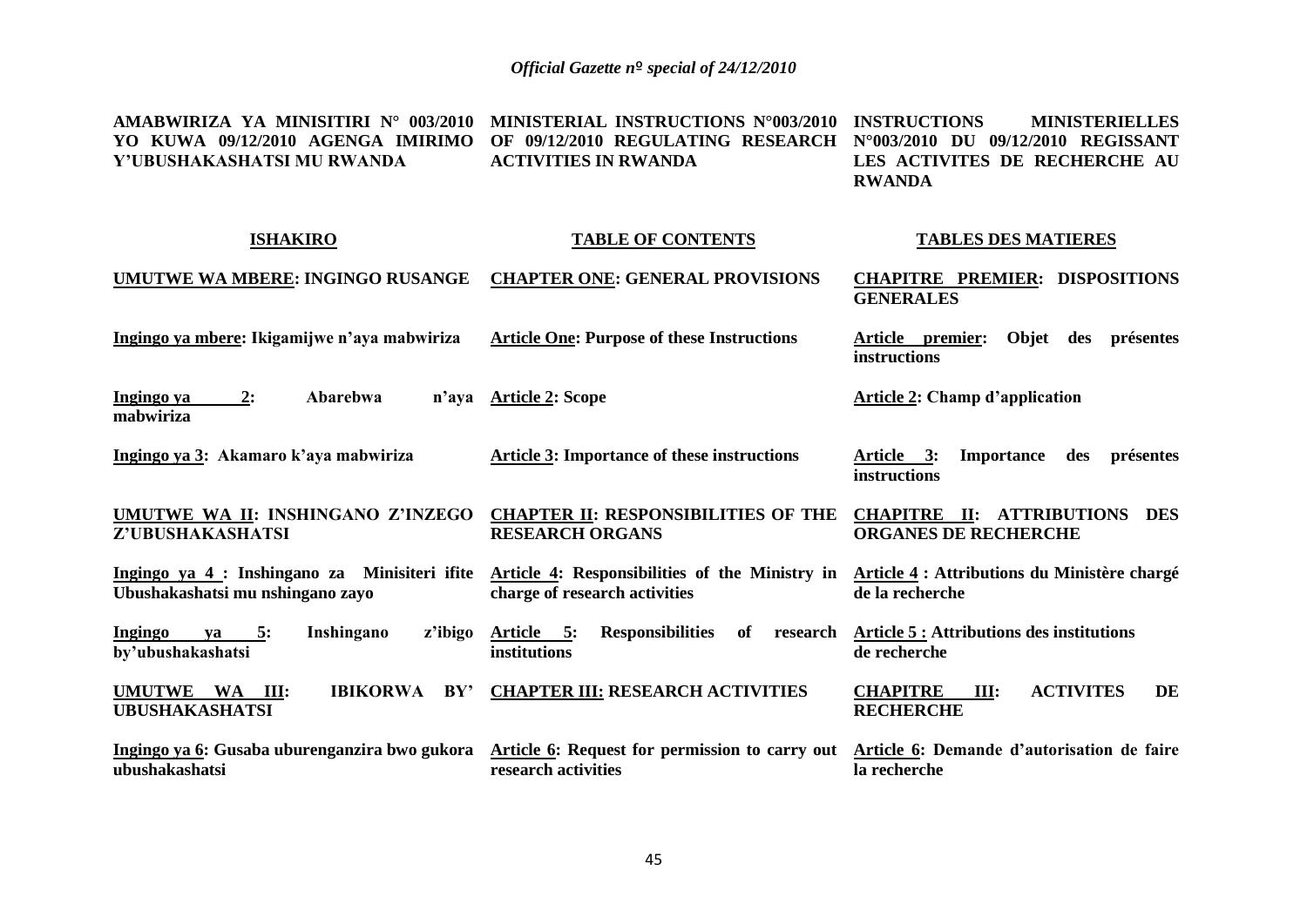**AMABWIRIZA YA MINISITIRI N° 003/2010 YO KUWA 09/12/2010 AGENGA IMIRIMO Y'UBUSHAKASHATSI MU RWANDA**

**MINISTERIAL INSTRUCTIONS N°003/2010 OF 09/12/2010 REGULATING RESEARCH ACTIVITIES IN RWANDA**

**INSTRUCTIONS MINISTERIELLES N°003/2010 DU 09/12/2010 REGISSANT LES ACTIVITES DE RECHERCHE AU RWANDA**

| **ISHAKIRO** | **TABLE OF CONTENTS** | **TABLES DES MATIERES** |
|---|---|---|
| **UMUTWE WA MBERE: INGINGO RUSANGE** | **CHAPTER ONE: GENERAL PROVISIONS** | **CHAPITRE PREMIER: DISPOSITIONS GENERALES** |
| **Ingingo ya mbere: Ikigamijwe n'aya mabwiriza** | **Article One: Purpose of these Instructions** | **Article premier: Objet des présentes instructions** |
| **Ingingo ya 2: Abarebwa n'aya mabwiriza** | **Article 2: Scope** | **Article 2: Champ d'application** |
| **Ingingo ya 3: Akamaro k'aya mabwiriza** | **Article 3: Importance of these instructions** | **Article 3: Importance des présentes instructions** |
| **UMUTWE WA II: INSHINGANO Z'INZEGO Z'UBUSHAKASHATSI** | **CHAPTER II: RESPONSIBILITIES OF THE RESEARCH ORGANS** | **CHAPITRE II: ATTRIBUTIONS DES ORGANES DE RECHERCHE** |
| **Ingingo ya 4 : Inshingano za Minisiteri ifite Ubushakashatsi mu nshingano zayo** | **Article 4: Responsibilities of the Ministry in charge of research activities** | **Article 4 : Attributions du Ministère chargé de la recherche** |
| **Ingingo ya 5: Inshingano z'ibigo by'ubushakashatsi** | **Article 5: Responsibilities of research institutions** | **Article 5 : Attributions des institutions de recherche** |
| **UMUTWE WA III: IBIKORWA BY' UBUSHAKASHATSI** | **CHAPTER III: RESEARCH ACTIVITIES** | **CHAPITRE III: ACTIVITES DE RECHERCHE** |
| **Ingingo ya 6: Gusaba uburenganzira bwo gukora ubushakashatsi** | **Article 6: Request for permission to carry out research activities** | **Article 6: Demande d'autorisation de faire la recherche** |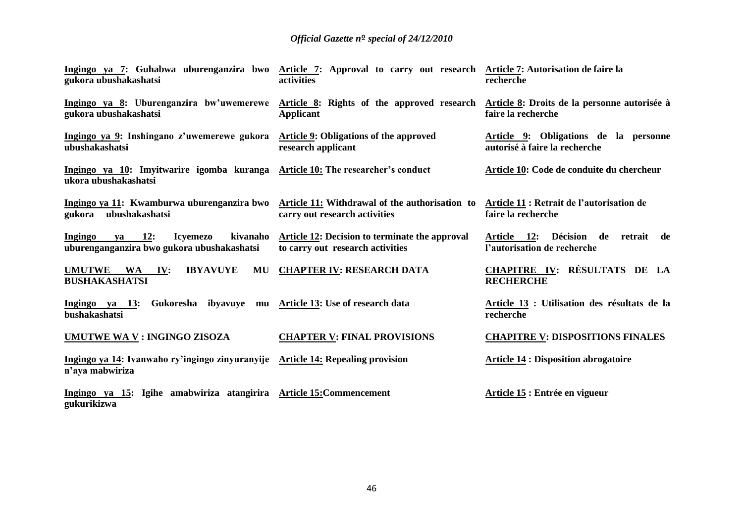| | | |
|---|---|---|
| **Ingingo ya 7: Guhabwa uburenganzira bwo gukora ubushakashatsi** | **Article 7: Approval to carry out research activities** | **Article 7: Autorisation de faire la recherche** |
| **Ingingo ya 8: Uburenganzira bw'uwemerewe gukora ubushakashatsi** | **Article 8: Rights of the approved research Applicant** | **Article 8: Droits de la personne autorisée à faire la recherche** |
| **Ingingo ya 9: Inshingano z'uwemerewe gukora ubushakashatsi** | **Article 9: Obligations of the approved research applicant** | **Article 9: Obligations de la personne autorisé à faire la recherche** |
| **Ingingo ya 10: Imyitwarire igomba kuranga ukora ubushakashatsi** | **Article 10: The researcher's conduct** | **Article 10: Code de conduite du chercheur** |
| **Ingingo ya 11: Kwamburwa uburenganzira bwo gukora ubushakashatsi** | **Article 11: Withdrawal of the authorisation to carry out research activities** | **Article 11 : Retrait de l'autorisation de faire la recherche** |
| **Ingingo ya 12: Icyemezo kivanaho uburenganganzira bwo gukora ubushakashatsi** | **Article 12: Decision to terminate the approval to carry out research activities** | **Article 12: Décision de retrait de l'autorisation de recherche** |
| **UMUTWE WA IV: IBYAVUYE MU BUSHAKASHATSI** | **CHAPTER IV: RESEARCH DATA** | **CHAPITRE IV: RÉSULTATS DE LA RECHERCHE** |
| **Ingingo ya 13: Gukoresha ibyavuye mu bushakashatsi** | **Article 13: Use of research data** | **Article 13 : Utilisation des résultats de la recherche** |
| **UMUTWE WA V : INGINGO ZISOZA** | **CHAPTER V: FINAL PROVISIONS** | **CHAPITRE V: DISPOSITIONS FINALES** |
| **Ingingo ya 14: Ivanwaho ry'ingingo zinyuranyije n'aya mabwiriza** | **Article 14: Repealing provision** | **Article 14 : Disposition abrogatoire** |
| **Ingingo ya 15: Igihe amabwiriza atangirira gukurikizwa** | **Article 15:Commencement** | **Article 15 : Entrée en vigueur** |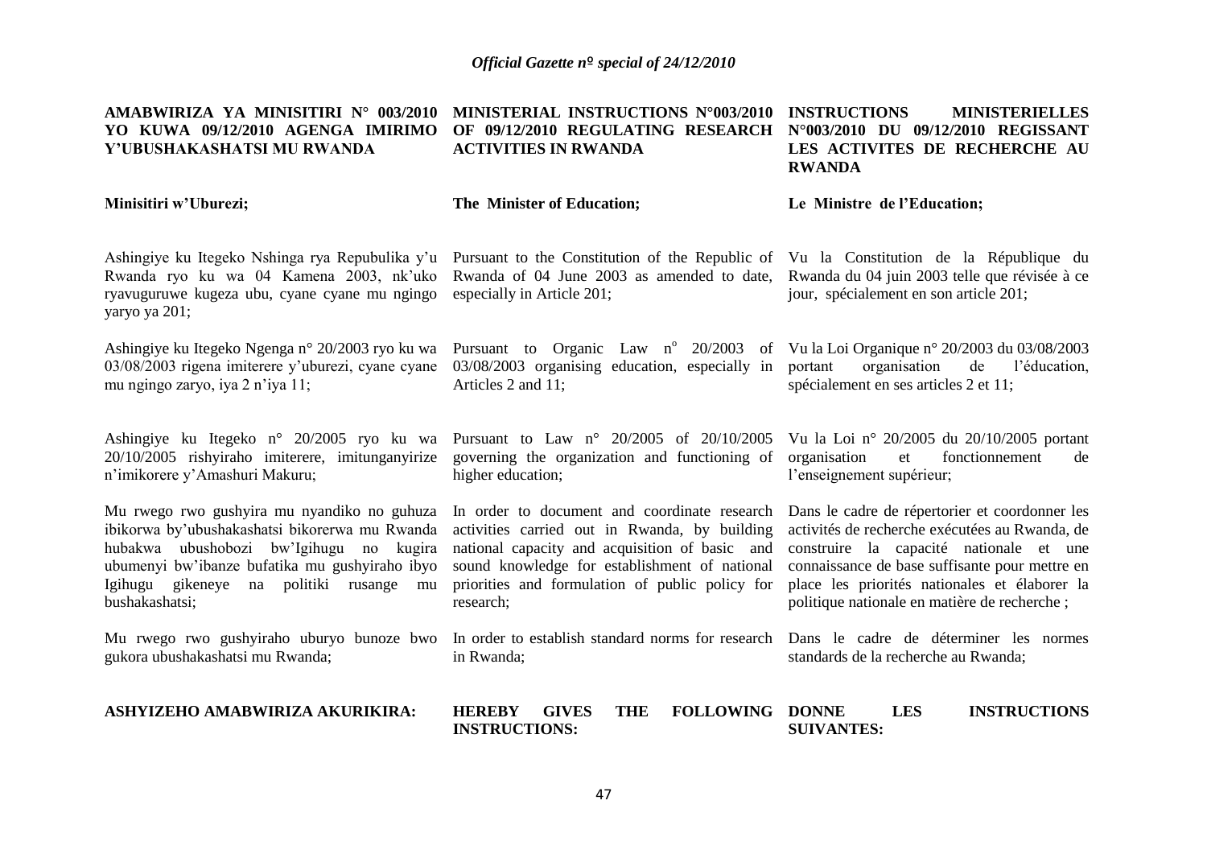**AMABWIRIZA YA MINISITIRI N° 003/2010 YO KUWA 09/12/2010 AGENGA IMIRIMO Y'UBUSHAKASHATSI MU RWANDA**

**Minisitiri w'Uburezi;**

Ashingiye ku Itegeko Nshinga rya Repubulika y'u Rwanda ryo ku wa 04 Kamena 2003, nk'uko ryavuguruwe kugeza ubu, cyane cyane mu ngingo yaryo ya 201;

Ashingiye ku Itegeko Ngenga n° 20/2003 ryo ku wa 03/08/2003 rigena imiterere y'uburezi, cyane cyane mu ngingo zaryo, iya 2 n'iya 11;

Ashingiye ku Itegeko n° 20/2005 ryo ku wa 20/10/2005 rishyiraho imiterere, imitunganyirize n'imikorere y'Amashuri Makuru;

Mu rwego rwo gushyira mu nyandiko no guhuza ibikorwa by'ubushakashatsi bikorerwa mu Rwanda hubakwa ubushobozi bw'Igihugu no kugira ubumenyi bw'ibanze bufatika mu gushyiraho ibyo Igihugu gikeneye na politiki rusange mu bushakashatsi;

Mu rwego rwo gushyiraho uburyo bunoze bwo gukora ubushakashatsi mu Rwanda;

**ASHYIZEHO AMABWIRIZA AKURIKIRA:**

**MINISTERIAL INSTRUCTIONS N°003/2010 OF 09/12/2010 REGULATING RESEARCH ACTIVITIES IN RWANDA**

**The Minister of Education;**

Pursuant to the Constitution of the Republic of Rwanda of 04 June 2003 as amended to date, especially in Article 201;

Pursuant to Organic Law n° 20/2003 of 03/08/2003 organising education, especially in Articles 2 and 11;

Pursuant to Law n° 20/2005 of 20/10/2005 governing the organization and functioning of higher education;

In order to document and coordinate research activities carried out in Rwanda, by building national capacity and acquisition of basic and sound knowledge for establishment of national priorities and formulation of public policy for research;

In order to establish standard norms for research in Rwanda;

**HEREBY GIVES THE FOLLOWING INSTRUCTIONS:**

**INSTRUCTIONS MINISTERIELLES N°003/2010 DU 09/12/2010 REGISSANT LES ACTIVITES DE RECHERCHE AU RWANDA**

**Le Ministre de l'Education;**

Vu la Constitution de la République du Rwanda du 04 juin 2003 telle que révisée à ce jour, spécialement en son article 201;

Vu la Loi Organique n° 20/2003 du 03/08/2003 portant organisation de l'éducation, spécialement en ses articles 2 et 11;

Vu la Loi n° 20/2005 du 20/10/2005 portant organisation et fonctionnement de l'enseignement supérieur;

Dans le cadre de répertorier et coordonner les activités de recherche exécutées au Rwanda, de construire la capacité nationale et une connaissance de base suffisante pour mettre en place les priorités nationales et élaborer la politique nationale en matière de recherche ;

Dans le cadre de déterminer les normes standards de la recherche au Rwanda;

**DONNE LES INSTRUCTIONS SUIVANTES:**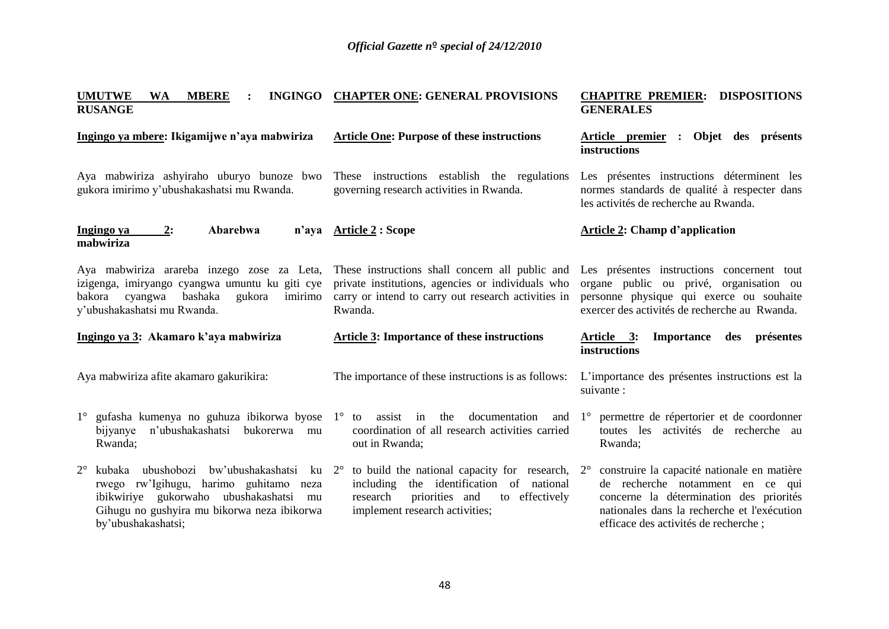**UMUTWE WA MBERE : INGINGO RUSANGE**

**Ingingo ya mbere: Ikigamijwe n'aya mabwiriza**

Aya mabwiriza ashyiraho uburyo bunoze bwo gukora imirimo y'ubushakashatsi mu Rwanda.

**Ingingo ya 2: Abarebwa n'aya mabwiriza**

Aya mabwiriza arareba inzego zose za Leta, izigenga, imiryango cyangwa umuntu ku giti cye bakora cyangwa bashaka gukora imirimo y'ubushakashatsi mu Rwanda.

**Ingingo ya 3: Akamaro k'aya mabwiriza**

Aya mabwiriza afite akamaro gakurikira:

1° gufasha kumenya no guhuza ibikorwa byose bijyanye n'ubushakashatsi bukorerwa mu Rwanda;

2° kubaka ubushobozi bw'ubushakashatsi ku rwego rw'Igihugu, harimo guhitamo neza ibikwiriye gukorwaho ubushakashatsi mu Gihugu no gushyira mu bikorwa neza ibikorwa by'ubushakashatsi;

**CHAPTER ONE: GENERAL PROVISIONS**

**Article One: Purpose of these instructions**

These instructions establish the regulations governing research activities in Rwanda.

**Article 2 : Scope**

These instructions shall concern all public and private institutions, agencies or individuals who carry or intend to carry out research activities in Rwanda.

**Article 3: Importance of these instructions**

The importance of these instructions is as follows:

1° to assist in the documentation and coordination of all research activities carried out in Rwanda;

2° to build the national capacity for research, including the identification of national research priorities and to effectively implement research activities;

**CHAPITRE PREMIER: DISPOSITIONS GENERALES**

**Article premier : Objet des présents instructions**

Les présentes instructions déterminent les normes standards de qualité à respecter dans les activités de recherche au Rwanda.

**Article 2: Champ d'application**

Les présentes instructions concernent tout organe public ou privé, organisation ou personne physique qui exerce ou souhaite exercer des activités de recherche au Rwanda.

**Article 3: Importance des présentes instructions**

L'importance des présentes instructions est la suivante :

1° permettre de répertorier et de coordonner toutes les activités de recherche au Rwanda;

2° construire la capacité nationale en matière de recherche notamment en ce qui concerne la détermination des priorités nationales dans la recherche et l'exécution efficace des activités de recherche ;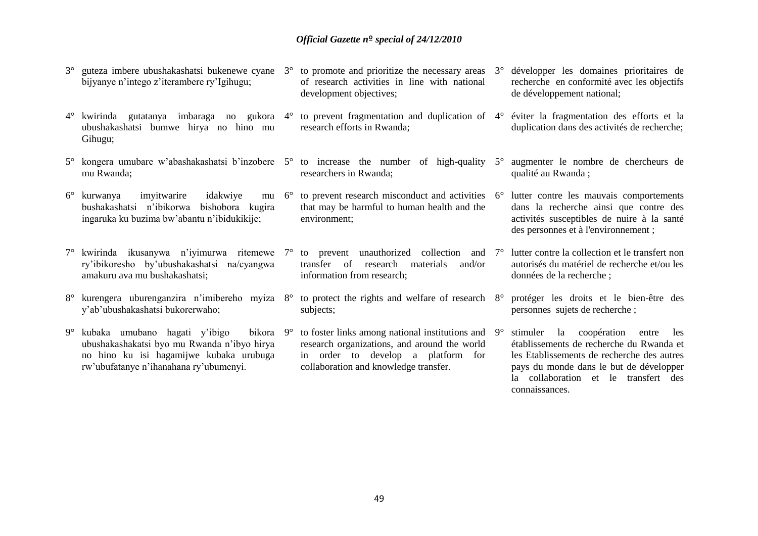3° guteza imbere ubushakashatsi bukenewe cyane bijyanye n'intego z'iterambere ry'Igihugu;

4° kwirinda gutatanya imbaraga no gukora ubushakashatsi bumwe hirya no hino mu Gihugu;

5° kongera umubare w'abashakashatsi b'inzobere mu Rwanda;

6° kurwanya imyitwarire idakwiye mu bushakashatsi n'ibikorwa bishobora kugira ingaruka ku buzima bw'abantu n'ibidukikije;

7° kwirinda ikusanywa n'iyimurwa ritemewe ry'ibikoresho by'ubushakashatsi na/cyangwa amakuru ava mu bushakashatsi;

8° kurengera uburenganzira n'imibereho myiza y'ab'ubushakashatsi bukorerwaho;

9° kubaka umubano hagati y'ibigo bikora ubushakashakatsi byo mu Rwanda n'ibyo hirya no hino ku isi hagamijwe kubaka urubuga rw'ubufatanye n'ihanahana ry'ubumenyi.

3° to promote and prioritize the necessary areas of research activities in line with national development objectives;

4° to prevent fragmentation and duplication of research efforts in Rwanda;

5° to increase the number of high-quality researchers in Rwanda;

6° to prevent research misconduct and activities that may be harmful to human health and the environment;

7° to prevent unauthorized collection and transfer of research materials and/or information from research;

8° to protect the rights and welfare of research subjects;

9° to foster links among national institutions and research organizations, and around the world in order to develop a platform for collaboration and knowledge transfer.

3° développer les domaines prioritaires de recherche en conformité avec les objectifs de développement national;

4° éviter la fragmentation des efforts et la duplication dans des activités de recherche;

5° augmenter le nombre de chercheurs de qualité au Rwanda ;

6° lutter contre les mauvais comportements dans la recherche ainsi que contre des activités susceptibles de nuire à la santé des personnes et à l'environnement ;

7° lutter contre la collection et le transfert non autorisés du matériel de recherche et/ou les données de la recherche ;

8° protéger les droits et le bien-être des personnes sujets de recherche ;

9° stimuler la coopération entre les établissements de recherche du Rwanda et les Etablissements de recherche des autres pays du monde dans le but de développer la collaboration et le transfert des connaissances.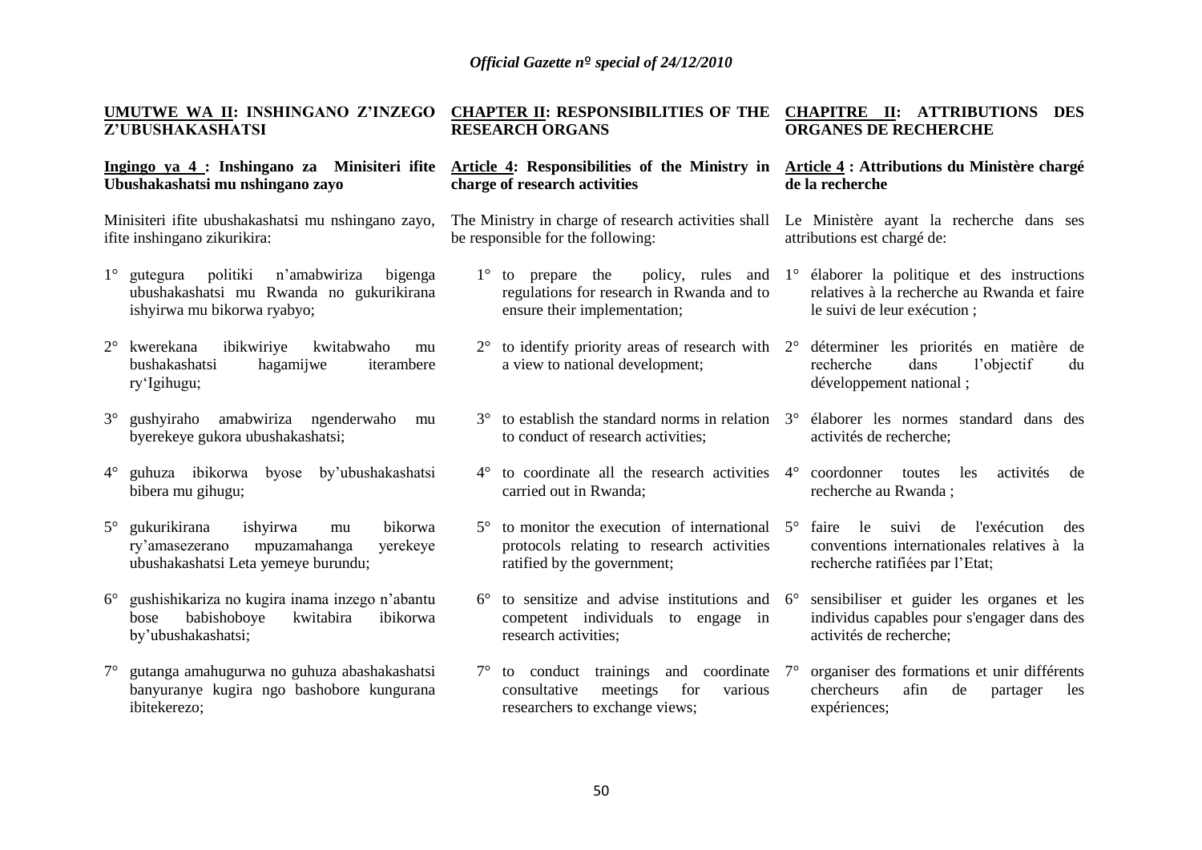**UMUTWE WA II: INSHINGANO Z'INZEGO Z'UBUSHAKASHATSI**

**Ingingo ya 4 : Inshingano za Minisiteri ifite Ubushakashatsi mu nshingano zayo**

Minisiteri ifite ubushakashatsi mu nshingano zayo, ifite inshingano zikurikira:

1° gutegura politiki n'amabwiriza bigenga ubushakashatsi mu Rwanda no gukurikirana ishyirwa mu bikorwa ryabyo;

2° kwerekana ibikwiriye kwitabwaho mu bushakashatsi hagamijwe iterambere ry'Igihugu;

3° gushyiraho amabwiriza ngenderwaho mu byerekeye gukora ubushakashatsi;

4° guhuza ibikorwa byose by'ubushakashatsi bibera mu gihugu;

5° gukurikirana ishyirwa mu bikorwa ry'amasezerano mpuzamahanga yerekeye ubushakashatsi Leta yemeye burundu;

6° gushishikariza no kugira inama inzego n'abantu bose babishoboye kwitabira ibikorwa by'ubushakashatsi;

7° gutanga amahugurwa no guhuza abashakashatsi banyuranye kugira ngo bashobore kungurana ibitekerezo;

**CHAPTER II: RESPONSIBILITIES OF THE RESEARCH ORGANS**

**Article 4: Responsibilities of the Ministry in charge of research activities**

The Ministry in charge of research activities shall be responsible for the following:

1° to prepare the policy, rules and regulations for research in Rwanda and to ensure their implementation;

2° to identify priority areas of research with a view to national development;

3° to establish the standard norms in relation to conduct of research activities;

4° to coordinate all the research activities carried out in Rwanda;

5° to monitor the execution of international protocols relating to research activities ratified by the government;

6° to sensitize and advise institutions and competent individuals to engage in research activities;

7° to conduct trainings and coordinate consultative meetings for various researchers to exchange views;

**CHAPITRE II: ATTRIBUTIONS DES ORGANES DE RECHERCHE**

**Article 4 : Attributions du Ministère chargé de la recherche**

Le Ministère ayant la recherche dans ses attributions est chargé de:

1° élaborer la politique et des instructions relatives à la recherche au Rwanda et faire le suivi de leur exécution ;

2° déterminer les priorités en matière de recherche dans l'objectif du développement national ;

3° élaborer les normes standard dans des activités de recherche;

4° coordonner toutes les activités de recherche au Rwanda ;

5° faire le suivi de l'exécution des conventions internationales relatives à la recherche ratifiées par l'Etat;

6° sensibiliser et guider les organes et les individus capables pour s'engager dans des activités de recherche;

7° organiser des formations et unir différents chercheurs afin de partager les expériences;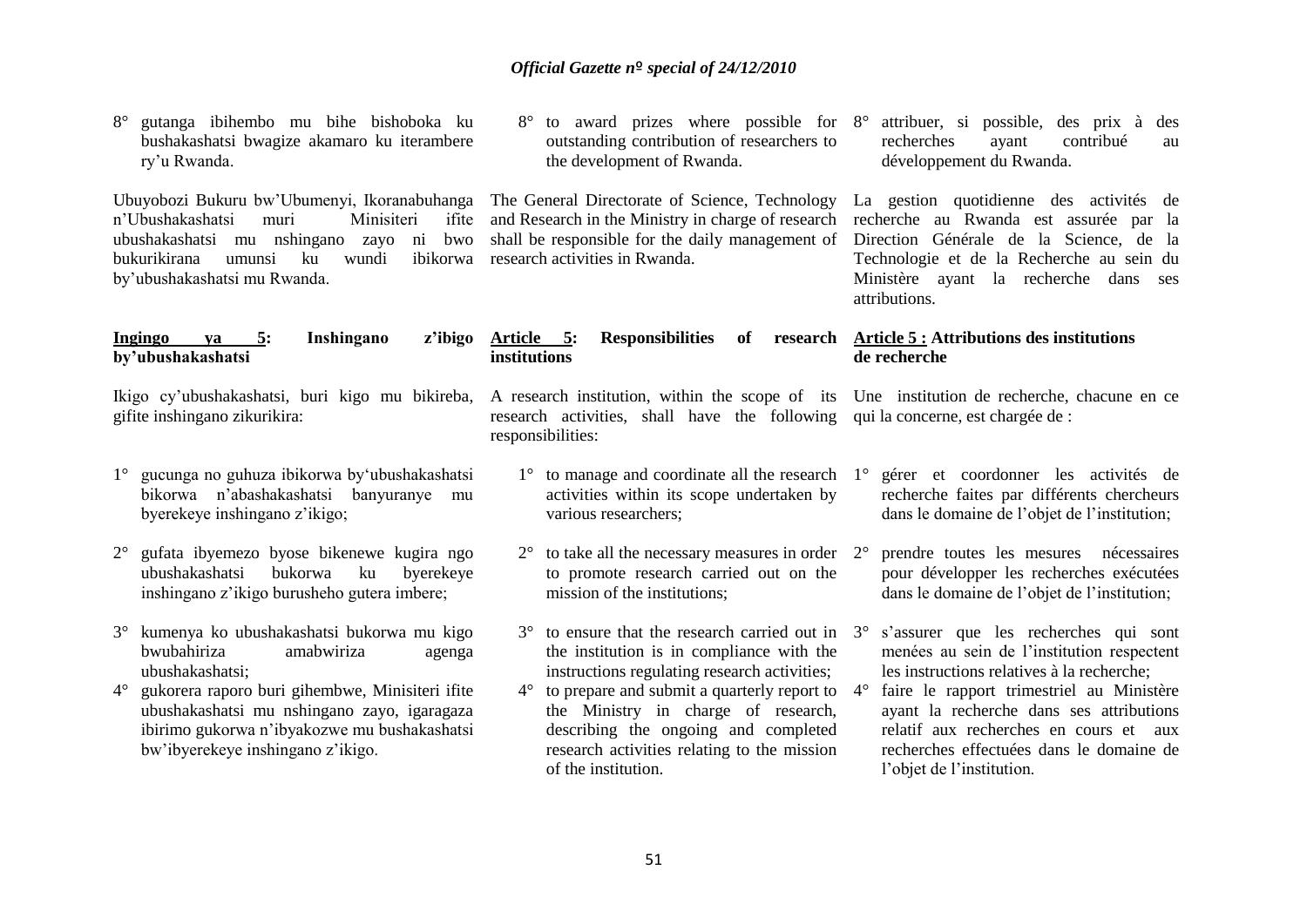8° gutanga ibihembo mu bihe bishoboka ku bushakashatsi bwagize akamaro ku iterambere ry'u Rwanda.

Ubuyobozi Bukuru bw'Ubumenyi, Ikoranabuhanga n'Ubushakashatsi muri Minisiteri ifite ubushakashatsi mu nshingano zayo ni bwo bukurikirana umunsi ku wundi ibikorwa by'ubushakashatsi mu Rwanda.

**Ingingo ya 5: Inshingano z'ibigo by'ubushakashatsi**

Ikigo cy'ubushakashatsi, buri kigo mu bikireba, gifite inshingano zikurikira:

1° gucunga no guhuza ibikorwa by'ubushakashatsi bikorwa n'abashakashatsi banyuranye mu byerekeye inshingano z'ikigo;

2° gufata ibyemezo byose bikenewe kugira ngo ubushakashatsi bukorwa ku byerekeye inshingano z'ikigo burusheho gutera imbere;

3° kumenya ko ubushakashatsi bukorwa mu kigo bwubahiriza amabwiriza agenga ubushakashatsi;

4° gukorera raporo buri gihembwe, Minisiteri ifite ubushakashatsi mu nshingano zayo, igaragaza ibirimo gukorwa n'ibyakozwe mu bushakashatsi bw'ibyerekeye inshingano z'ikigo.

8° to award prizes where possible for outstanding contribution of researchers to the development of Rwanda.

The General Directorate of Science, Technology and Research in the Ministry in charge of research shall be responsible for the daily management of research activities in Rwanda.

**Article 5: Responsibilities of research institutions**

A research institution, within the scope of its research activities, shall have the following responsibilities:

1° to manage and coordinate all the research activities within its scope undertaken by various researchers;

2° to take all the necessary measures in order to promote research carried out on the mission of the institutions;

3° to ensure that the research carried out in the institution is in compliance with the instructions regulating research activities;

4° to prepare and submit a quarterly report to the Ministry in charge of research, describing the ongoing and completed research activities relating to the mission of the institution.

8° attribuer, si possible, des prix à des recherches ayant contribué au développement du Rwanda.

La gestion quotidienne des activités de recherche au Rwanda est assurée par la Direction Générale de la Science, de la Technologie et de la Recherche au sein du Ministère ayant la recherche dans ses attributions.

**Article 5 : Attributions des institutions de recherche**

Une institution de recherche, chacune en ce qui la concerne, est chargée de :

1° gérer et coordonner les activités de recherche faites par différents chercheurs dans le domaine de l'objet de l'institution;

2° prendre toutes les mesures nécessaires pour développer les recherches exécutées dans le domaine de l'objet de l'institution;

3° s'assurer que les recherches qui sont menées au sein de l'institution respectent les instructions relatives à la recherche;

4° faire le rapport trimestriel au Ministère ayant la recherche dans ses attributions relatif aux recherches en cours et aux recherches effectuées dans le domaine de l'objet de l'institution.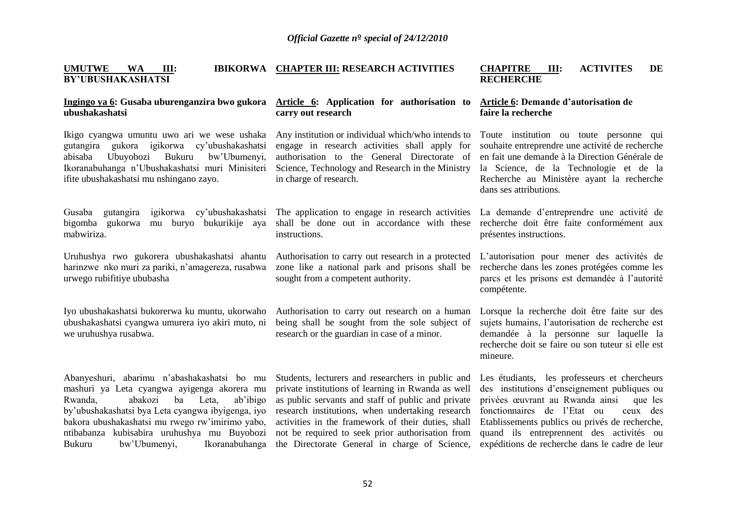## UMUTWE WA III: IBIKORWA BY'UBUSHAKASHATSI

### Ingingo ya 6: Gusaba uburenganzira bwo gukora ubushakashatsi

Ikigo cyangwa umuntu uwo ari we wese ushaka gutangira gukora igikorwa cy'ubushakashatsi abisaba Ubuyobozi Bukuru bw'Ubumenyi, Ikoranabuhanga n'Ubushakashatsi muri Minisiteri ifite ubushakashatsi mu nshingano zayo.

Gusaba gutangira igikorwa cy'ubushakashatsi bigomba gukorwa mu buryo bukurikije aya mabwiriza.

Uruhushya rwo gukorera ubushakashatsi ahantu harinzwe nko muri za pariki, n'amagereza, rusabwa urwego rubifitiye ububasha

Iyo ubushakashatsi bukorerwa ku muntu, ukorwaho ubushakashatsi cyangwa umurera iyo akiri muto, ni we uruhushya rusabwa.

Abanyeshuri, abarimu n'abashakashatsi bo mu mashuri ya Leta cyangwa ayigenga akorera mu Rwanda, abakozi ba Leta, ab'ibigo by'ubushakashatsi bya Leta cyangwa ibyigenga, iyo bakora ubushakashatsi mu rwego rw'imirimo yabo, ntibabanza kubisabira uruhushya mu Buyobozi Bukuru bw'Ubumenyi, Ikoranabuhanga

## CHAPTER III: RESEARCH ACTIVITIES

### Article 6: Application for authorisation to carry out research

Any institution or individual which/who intends to engage in research activities shall apply for authorisation to the General Directorate of Science, Technology and Research in the Ministry in charge of research.

The application to engage in research activities shall be done out in accordance with these instructions.

Authorisation to carry out research in a protected zone like a national park and prisons shall be sought from a competent authority.

Authorisation to carry out research on a human being shall be sought from the sole subject of research or the guardian in case of a minor.

Students, lecturers and researchers in public and private institutions of learning in Rwanda as well as public servants and staff of public and private research institutions, when undertaking research activities in the framework of their duties, shall not be required to seek prior authorisation from the Directorate General in charge of Science,

## CHAPITRE III: ACTIVITES DE RECHERCHE

### Article 6: Demande d'autorisation de faire la recherche

Toute institution ou toute personne qui souhaite entreprendre une activité de recherche en fait une demande à la Direction Générale de la Science, de la Technologie et de la Recherche au Ministère ayant la recherche dans ses attributions.

La demande d'entreprendre une activité de recherche doit être faite conformément aux présentes instructions.

L'autorisation pour mener des activités de recherche dans les zones protégées comme les parcs et les prisons est demandée à l'autorité compétente.

Lorsque la recherche doit être faite sur des sujets humains, l'autorisation de recherche est demandée à la personne sur laquelle la recherche doit se faire ou son tuteur si elle est mineure.

Les étudiants, les professeurs et chercheurs des institutions d'enseignement publiques ou privées œuvrant au Rwanda ainsi que les fonctionnaires de l'Etat ou ceux des Etablissements publics ou privés de recherche, quand ils entreprennent des activités ou expéditions de recherche dans le cadre de leur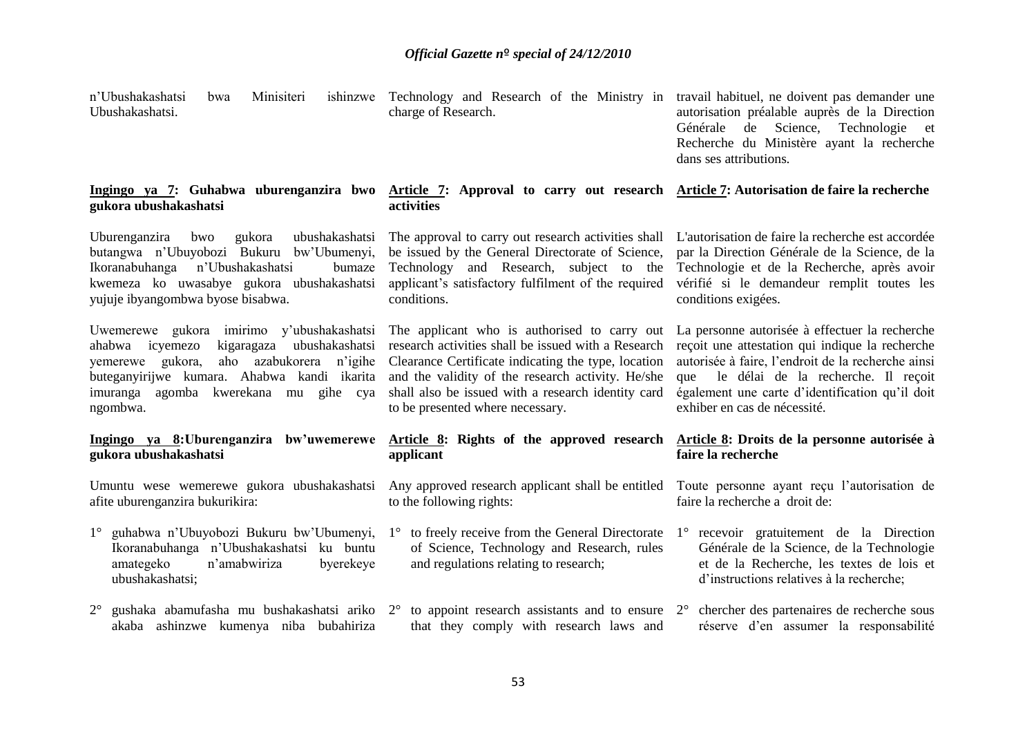n'Ubushakashatsi bwa Minisiteri ishinzwe Ubushakashatsi.

Technology and Research of the Ministry in charge of Research.

travail habituel, ne doivent pas demander une autorisation préalable auprès de la Direction Générale de Science, Technologie et Recherche du Ministère ayant la recherche dans ses attributions.

**Ingingo ya 7: Guhabwa uburenganzira bwo gukora ubushakashatsi**

Uburenganzira bwo gukora ubushakashatsi butangwa n'Ubuyobozi Bukuru bw'Ubumenyi, Ikoranabuhanga n'Ubushakashatsi bumaze kwemeza ko uwasabye gukora ubushakashatsi yujuje ibyangombwa byose bisabwa.

Uwemerewe gukora imirimo y'ubushakashatsi ahabwa icyemezo kigaragaza ubushakashatsi yemerewe gukora, aho azabukorera n'igihe buteganyirijwe kumara. Ahabwa kandi ikarita imuranga agomba kwerekana mu gihe cya ngombwa.

**Ingingo ya 8: Uburenganzira bw'uwemerewe gukora ubushakashatsi**

Umuntu wese wemerewe gukora ubushakashatsi afite uburenganzira bukurikira:

1° guhabwa n'Ubuyobozi Bukuru bw'Ubumenyi, Ikoranabuhanga n'Ubushakashatsi ku buntu amategeko n'amabwiriza byerekeye ubushakashatsi;

2° gushaka abamufasha mu bushakashatsi ariko akaba ashinzwe kumenya niba bubahiriza

**Article 7: Approval to carry out research activities**

The approval to carry out research activities shall be issued by the General Directorate of Science, Technology and Research, subject to the applicant's satisfactory fulfilment of the required conditions.

The applicant who is authorised to carry out research activities shall be issued with a Research Clearance Certificate indicating the type, location and the validity of the research activity. He/she shall also be issued with a research identity card to be presented where necessary.

**Article 8: Rights of the approved research applicant**

Any approved research applicant shall be entitled to the following rights:

1° to freely receive from the General Directorate of Science, Technology and Research, rules and regulations relating to research;

2° to appoint research assistants and to ensure that they comply with research laws and

**Article 7: Autorisation de faire la recherche**

L'autorisation de faire la recherche est accordée par la Direction Générale de la Science, de la Technologie et de la Recherche, après avoir vérifié si le demandeur remplit toutes les conditions exigées.

La personne autorisée à effectuer la recherche reçoit une attestation qui indique la recherche autorisée à faire, l'endroit de la recherche ainsi que le délai de la recherche. Il reçoit également une carte d'identification qu'il doit exhiber en cas de nécessité.

**Article 8: Droits de la personne autorisée à faire la recherche**

Toute personne ayant reçu l'autorisation de faire la recherche a droit de:

1° recevoir gratuitement de la Direction Générale de la Science, de la Technologie et de la Recherche, les textes de lois et d'instructions relatives à la recherche;

2° chercher des partenaires de recherche sous réserve d'en assumer la responsabilité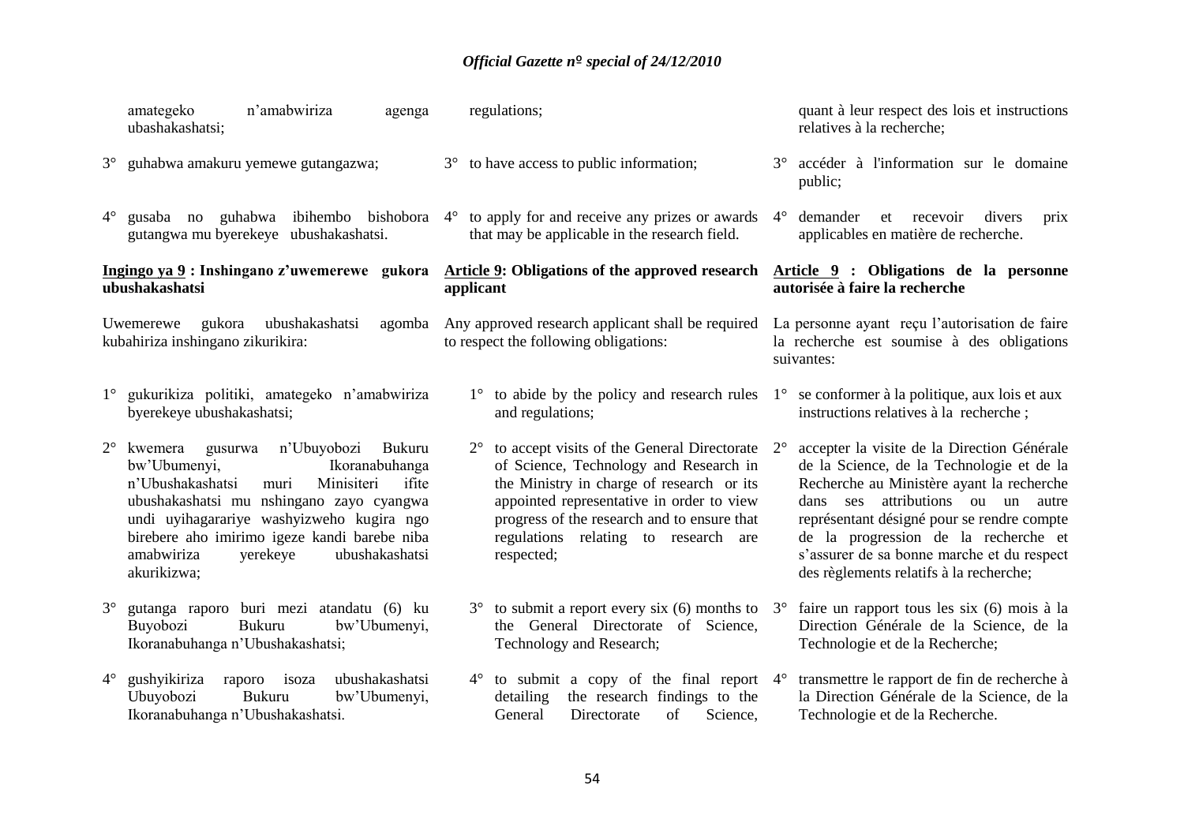amategeko n'amabwiriza agenga ubushakashatsi;

3° guhabwa amakuru yemewe gutangazwa;

4° gusaba no guhabwa ibihembo bishobora gutangwa mu byerekeye ubushakashatsi.

**Ingingo ya 9 : Inshingano z'uwemerewe gukora ubushakashatsi**

Uwemerewe gukora ubushakashatsi agomba kubahiriza inshingano zikurikira:

1° gukurikiza politiki, amategeko n'amabwiriza byerekeye ubushakashatsi;

2° kwemera gusurwa n'Ubuyobozi Bukuru bw'Ubumenyi, Ikoranabuhanga n'Ubushakashatsi muri Minisiteri ifite ubushakashatsi mu nshingano zayo cyangwa undi uyihagarariye washyizweho kugira ngo birebere aho imirimo igeze kandi barebe niba amabwiriza yerekeye ubushakashatsi akurikizwa;

3° gutanga raporo buri mezi atandatu (6) ku Buyobozi Bukuru bw'Ubumenyi, Ikoranabuhanga n'Ubushakashatsi;

4° gushyikiriza raporo isoza ubushakashatsi Ubuyobozi Bukuru bw'Ubumenyi, Ikoranabuhanga n'Ubushakashatsi.

regulations;

3° to have access to public information;

4° to apply for and receive any prizes or awards that may be applicable in the research field.

**Article 9: Obligations of the approved research applicant**

Any approved research applicant shall be required to respect the following obligations:

1° to abide by the policy and research rules and regulations;

2° to accept visits of the General Directorate of Science, Technology and Research in the Ministry in charge of research or its appointed representative in order to view progress of the research and to ensure that regulations relating to research are respected;

3° to submit a report every six (6) months to the General Directorate of Science, Technology and Research;

4° to submit a copy of the final report detailing the research findings to the General Directorate of Science,

quant à leur respect des lois et instructions relatives à la recherche;

3° accéder à l'information sur le domaine public;

4° demander et recevoir divers prix applicables en matière de recherche.

**Article 9 : Obligations de la personne autorisée à faire la recherche**

La personne ayant reçu l'autorisation de faire la recherche est soumise à des obligations suivantes:

1° se conformer à la politique, aux lois et aux instructions relatives à la recherche ;

2° accepter la visite de la Direction Générale de la Science, de la Technologie et de la Recherche au Ministère ayant la recherche dans ses attributions ou un autre représentant désigné pour se rendre compte de la progression de la recherche et s'assurer de sa bonne marche et du respect des règlements relatifs à la recherche;

3° faire un rapport tous les six (6) mois à la Direction Générale de la Science, de la Technologie et de la Recherche;

4° transmettre le rapport de fin de recherche à la Direction Générale de la Science, de la Technologie et de la Recherche.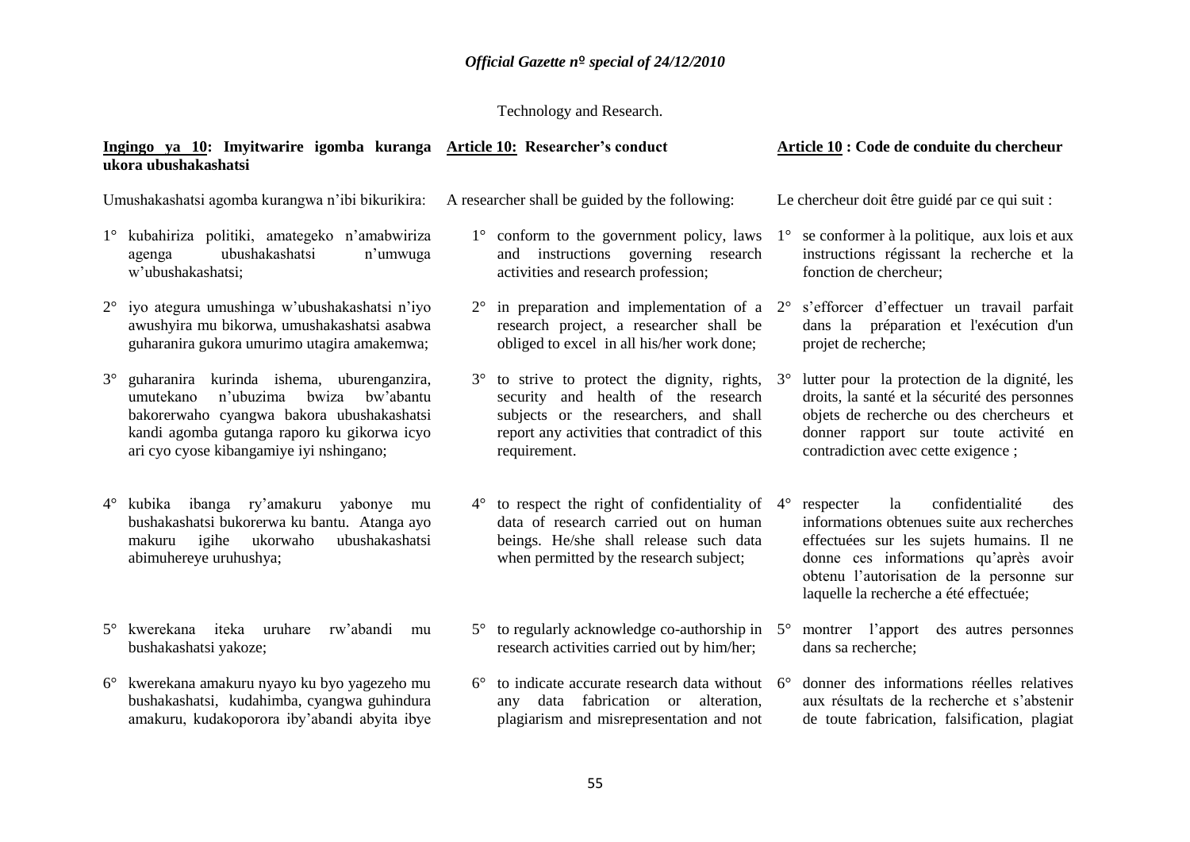Technology and Research.

**Ingingo ya 10: Imyitwarire igomba kuranga ukora ubushakashatsi**

Umushakashatsi agomba kurangwa n'ibi bikurikira:

1° kubahiriza politiki, amategeko n'amabwiriza agenga ubushakashatsi n'umwuga w'ubushakashatsi;

2° iyo ategura umushinga w'ubushakashatsi n'iyo awushyira mu bikorwa, umushakashatsi asabwa guharanira gukora umurimo utagira amakemwa;

3° guharanira kurinda ishema, uburenganzira, umutekano n'ubuzima bwiza bw'abantu bakorerwaho cyangwa bakora ubushakashatsi kandi agomba gutanga raporo ku gikorwa icyo ari cyo cyose kibangamiye iyi nshingano;

4° kubika ibanga ry'amakuru yabonye mu bushakashatsi bukorerwa ku bantu. Atanga ayo makuru igihe ukorwaho ubushakashatsi abimuhereye uruhushya;

5° kwerekana iteka uruhare rw'abandi mu bushakashatsi yakoze;

6° kwerekana amakuru nyayo ku byo yagezeho mu bushakashatsi, kudahimba, cyangwa guhindura amakuru, kudakoporora iby'abandi abyita ibye

**Article 10: Researcher's conduct**

A researcher shall be guided by the following:

1° conform to the government policy, laws and instructions governing research activities and research profession;

2° in preparation and implementation of a research project, a researcher shall be obliged to excel in all his/her work done;

3° to strive to protect the dignity, rights, security and health of the research subjects or the researchers, and shall report any activities that contradict of this requirement.

4° to respect the right of confidentiality of data of research carried out on human beings. He/she shall release such data when permitted by the research subject;

5° to regularly acknowledge co-authorship in research activities carried out by him/her;

6° to indicate accurate research data without any data fabrication or alteration, plagiarism and misrepresentation and not

**Article 10 : Code de conduite du chercheur**

Le chercheur doit être guidé par ce qui suit :

1° se conformer à la politique, aux lois et aux instructions régissant la recherche et la fonction de chercheur;

2° s'efforcer d'effectuer un travail parfait dans la préparation et l'exécution d'un projet de recherche;

3° lutter pour la protection de la dignité, les droits, la santé et la sécurité des personnes objets de recherche ou des chercheurs et donner rapport sur toute activité en contradiction avec cette exigence ;

4° respecter la confidentialité des informations obtenues suite aux recherches effectuées sur les sujets humains. Il ne donne ces informations qu'après avoir obtenu l'autorisation de la personne sur laquelle la recherche a été effectuée;

5° montrer l'apport des autres personnes dans sa recherche;

6° donner des informations réelles relatives aux résultats de la recherche et s'abstenir de toute fabrication, falsification, plagiat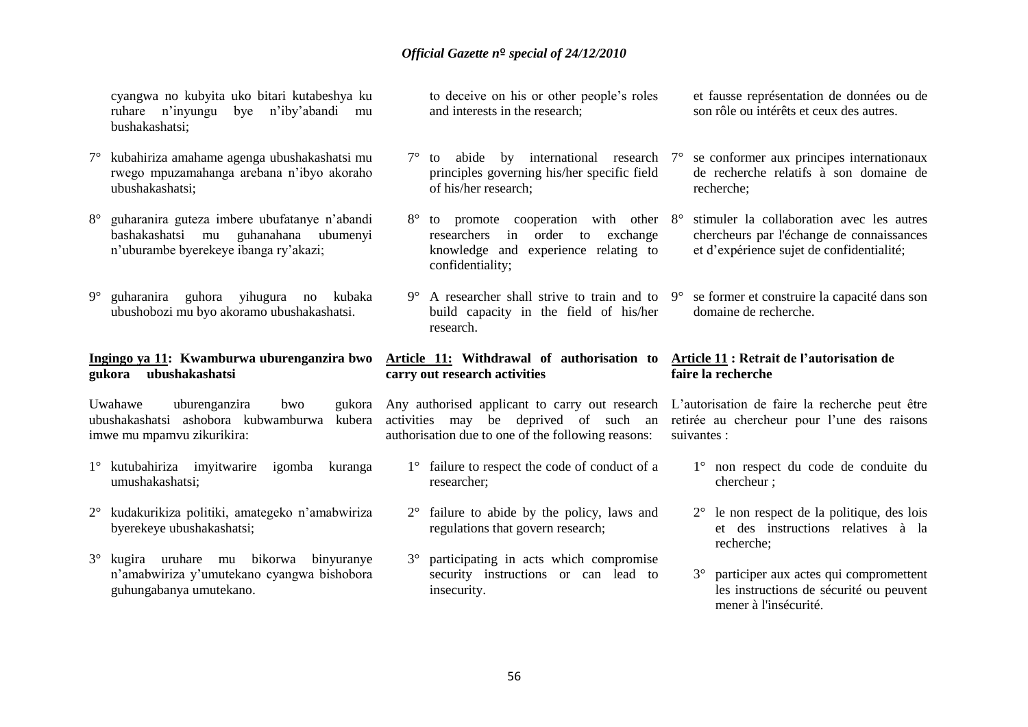cyangwa no kubyita uko bitari kutabeshya ku ruhare n'inyungu bye n'iby'abandi mu bushakashatsi;

7° kubahiriza amahame agenga ubushakashatsi mu rwego mpuzamahanga arebana n'ibyo akoraho ubushakashatsi;

8° guharanira guteza imbere ubufatanye n'abandi bashakashatsi mu guhanahana ubumenyi n'uburambe byerekeye ibanga ry'akazi;

9° guharanira guhora yihugura no kubaka ubushobozi mu byo akoramo ubushakashatsi.

**Ingingo ya 11: Kwamburwa uburenganzira bwo gukora ubushakashatsi**

Uwahawe uburenganzira bwo gukora ubushakashatsi ashobora kubwamburwa kubera imwe mu mpamvu zikurikira:

1° kutubahiriza imyitwarire igomba kuranga umushakashatsi;

2° kudakurikiza politiki, amategeko n'amabwiriza byerekeye ubushakashatsi;

3° kugira uruhare mu bikorwa binyuranye n'amabwiriza y'umutekano cyangwa bishobora guhungabanya umutekano.

to deceive on his or other people's roles and interests in the research;

7° to abide by international research principles governing his/her specific field of his/her research;

8° to promote cooperation with other researchers in order to exchange knowledge and experience relating to confidentiality;

9° A researcher shall strive to train and to build capacity in the field of his/her research.

**Article 11: Withdrawal of authorisation to carry out research activities**

Any authorised applicant to carry out research activities may be deprived of such an authorisation due to one of the following reasons:

1° failure to respect the code of conduct of a researcher;

2° failure to abide by the policy, laws and regulations that govern research;

3° participating in acts which compromise security instructions or can lead to insecurity.

et fausse représentation de données ou de son rôle ou intérêts et ceux des autres.

7° se conformer aux principes internationaux de recherche relatifs à son domaine de recherche;

8° stimuler la collaboration avec les autres chercheurs par l'échange de connaissances et d'expérience sujet de confidentialité;

9° se former et construire la capacité dans son domaine de recherche.

**Article 11 : Retrait de l'autorisation de faire la recherche**

L'autorisation de faire la recherche peut être retirée au chercheur pour l'une des raisons suivantes :

1° non respect du code de conduite du chercheur ;

2° le non respect de la politique, des lois et des instructions relatives à la recherche;

3° participer aux actes qui compromettent les instructions de sécurité ou peuvent mener à l'insécurité.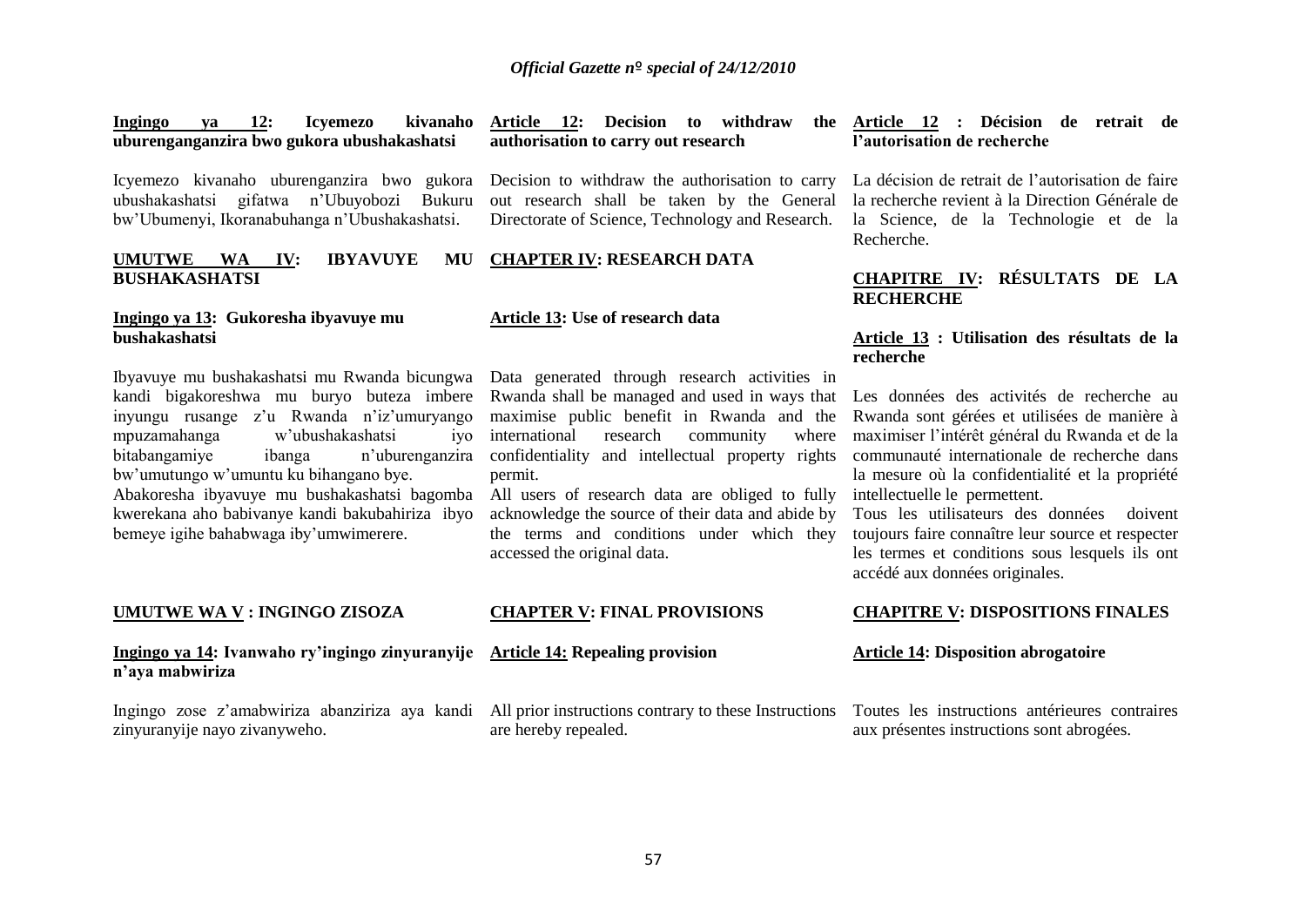**Ingingo ya 12: Icyemezo kivanaho uburenganzira bwo gukora ubushakashatsi**

Icyemezo kivanaho uburenganzira bwo gukora ubushakashatsi gifatwa n'Ubuyobozi Bukuru bw'Ubumenyi, Ikoranabuhanga n'Ubushakashatsi.

**UMUTWE WA IV: IBYAVUYE MU BUSHAKASHATSI**

**Ingingo ya 13: Gukoresha ibyavuye mu bushakashatsi**

Ibyavuye mu bushakashatsi mu Rwanda bicungwa kandi bigakoreshwa mu buryo buteza imbere inyungu rusange z'u Rwanda n'iz'umuryango mpuzamahanga w'ubushakashatsi iyo bitabangamiye ibanga n'uburenganzira bw'umutungo w'umuntu ku bihangano bye.

Abakoresha ibyavuye mu bushakashatsi bagomba kwerekana aho babivanye kandi bakubahiriza ibyo bemeye igihe bahabwaga iby'umwimerere.

**UMUTWE WA V : INGINGO ZISOZA**

**Ingingo ya 14: Ivanwaho ry'ingingo zinyuranyije n'aya mabwiriza**

Ingingo zose z'amabwiriza abanziriza aya kandi zinyuranyije nayo zivanyweho.

**Article 12: Decision to withdraw the authorisation to carry out research**

Decision to withdraw the authorisation to carry out research shall be taken by the General Directorate of Science, Technology and Research.

**CHAPTER IV: RESEARCH DATA**

**Article 13: Use of research data**

Data generated through research activities in Rwanda shall be managed and used in ways that maximise public benefit in Rwanda and the international research community where confidentiality and intellectual property rights permit.

All users of research data are obliged to fully acknowledge the source of their data and abide by the terms and conditions under which they accessed the original data.

**CHAPTER V: FINAL PROVISIONS**

**Article 14: Repealing provision**

All prior instructions contrary to these Instructions are hereby repealed.

**Article 12 : Décision de retrait de l'autorisation de recherche**

La décision de retrait de l'autorisation de faire la recherche revient à la Direction Générale de la Science, de la Technologie et de la Recherche.

**CHAPITRE IV: RÉSULTATS DE LA RECHERCHE**

**Article 13 : Utilisation des résultats de la recherche**

Les données des activités de recherche au Rwanda sont gérées et utilisées de manière à maximiser l'intérêt général du Rwanda et de la communauté internationale de recherche dans la mesure où la confidentialité et la propriété intellectuelle le permettent.

Tous les utilisateurs des données doivent toujours faire connaître leur source et respecter les termes et conditions sous lesquels ils ont accédé aux données originales.

**CHAPITRE V: DISPOSITIONS FINALES**

**Article 14: Disposition abrogatoire**

Toutes les instructions antérieures contraires aux présentes instructions sont abrogées.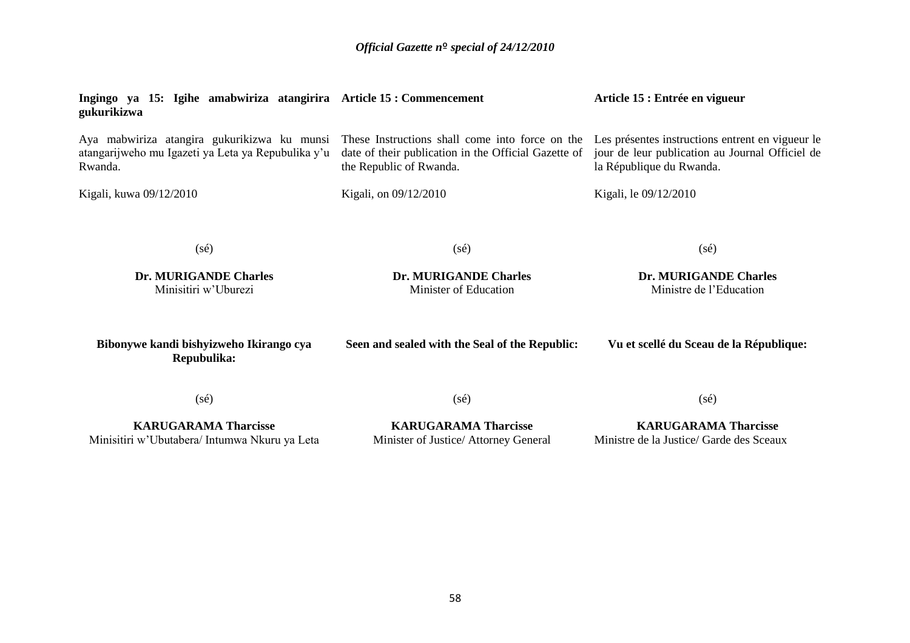**Ingingo ya 15: Igihe amabwiriza atangirira gukurikizwa**

Aya mabwiriza atangira gukurikizwa ku munsi atangarijweho mu Igazeti ya Leta ya Repubulika y'u Rwanda.

Kigali, kuwa 09/12/2010

(sé)

**Dr. MURIGANDE Charles**
Minisitiri w'Uburezi

**Bibonywe kandi bishyizweho Ikirango cya Repubulika:**

(sé)

**KARUGARAMA Tharcisse**
Minisitiri w'Ubutabera/ Intumwa Nkuru ya Leta

**Article 15 : Commencement**

These Instructions shall come into force on the date of their publication in the Official Gazette of the Republic of Rwanda.

Kigali, on 09/12/2010

(sé)

**Dr. MURIGANDE Charles**
Minister of Education

**Seen and sealed with the Seal of the Republic:**

(sé)

**KARUGARAMA Tharcisse**
Minister of Justice/ Attorney General

**Article 15 : Entrée en vigueur**

Les présentes instructions entrent en vigueur le jour de leur publication au Journal Officiel de la République du Rwanda.

Kigali, le 09/12/2010

(sé)

**Dr. MURIGANDE Charles**
Ministre de l'Education

**Vu et scellé du Sceau de la République:**

(sé)

**KARUGARAMA Tharcisse**
Ministre de la Justice/ Garde des Sceaux